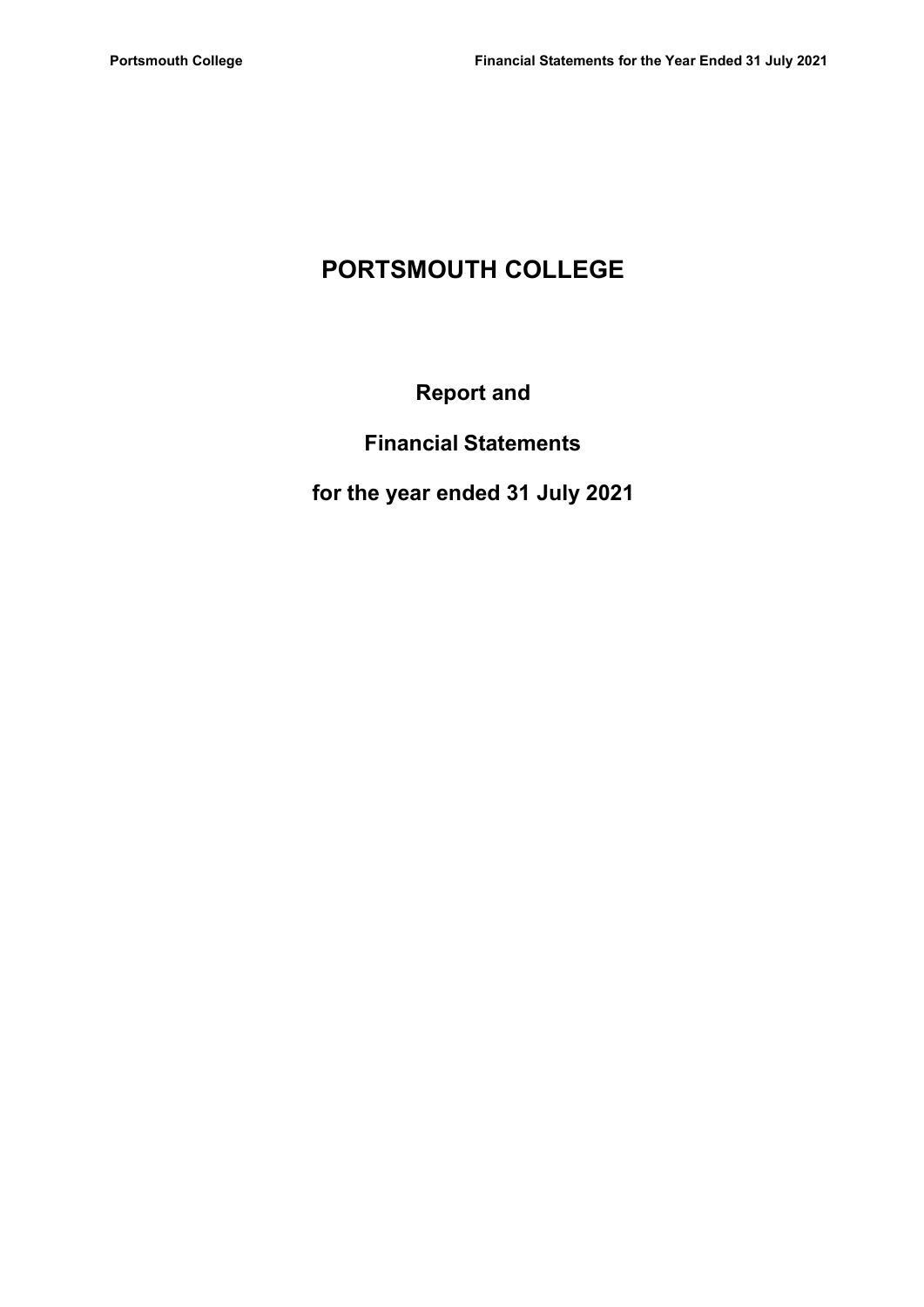# PORTSMOUTH COLLEGE

## Report and

## Financial Statements

## for the year ended 31 July 2021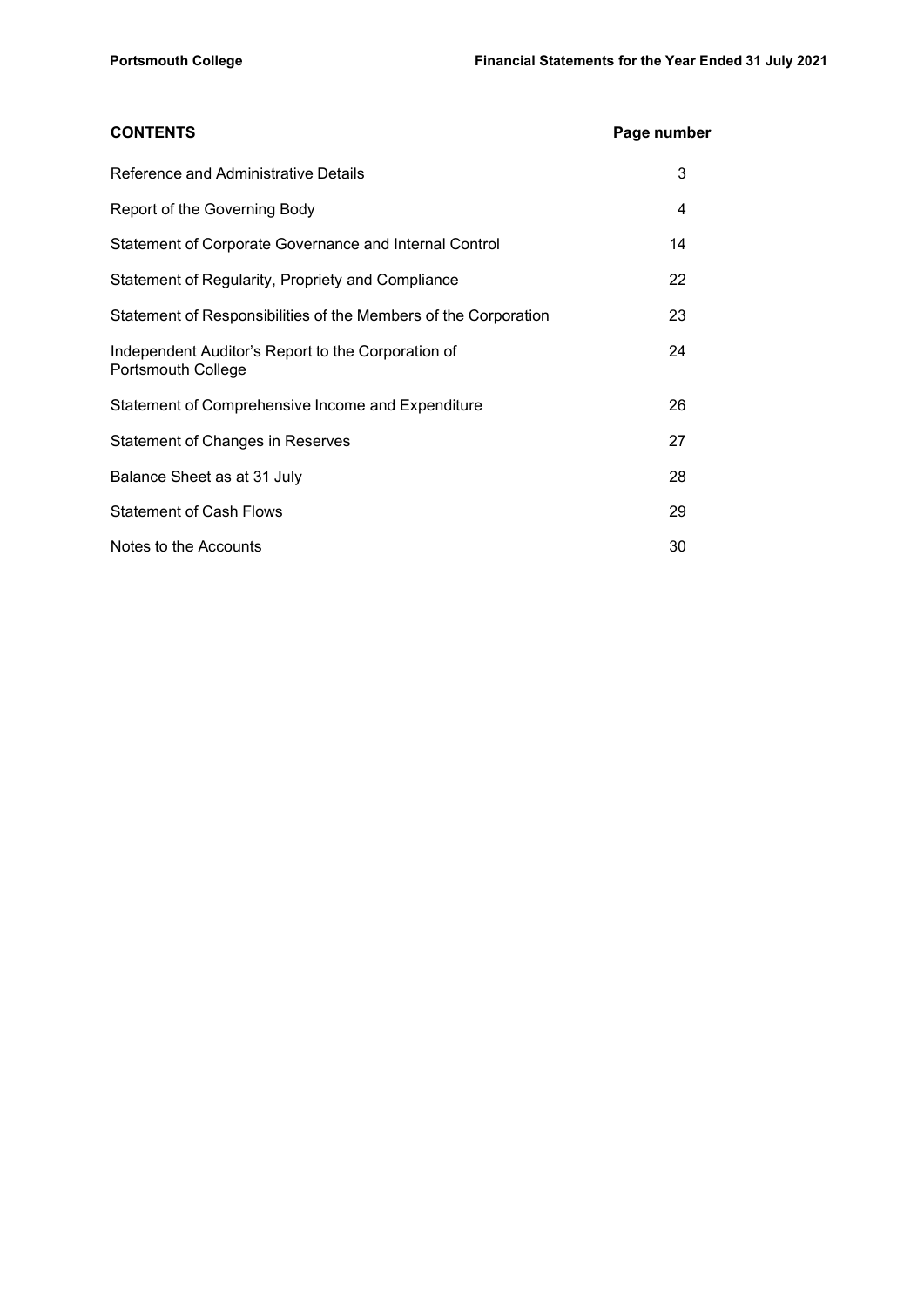| CONTENTS | Page number |
|---|---|
| Reference and Administrative Details | 3 |
| Report of the Governing Body | 4 |
| Statement of Corporate Governance and Internal Control | 14 |
| Statement of Regularity, Propriety and Compliance | 22 |
| Statement of Responsibilities of the Members of the Corporation | 23 |
| Independent Auditor's Report to the Corporation of Portsmouth College | 24 |
| Statement of Comprehensive Income and Expenditure | 26 |
| Statement of Changes in Reserves | 27 |
| Balance Sheet as at 31 July | 28 |
| Statement of Cash Flows | 29 |
| Notes to the Accounts | 30 |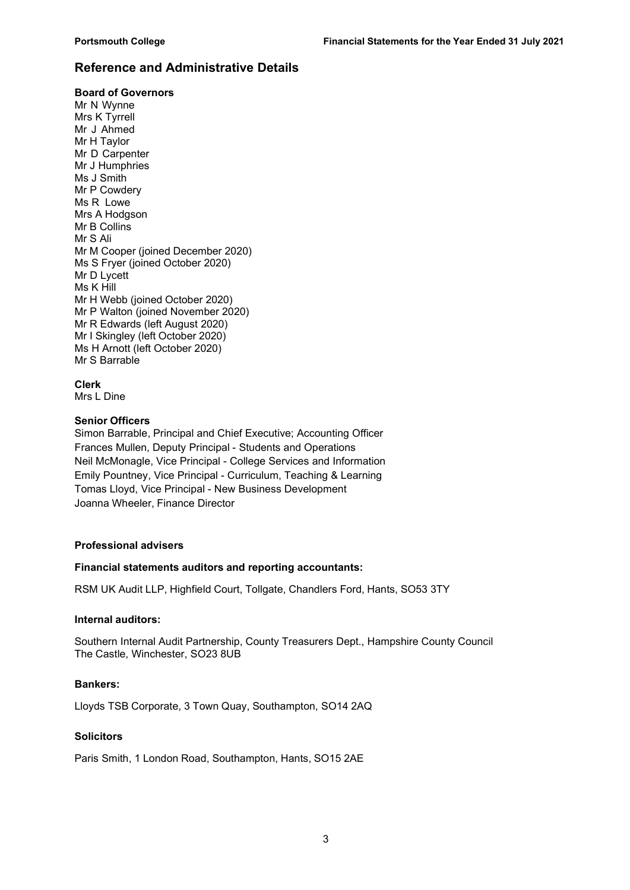# Reference and Administrative Details

### Board of Governors

Mr N Wynne
Mrs K Tyrrell
Mr J Ahmed
Mr H Taylor
Mr D Carpenter
Mr J Humphries
Ms J Smith
Mr P Cowdery
Ms R Lowe
Mrs A Hodgson
Mr B Collins
Mr S Ali
Mr M Cooper (joined December 2020)
Ms S Fryer (joined October 2020)
Mr D Lycett
Ms K Hill
Mr H Webb (joined October 2020)
Mr P Walton (joined November 2020)
Mr R Edwards (left August 2020)
Mr I Skingley (left October 2020)
Ms H Arnott (left October 2020)
Mr S Barrable

### Clerk

Mrs L Dine

### Senior Officers

Simon Barrable, Principal and Chief Executive; Accounting Officer
Frances Mullen, Deputy Principal - Students and Operations
Neil McMonagle, Vice Principal - College Services and Information
Emily Pountney, Vice Principal - Curriculum, Teaching & Learning
Tomas Lloyd, Vice Principal - New Business Development
Joanna Wheeler, Finance Director

### Professional advisers

#### Financial statements auditors and reporting accountants:

RSM UK Audit LLP, Highfield Court, Tollgate, Chandlers Ford, Hants, SO53 3TY

#### Internal auditors:

Southern Internal Audit Partnership, County Treasurers Dept., Hampshire County Council
The Castle, Winchester, SO23 8UB

#### Bankers:

Lloyds TSB Corporate, 3 Town Quay, Southampton, SO14 2AQ

#### Solicitors

Paris Smith, 1 London Road, Southampton, Hants, SO15 2AE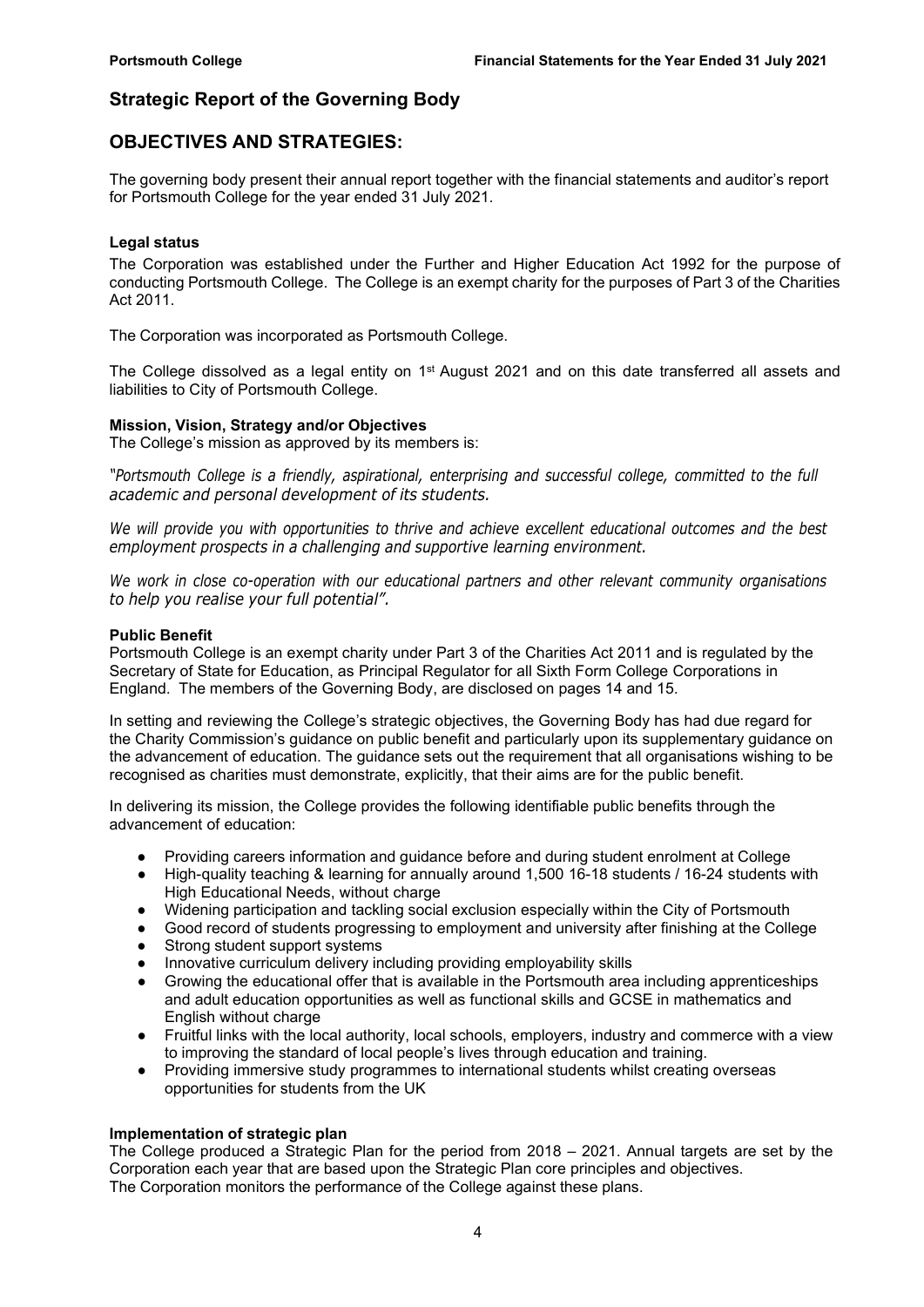## Strategic Report of the Governing Body

## OBJECTIVES AND STRATEGIES:

The governing body present their annual report together with the financial statements and auditor's report for Portsmouth College for the year ended 31 July 2021.

### Legal status

The Corporation was established under the Further and Higher Education Act 1992 for the purpose of conducting Portsmouth College. The College is an exempt charity for the purposes of Part 3 of the Charities Act 2011.

The Corporation was incorporated as Portsmouth College.

The College dissolved as a legal entity on 1st August 2021 and on this date transferred all assets and liabilities to City of Portsmouth College.

### Mission, Vision, Strategy and/or Objectives

The College's mission as approved by its members is:

*"Portsmouth College is a friendly, aspirational, enterprising and successful college, committed to the full academic and personal development of its students.*

*We will provide you with opportunities to thrive and achieve excellent educational outcomes and the best employment prospects in a challenging and supportive learning environment.*

*We work in close co-operation with our educational partners and other relevant community organisations to help you realise your full potential".*

### Public Benefit

Portsmouth College is an exempt charity under Part 3 of the Charities Act 2011 and is regulated by the Secretary of State for Education, as Principal Regulator for all Sixth Form College Corporations in England. The members of the Governing Body, are disclosed on pages 14 and 15.

In setting and reviewing the College's strategic objectives, the Governing Body has had due regard for the Charity Commission's guidance on public benefit and particularly upon its supplementary guidance on the advancement of education. The guidance sets out the requirement that all organisations wishing to be recognised as charities must demonstrate, explicitly, that their aims are for the public benefit.

In delivering its mission, the College provides the following identifiable public benefits through the advancement of education:

- Providing careers information and guidance before and during student enrolment at College
- High-quality teaching & learning for annually around 1,500 16-18 students / 16-24 students with High Educational Needs, without charge
- Widening participation and tackling social exclusion especially within the City of Portsmouth
- Good record of students progressing to employment and university after finishing at the College
- Strong student support systems
- Innovative curriculum delivery including providing employability skills
- Growing the educational offer that is available in the Portsmouth area including apprenticeships and adult education opportunities as well as functional skills and GCSE in mathematics and English without charge
- Fruitful links with the local authority, local schools, employers, industry and commerce with a view to improving the standard of local people's lives through education and training.
- Providing immersive study programmes to international students whilst creating overseas opportunities for students from the UK

### Implementation of strategic plan

The College produced a Strategic Plan for the period from 2018 – 2021. Annual targets are set by the Corporation each year that are based upon the Strategic Plan core principles and objectives.
The Corporation monitors the performance of the College against these plans.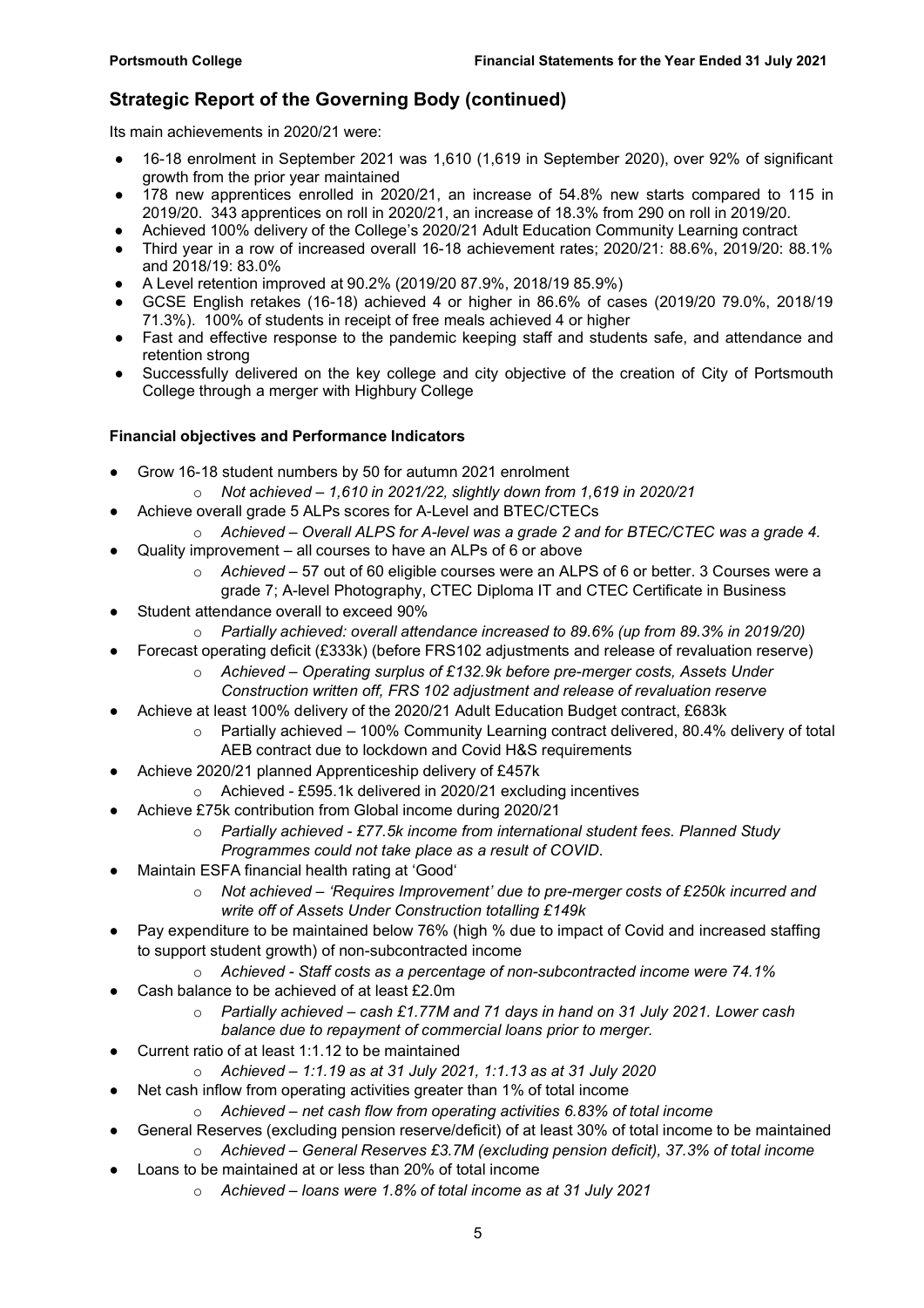## Strategic Report of the Governing Body (continued)

Its main achievements in 2020/21 were:

- 16-18 enrolment in September 2021 was 1,610 (1,619 in September 2020), over 92% of significant growth from the prior year maintained
- 178 new apprentices enrolled in 2020/21, an increase of 54.8% new starts compared to 115 in 2019/20. 343 apprentices on roll in 2020/21, an increase of 18.3% from 290 on roll in 2019/20.
- Achieved 100% delivery of the College's 2020/21 Adult Education Community Learning contract
- Third year in a row of increased overall 16-18 achievement rates; 2020/21: 88.6%, 2019/20: 88.1% and 2018/19: 83.0%
- A Level retention improved at 90.2% (2019/20 87.9%, 2018/19 85.9%)
- GCSE English retakes (16-18) achieved 4 or higher in 86.6% of cases (2019/20 79.0%, 2018/19 71.3%). 100% of students in receipt of free meals achieved 4 or higher
- Fast and effective response to the pandemic keeping staff and students safe, and attendance and retention strong
- Successfully delivered on the key college and city objective of the creation of City of Portsmouth College through a merger with Highbury College

### Financial objectives and Performance Indicators

- Grow 16-18 student numbers by 50 for autumn 2021 enrolment
  - *Not achieved – 1,610 in 2021/22, slightly down from 1,619 in 2020/21*
- Achieve overall grade 5 ALPs scores for A-Level and BTEC/CTECs
  - *Achieved – Overall ALPS for A-level was a grade 2 and for BTEC/CTEC was a grade 4.*
- Quality improvement – all courses to have an ALPs of 6 or above
  - *Achieved* – 57 out of 60 eligible courses were an ALPS of 6 or better. 3 Courses were a grade 7; A-level Photography, CTEC Diploma IT and CTEC Certificate in Business
- Student attendance overall to exceed 90%
  - *Partially achieved: overall attendance increased to 89.6% (up from 89.3% in 2019/20)*
- Forecast operating deficit (£333k) (before FRS102 adjustments and release of revaluation reserve)
  - *Achieved – Operating surplus of £132.9k before pre-merger costs, Assets Under Construction written off, FRS 102 adjustment and release of revaluation reserve*
- Achieve at least 100% delivery of the 2020/21 Adult Education Budget contract, £683k
  - Partially achieved – 100% Community Learning contract delivered, 80.4% delivery of total AEB contract due to lockdown and Covid H&S requirements
- Achieve 2020/21 planned Apprenticeship delivery of £457k
  - Achieved - £595.1k delivered in 2020/21 excluding incentives
- Achieve £75k contribution from Global income during 2020/21
  - *Partially achieved - £77.5k income from international student fees. Planned Study Programmes could not take place as a result of COVID.*
- Maintain ESFA financial health rating at 'Good'
  - *Not achieved – 'Requires Improvement' due to pre-merger costs of £250k incurred and write off of Assets Under Construction totalling £149k*
- Pay expenditure to be maintained below 76% (high % due to impact of Covid and increased staffing to support student growth) of non-subcontracted income
  - *Achieved - Staff costs as a percentage of non-subcontracted income were 74.1%*
- Cash balance to be achieved of at least £2.0m
  - *Partially achieved – cash £1.77M and 71 days in hand on 31 July 2021. Lower cash balance due to repayment of commercial loans prior to merger.*
- Current ratio of at least 1:1.12 to be maintained
  - *Achieved – 1:1.19 as at 31 July 2021, 1:1.13 as at 31 July 2020*
- Net cash inflow from operating activities greater than 1% of total income
  - *Achieved – net cash flow from operating activities 6.83% of total income*
- General Reserves (excluding pension reserve/deficit) of at least 30% of total income to be maintained
  - *Achieved – General Reserves £3.7M (excluding pension deficit), 37.3% of total income*
- Loans to be maintained at or less than 20% of total income
  - *Achieved – loans were 1.8% of total income as at 31 July 2021*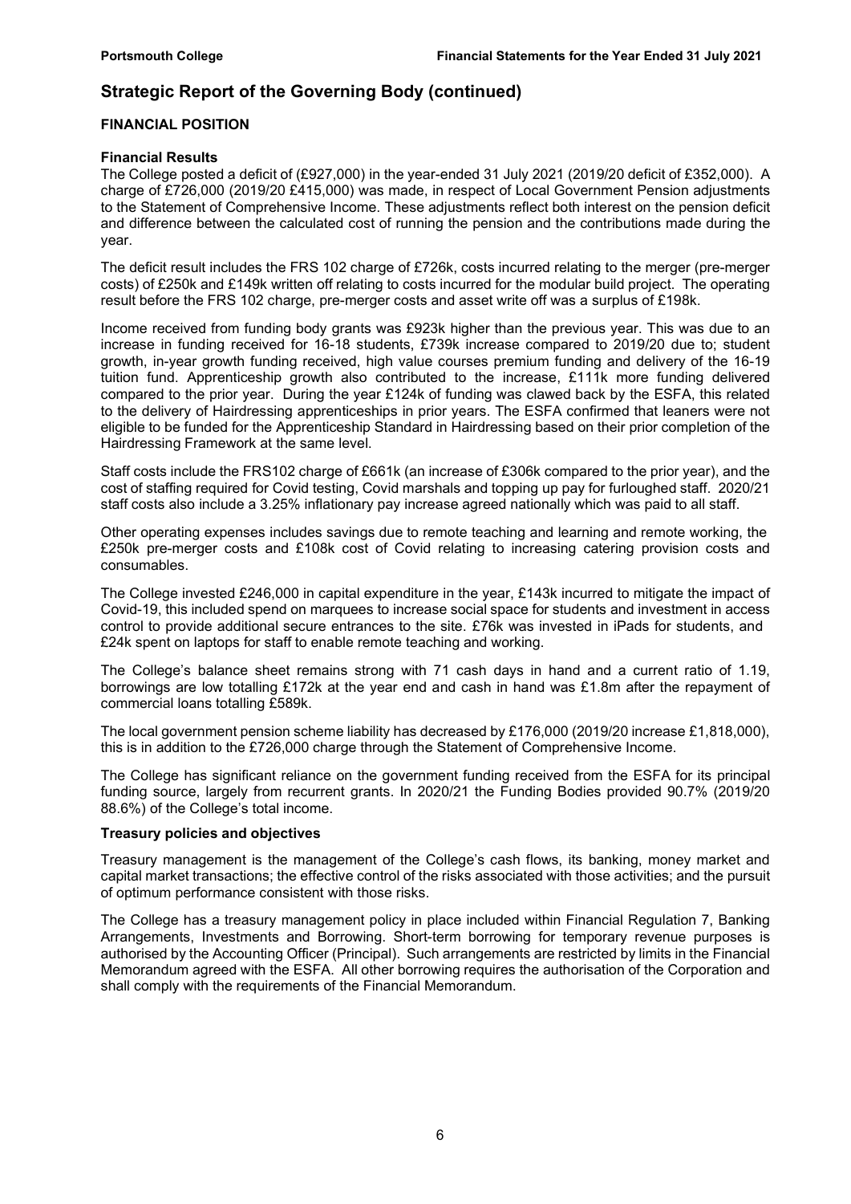## Strategic Report of the Governing Body (continued)

### FINANCIAL POSITION

#### Financial Results

The College posted a deficit of (£927,000) in the year-ended 31 July 2021 (2019/20 deficit of £352,000). A charge of £726,000 (2019/20 £415,000) was made, in respect of Local Government Pension adjustments to the Statement of Comprehensive Income. These adjustments reflect both interest on the pension deficit and difference between the calculated cost of running the pension and the contributions made during the year.

The deficit result includes the FRS 102 charge of £726k, costs incurred relating to the merger (pre-merger costs) of £250k and £149k written off relating to costs incurred for the modular build project. The operating result before the FRS 102 charge, pre-merger costs and asset write off was a surplus of £198k.

Income received from funding body grants was £923k higher than the previous year. This was due to an increase in funding received for 16-18 students, £739k increase compared to 2019/20 due to; student growth, in-year growth funding received, high value courses premium funding and delivery of the 16-19 tuition fund. Apprenticeship growth also contributed to the increase, £111k more funding delivered compared to the prior year. During the year £124k of funding was clawed back by the ESFA, this related to the delivery of Hairdressing apprenticeships in prior years. The ESFA confirmed that leaners were not eligible to be funded for the Apprenticeship Standard in Hairdressing based on their prior completion of the Hairdressing Framework at the same level.

Staff costs include the FRS102 charge of £661k (an increase of £306k compared to the prior year), and the cost of staffing required for Covid testing, Covid marshals and topping up pay for furloughed staff. 2020/21 staff costs also include a 3.25% inflationary pay increase agreed nationally which was paid to all staff.

Other operating expenses includes savings due to remote teaching and learning and remote working, the £250k pre-merger costs and £108k cost of Covid relating to increasing catering provision costs and consumables.

The College invested £246,000 in capital expenditure in the year, £143k incurred to mitigate the impact of Covid-19, this included spend on marquees to increase social space for students and investment in access control to provide additional secure entrances to the site. £76k was invested in iPads for students, and £24k spent on laptops for staff to enable remote teaching and working.

The College's balance sheet remains strong with 71 cash days in hand and a current ratio of 1.19, borrowings are low totalling £172k at the year end and cash in hand was £1.8m after the repayment of commercial loans totalling £589k.

The local government pension scheme liability has decreased by £176,000 (2019/20 increase £1,818,000), this is in addition to the £726,000 charge through the Statement of Comprehensive Income.

The College has significant reliance on the government funding received from the ESFA for its principal funding source, largely from recurrent grants. In 2020/21 the Funding Bodies provided 90.7% (2019/20 88.6%) of the College's total income.

#### Treasury policies and objectives

Treasury management is the management of the College's cash flows, its banking, money market and capital market transactions; the effective control of the risks associated with those activities; and the pursuit of optimum performance consistent with those risks.

The College has a treasury management policy in place included within Financial Regulation 7, Banking Arrangements, Investments and Borrowing. Short-term borrowing for temporary revenue purposes is authorised by the Accounting Officer (Principal). Such arrangements are restricted by limits in the Financial Memorandum agreed with the ESFA. All other borrowing requires the authorisation of the Corporation and shall comply with the requirements of the Financial Memorandum.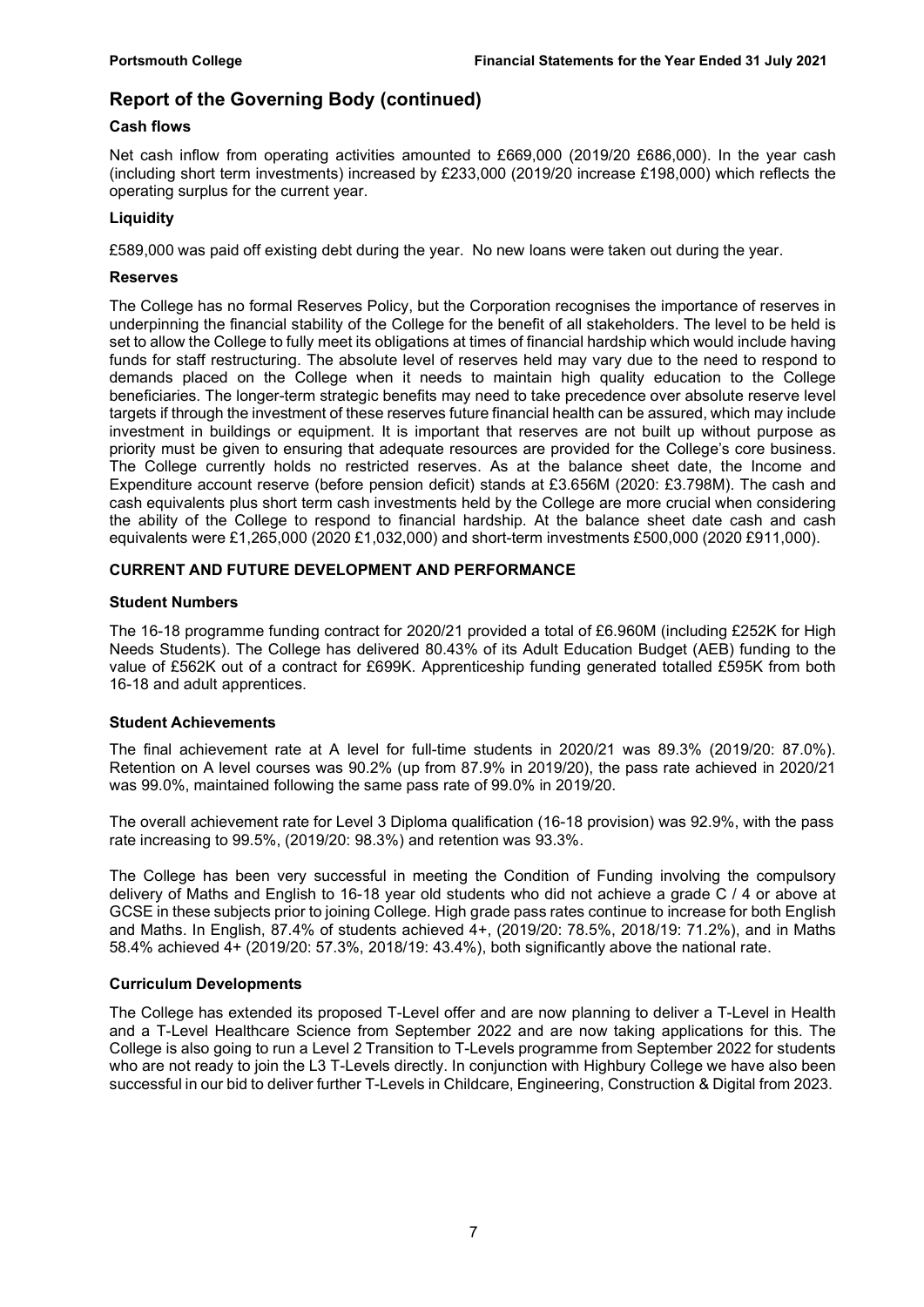## Report of the Governing Body (continued)

### Cash flows

Net cash inflow from operating activities amounted to £669,000 (2019/20 £686,000). In the year cash (including short term investments) increased by £233,000 (2019/20 increase £198,000) which reflects the operating surplus for the current year.

### Liquidity

£589,000 was paid off existing debt during the year. No new loans were taken out during the year.

### Reserves

The College has no formal Reserves Policy, but the Corporation recognises the importance of reserves in underpinning the financial stability of the College for the benefit of all stakeholders. The level to be held is set to allow the College to fully meet its obligations at times of financial hardship which would include having funds for staff restructuring. The absolute level of reserves held may vary due to the need to respond to demands placed on the College when it needs to maintain high quality education to the College beneficiaries. The longer-term strategic benefits may need to take precedence over absolute reserve level targets if through the investment of these reserves future financial health can be assured, which may include investment in buildings or equipment. It is important that reserves are not built up without purpose as priority must be given to ensuring that adequate resources are provided for the College's core business. The College currently holds no restricted reserves. As at the balance sheet date, the Income and Expenditure account reserve (before pension deficit) stands at £3.656M (2020: £3.798M). The cash and cash equivalents plus short term cash investments held by the College are more crucial when considering the ability of the College to respond to financial hardship. At the balance sheet date cash and cash equivalents were £1,265,000 (2020 £1,032,000) and short-term investments £500,000 (2020 £911,000).

## CURRENT AND FUTURE DEVELOPMENT AND PERFORMANCE

### Student Numbers

The 16-18 programme funding contract for 2020/21 provided a total of £6.960M (including £252K for High Needs Students). The College has delivered 80.43% of its Adult Education Budget (AEB) funding to the value of £562K out of a contract for £699K. Apprenticeship funding generated totalled £595K from both 16-18 and adult apprentices.

### Student Achievements

The final achievement rate at A level for full-time students in 2020/21 was 89.3% (2019/20: 87.0%). Retention on A level courses was 90.2% (up from 87.9% in 2019/20), the pass rate achieved in 2020/21 was 99.0%, maintained following the same pass rate of 99.0% in 2019/20.

The overall achievement rate for Level 3 Diploma qualification (16-18 provision) was 92.9%, with the pass rate increasing to 99.5%, (2019/20: 98.3%) and retention was 93.3%.

The College has been very successful in meeting the Condition of Funding involving the compulsory delivery of Maths and English to 16-18 year old students who did not achieve a grade C / 4 or above at GCSE in these subjects prior to joining College. High grade pass rates continue to increase for both English and Maths. In English, 87.4% of students achieved 4+, (2019/20: 78.5%, 2018/19: 71.2%), and in Maths 58.4% achieved 4+ (2019/20: 57.3%, 2018/19: 43.4%), both significantly above the national rate.

### Curriculum Developments

The College has extended its proposed T-Level offer and are now planning to deliver a T-Level in Health and a T-Level Healthcare Science from September 2022 and are now taking applications for this. The College is also going to run a Level 2 Transition to T-Levels programme from September 2022 for students who are not ready to join the L3 T-Levels directly. In conjunction with Highbury College we have also been successful in our bid to deliver further T-Levels in Childcare, Engineering, Construction & Digital from 2023.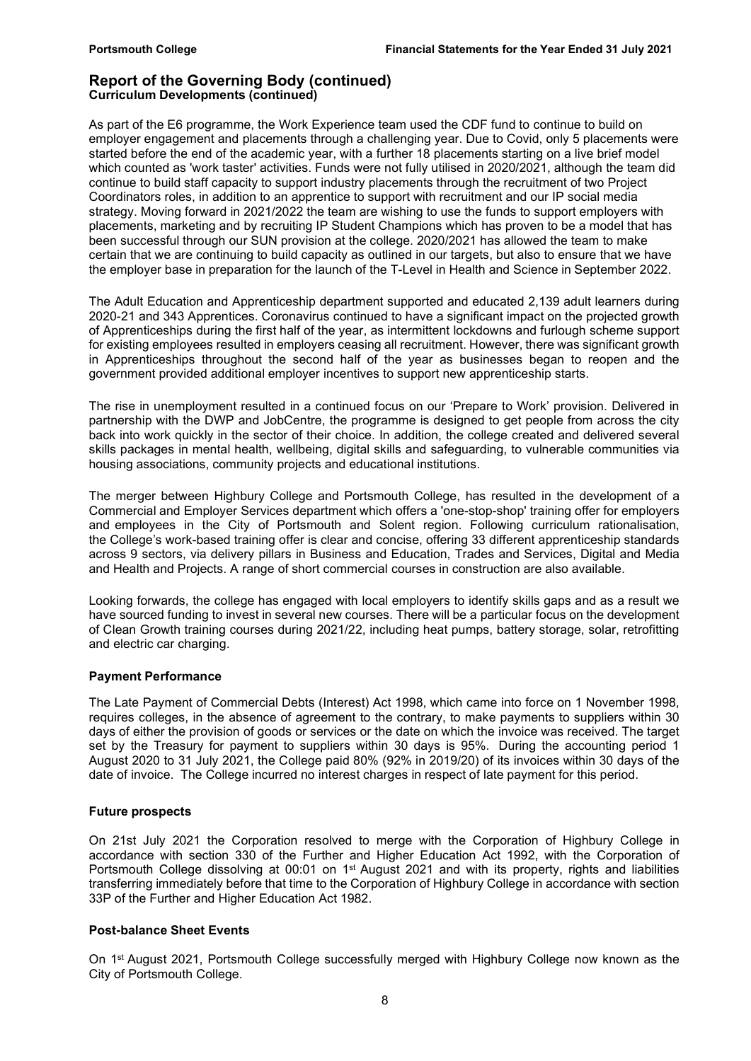## Report of the Governing Body (continued)

### Curriculum Developments (continued)

As part of the E6 programme, the Work Experience team used the CDF fund to continue to build on employer engagement and placements through a challenging year. Due to Covid, only 5 placements were started before the end of the academic year, with a further 18 placements starting on a live brief model which counted as 'work taster' activities. Funds were not fully utilised in 2020/2021, although the team did continue to build staff capacity to support industry placements through the recruitment of two Project Coordinators roles, in addition to an apprentice to support with recruitment and our IP social media strategy. Moving forward in 2021/2022 the team are wishing to use the funds to support employers with placements, marketing and by recruiting IP Student Champions which has proven to be a model that has been successful through our SUN provision at the college. 2020/2021 has allowed the team to make certain that we are continuing to build capacity as outlined in our targets, but also to ensure that we have the employer base in preparation for the launch of the T-Level in Health and Science in September 2022.

The Adult Education and Apprenticeship department supported and educated 2,139 adult learners during 2020-21 and 343 Apprentices. Coronavirus continued to have a significant impact on the projected growth of Apprenticeships during the first half of the year, as intermittent lockdowns and furlough scheme support for existing employees resulted in employers ceasing all recruitment. However, there was significant growth in Apprenticeships throughout the second half of the year as businesses began to reopen and the government provided additional employer incentives to support new apprenticeship starts.

The rise in unemployment resulted in a continued focus on our 'Prepare to Work' provision. Delivered in partnership with the DWP and JobCentre, the programme is designed to get people from across the city back into work quickly in the sector of their choice. In addition, the college created and delivered several skills packages in mental health, wellbeing, digital skills and safeguarding, to vulnerable communities via housing associations, community projects and educational institutions.

The merger between Highbury College and Portsmouth College, has resulted in the development of a Commercial and Employer Services department which offers a 'one-stop-shop' training offer for employers and employees in the City of Portsmouth and Solent region. Following curriculum rationalisation, the College's work-based training offer is clear and concise, offering 33 different apprenticeship standards across 9 sectors, via delivery pillars in Business and Education, Trades and Services, Digital and Media and Health and Projects. A range of short commercial courses in construction are also available.

Looking forwards, the college has engaged with local employers to identify skills gaps and as a result we have sourced funding to invest in several new courses. There will be a particular focus on the development of Clean Growth training courses during 2021/22, including heat pumps, battery storage, solar, retrofitting and electric car charging.

### Payment Performance

The Late Payment of Commercial Debts (Interest) Act 1998, which came into force on 1 November 1998, requires colleges, in the absence of agreement to the contrary, to make payments to suppliers within 30 days of either the provision of goods or services or the date on which the invoice was received. The target set by the Treasury for payment to suppliers within 30 days is 95%. During the accounting period 1 August 2020 to 31 July 2021, the College paid 80% (92% in 2019/20) of its invoices within 30 days of the date of invoice. The College incurred no interest charges in respect of late payment for this period.

### Future prospects

On 21st July 2021 the Corporation resolved to merge with the Corporation of Highbury College in accordance with section 330 of the Further and Higher Education Act 1992, with the Corporation of Portsmouth College dissolving at 00:01 on 1st August 2021 and with its property, rights and liabilities transferring immediately before that time to the Corporation of Highbury College in accordance with section 33P of the Further and Higher Education Act 1982.

### Post-balance Sheet Events

On 1st August 2021, Portsmouth College successfully merged with Highbury College now known as the City of Portsmouth College.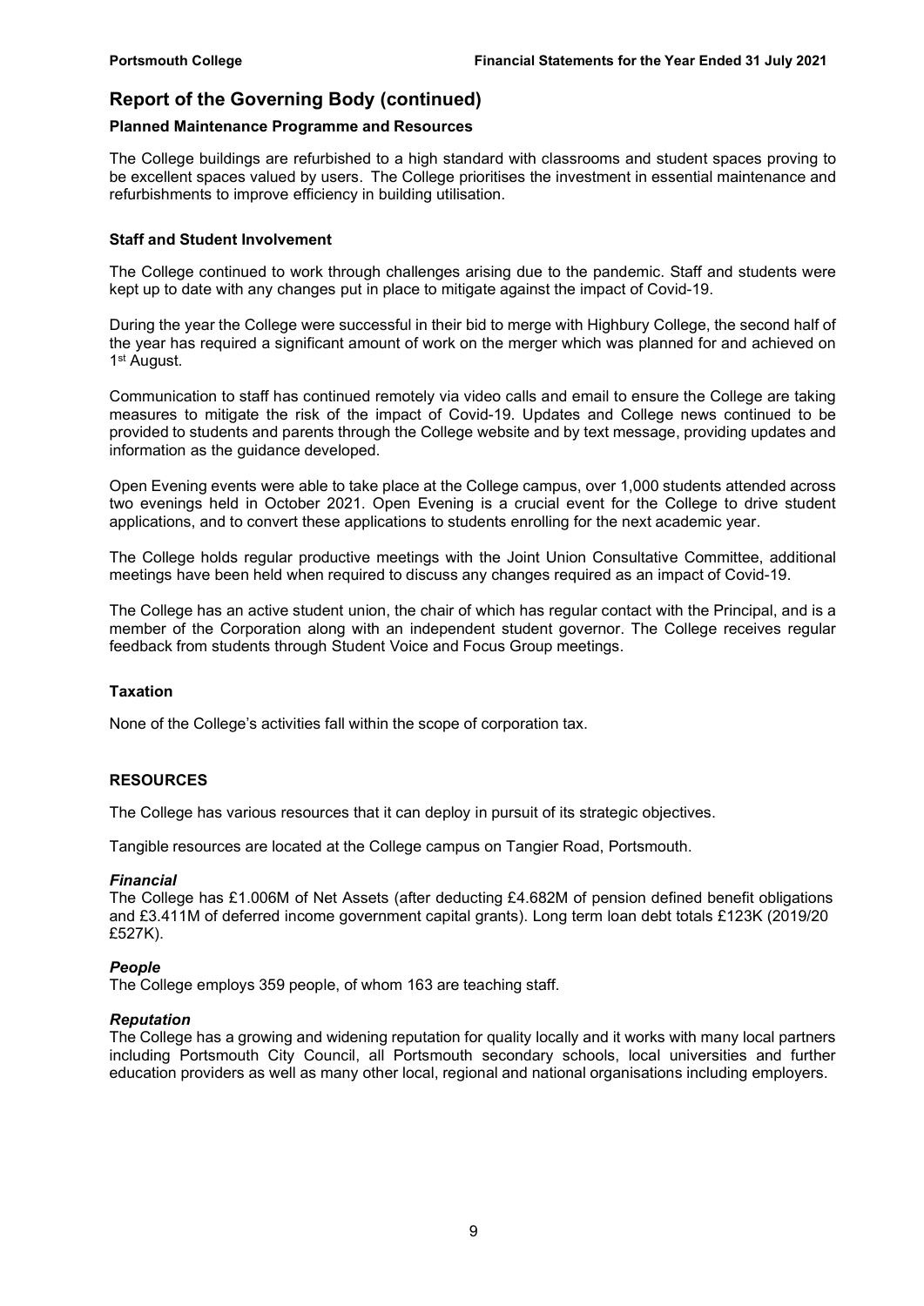## Report of the Governing Body (continued)

### Planned Maintenance Programme and Resources

The College buildings are refurbished to a high standard with classrooms and student spaces proving to be excellent spaces valued by users. The College prioritises the investment in essential maintenance and refurbishments to improve efficiency in building utilisation.

### Staff and Student Involvement

The College continued to work through challenges arising due to the pandemic. Staff and students were kept up to date with any changes put in place to mitigate against the impact of Covid-19.

During the year the College were successful in their bid to merge with Highbury College, the second half of the year has required a significant amount of work on the merger which was planned for and achieved on 1st August.

Communication to staff has continued remotely via video calls and email to ensure the College are taking measures to mitigate the risk of the impact of Covid-19. Updates and College news continued to be provided to students and parents through the College website and by text message, providing updates and information as the guidance developed.

Open Evening events were able to take place at the College campus, over 1,000 students attended across two evenings held in October 2021. Open Evening is a crucial event for the College to drive student applications, and to convert these applications to students enrolling for the next academic year.

The College holds regular productive meetings with the Joint Union Consultative Committee, additional meetings have been held when required to discuss any changes required as an impact of Covid-19.

The College has an active student union, the chair of which has regular contact with the Principal, and is a member of the Corporation along with an independent student governor. The College receives regular feedback from students through Student Voice and Focus Group meetings.

### Taxation

None of the College's activities fall within the scope of corporation tax.

### RESOURCES

The College has various resources that it can deploy in pursuit of its strategic objectives.

Tangible resources are located at the College campus on Tangier Road, Portsmouth.

***Financial***

The College has £1.006M of Net Assets (after deducting £4.682M of pension defined benefit obligations and £3.411M of deferred income government capital grants). Long term loan debt totals £123K (2019/20 £527K).

***People***

The College employs 359 people, of whom 163 are teaching staff.

***Reputation***

The College has a growing and widening reputation for quality locally and it works with many local partners including Portsmouth City Council, all Portsmouth secondary schools, local universities and further education providers as well as many other local, regional and national organisations including employers.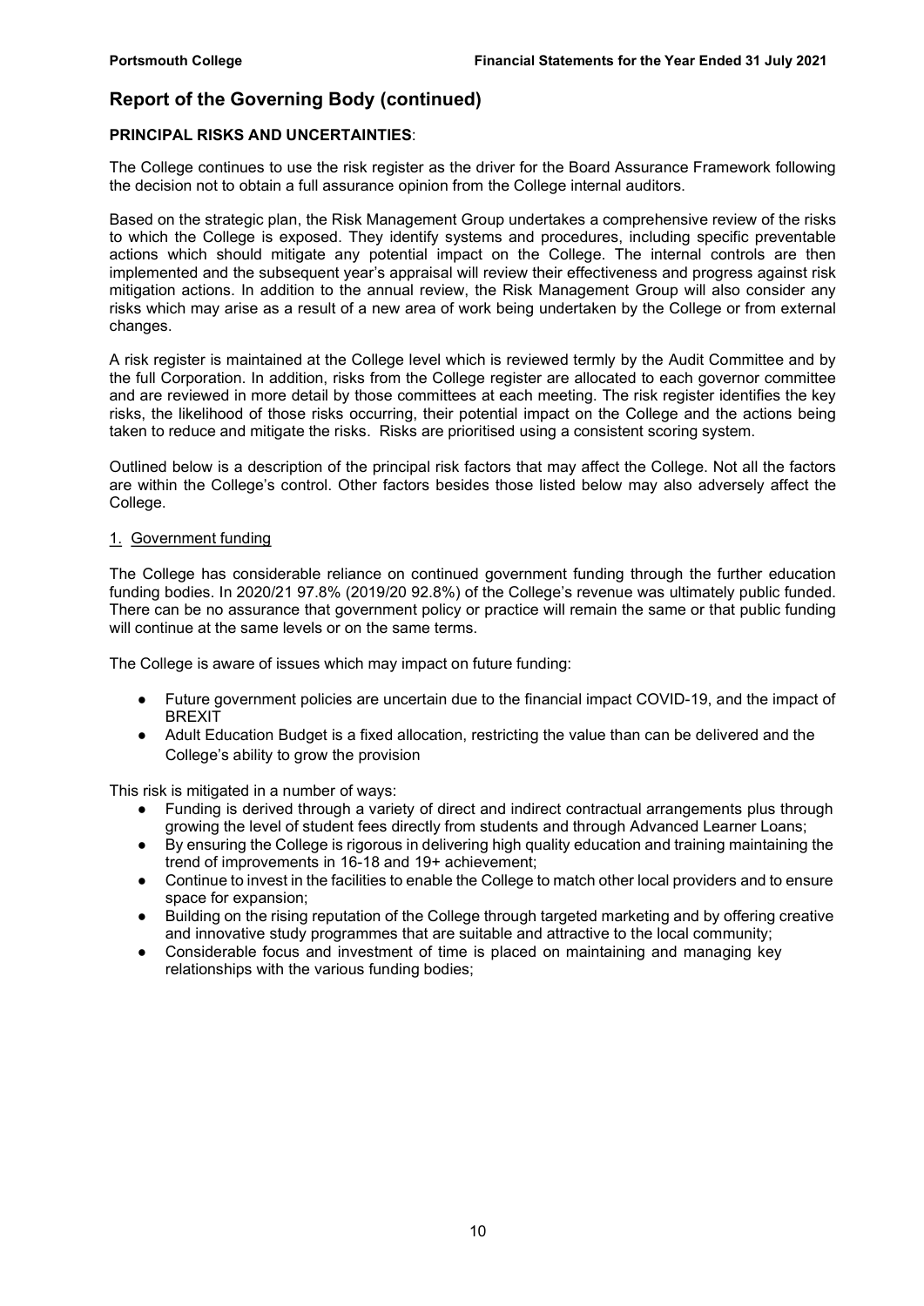## Report of the Governing Body (continued)

**PRINCIPAL RISKS AND UNCERTAINTIES**:

The College continues to use the risk register as the driver for the Board Assurance Framework following the decision not to obtain a full assurance opinion from the College internal auditors.

Based on the strategic plan, the Risk Management Group undertakes a comprehensive review of the risks to which the College is exposed. They identify systems and procedures, including specific preventable actions which should mitigate any potential impact on the College. The internal controls are then implemented and the subsequent year's appraisal will review their effectiveness and progress against risk mitigation actions. In addition to the annual review, the Risk Management Group will also consider any risks which may arise as a result of a new area of work being undertaken by the College or from external changes.

A risk register is maintained at the College level which is reviewed termly by the Audit Committee and by the full Corporation. In addition, risks from the College register are allocated to each governor committee and are reviewed in more detail by those committees at each meeting. The risk register identifies the key risks, the likelihood of those risks occurring, their potential impact on the College and the actions being taken to reduce and mitigate the risks. Risks are prioritised using a consistent scoring system.

Outlined below is a description of the principal risk factors that may affect the College. Not all the factors are within the College's control. Other factors besides those listed below may also adversely affect the College.

1. Government funding

The College has considerable reliance on continued government funding through the further education funding bodies. In 2020/21 97.8% (2019/20 92.8%) of the College's revenue was ultimately public funded. There can be no assurance that government policy or practice will remain the same or that public funding will continue at the same levels or on the same terms.

The College is aware of issues which may impact on future funding:

- Future government policies are uncertain due to the financial impact COVID-19, and the impact of BREXIT
- Adult Education Budget is a fixed allocation, restricting the value than can be delivered and the College's ability to grow the provision

This risk is mitigated in a number of ways:

- Funding is derived through a variety of direct and indirect contractual arrangements plus through growing the level of student fees directly from students and through Advanced Learner Loans;
- By ensuring the College is rigorous in delivering high quality education and training maintaining the trend of improvements in 16-18 and 19+ achievement;
- Continue to invest in the facilities to enable the College to match other local providers and to ensure space for expansion;
- Building on the rising reputation of the College through targeted marketing and by offering creative and innovative study programmes that are suitable and attractive to the local community;
- Considerable focus and investment of time is placed on maintaining and managing key relationships with the various funding bodies;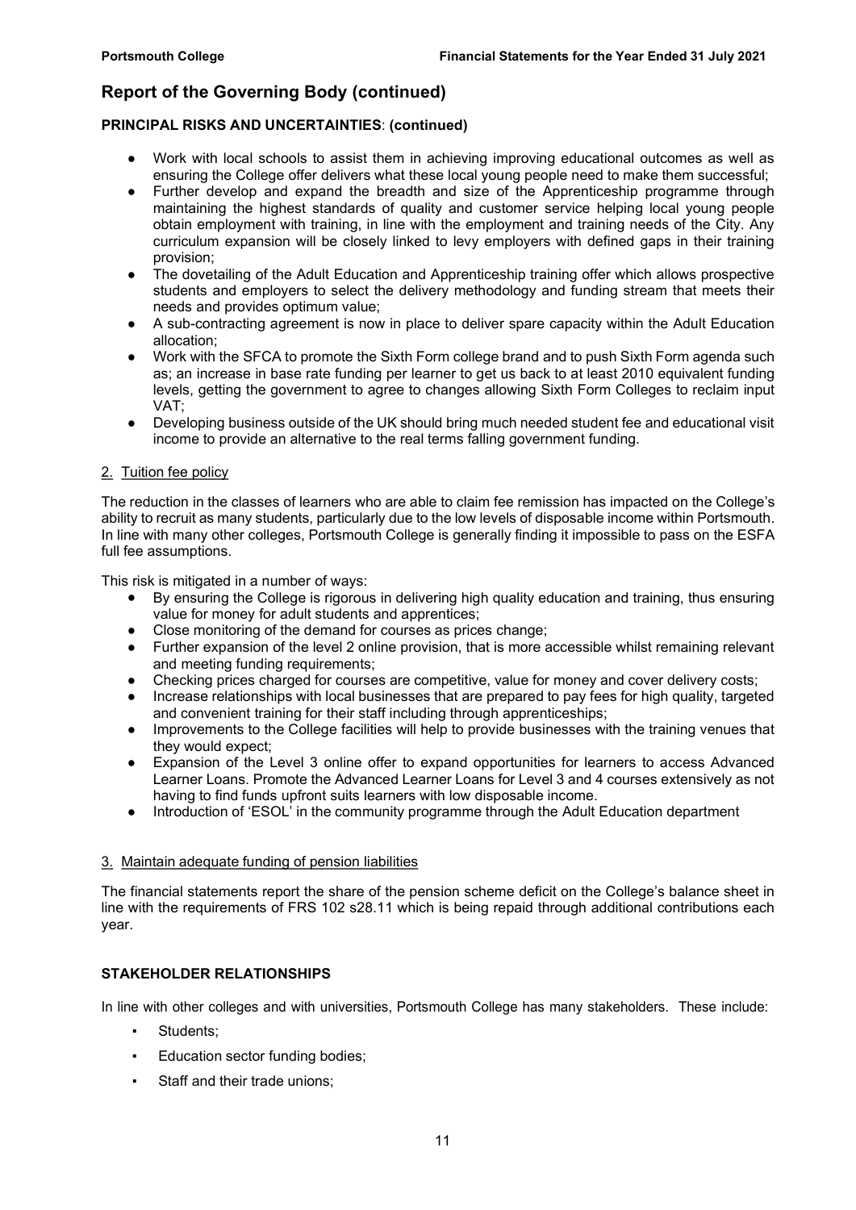## Report of the Governing Body (continued)

**PRINCIPAL RISKS AND UNCERTAINTIES**: **(continued)**

- Work with local schools to assist them in achieving improving educational outcomes as well as ensuring the College offer delivers what these local young people need to make them successful;
- Further develop and expand the breadth and size of the Apprenticeship programme through maintaining the highest standards of quality and customer service helping local young people obtain employment with training, in line with the employment and training needs of the City. Any curriculum expansion will be closely linked to levy employers with defined gaps in their training provision;
- The dovetailing of the Adult Education and Apprenticeship training offer which allows prospective students and employers to select the delivery methodology and funding stream that meets their needs and provides optimum value;
- A sub-contracting agreement is now in place to deliver spare capacity within the Adult Education allocation;
- Work with the SFCA to promote the Sixth Form college brand and to push Sixth Form agenda such as; an increase in base rate funding per learner to get us back to at least 2010 equivalent funding levels, getting the government to agree to changes allowing Sixth Form Colleges to reclaim input VAT;
- Developing business outside of the UK should bring much needed student fee and educational visit income to provide an alternative to the real terms falling government funding.

2. Tuition fee policy

The reduction in the classes of learners who are able to claim fee remission has impacted on the College's ability to recruit as many students, particularly due to the low levels of disposable income within Portsmouth. In line with many other colleges, Portsmouth College is generally finding it impossible to pass on the ESFA full fee assumptions.

This risk is mitigated in a number of ways:

- By ensuring the College is rigorous in delivering high quality education and training, thus ensuring value for money for adult students and apprentices;
- Close monitoring of the demand for courses as prices change;
- Further expansion of the level 2 online provision, that is more accessible whilst remaining relevant and meeting funding requirements;
- Checking prices charged for courses are competitive, value for money and cover delivery costs;
- Increase relationships with local businesses that are prepared to pay fees for high quality, targeted and convenient training for their staff including through apprenticeships;
- Improvements to the College facilities will help to provide businesses with the training venues that they would expect;
- Expansion of the Level 3 online offer to expand opportunities for learners to access Advanced Learner Loans. Promote the Advanced Learner Loans for Level 3 and 4 courses extensively as not having to find funds upfront suits learners with low disposable income.
- Introduction of 'ESOL' in the community programme through the Adult Education department

3. Maintain adequate funding of pension liabilities

The financial statements report the share of the pension scheme deficit on the College's balance sheet in line with the requirements of FRS 102 s28.11 which is being repaid through additional contributions each year.

**STAKEHOLDER RELATIONSHIPS**

In line with other colleges and with universities, Portsmouth College has many stakeholders. These include:

- Students;
- Education sector funding bodies;
- Staff and their trade unions;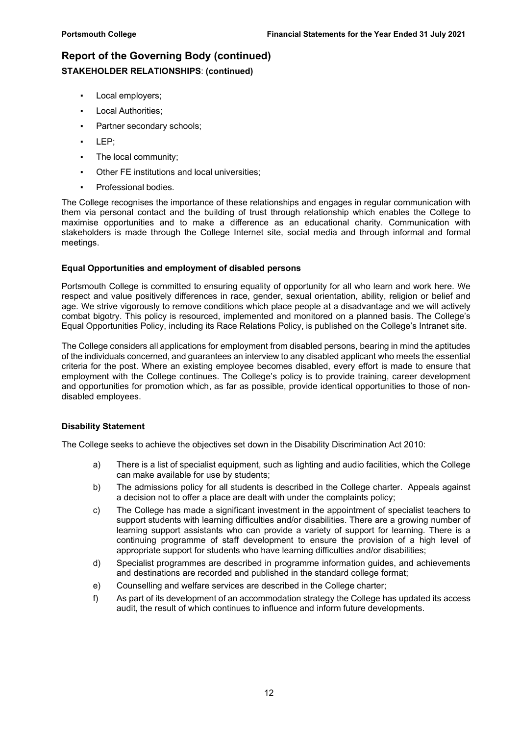## Report of the Governing Body (continued)

**STAKEHOLDER RELATIONSHIPS: (continued)**

- Local employers;
- Local Authorities;
- Partner secondary schools;
- LEP;
- The local community;
- Other FE institutions and local universities;
- Professional bodies.

The College recognises the importance of these relationships and engages in regular communication with them via personal contact and the building of trust through relationship which enables the College to maximise opportunities and to make a difference as an educational charity. Communication with stakeholders is made through the College Internet site, social media and through informal and formal meetings.

**Equal Opportunities and employment of disabled persons**

Portsmouth College is committed to ensuring equality of opportunity for all who learn and work here. We respect and value positively differences in race, gender, sexual orientation, ability, religion or belief and age. We strive vigorously to remove conditions which place people at a disadvantage and we will actively combat bigotry. This policy is resourced, implemented and monitored on a planned basis. The College's Equal Opportunities Policy, including its Race Relations Policy, is published on the College's Intranet site.

The College considers all applications for employment from disabled persons, bearing in mind the aptitudes of the individuals concerned, and guarantees an interview to any disabled applicant who meets the essential criteria for the post. Where an existing employee becomes disabled, every effort is made to ensure that employment with the College continues. The College's policy is to provide training, career development and opportunities for promotion which, as far as possible, provide identical opportunities to those of non-disabled employees.

**Disability Statement**

The College seeks to achieve the objectives set down in the Disability Discrimination Act 2010:

a) There is a list of specialist equipment, such as lighting and audio facilities, which the College can make available for use by students;

b) The admissions policy for all students is described in the College charter. Appeals against a decision not to offer a place are dealt with under the complaints policy;

c) The College has made a significant investment in the appointment of specialist teachers to support students with learning difficulties and/or disabilities. There are a growing number of learning support assistants who can provide a variety of support for learning. There is a continuing programme of staff development to ensure the provision of a high level of appropriate support for students who have learning difficulties and/or disabilities;

d) Specialist programmes are described in programme information guides, and achievements and destinations are recorded and published in the standard college format;

e) Counselling and welfare services are described in the College charter;

f) As part of its development of an accommodation strategy the College has updated its access audit, the result of which continues to influence and inform future developments.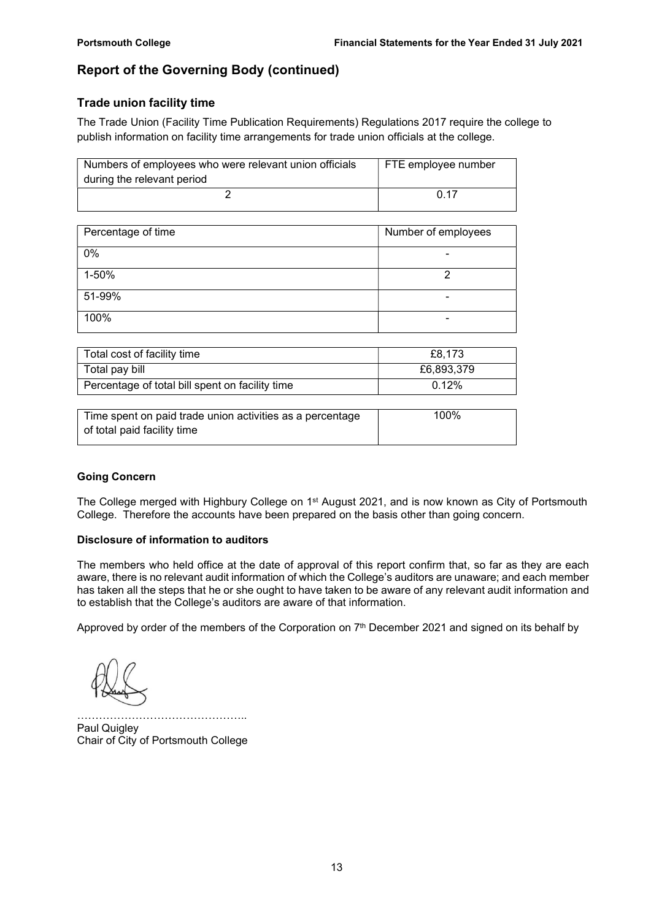## Report of the Governing Body (continued)

### Trade union facility time

The Trade Union (Facility Time Publication Requirements) Regulations 2017 require the college to publish information on facility time arrangements for trade union officials at the college.

| Numbers of employees who were relevant union officials during the relevant period | FTE employee number |
|---|---|
| 2 | 0.17 |

| Percentage of time | Number of employees |
|---|---|
| 0% | - |
| 1-50% | 2 |
| 51-99% | - |
| 100% | - |

| Total cost of facility time | £8,173 |
|---|---|
| Total pay bill | £6,893,379 |
| Percentage of total bill spent on facility time | 0.12% |

| Time spent on paid trade union activities as a percentage of total paid facility time | 100% |
|---|---|

**Going Concern**

The College merged with Highbury College on 1st August 2021, and is now known as City of Portsmouth College. Therefore the accounts have been prepared on the basis other than going concern.

**Disclosure of information to auditors**

The members who held office at the date of approval of this report confirm that, so far as they are each aware, there is no relevant audit information of which the College's auditors are unaware; and each member has taken all the steps that he or she ought to have taken to be aware of any relevant audit information and to establish that the College's auditors are aware of that information.

Approved by order of the members of the Corporation on 7th December 2021 and signed on its behalf by

………………………………………..
Paul Quigley
Chair of City of Portsmouth College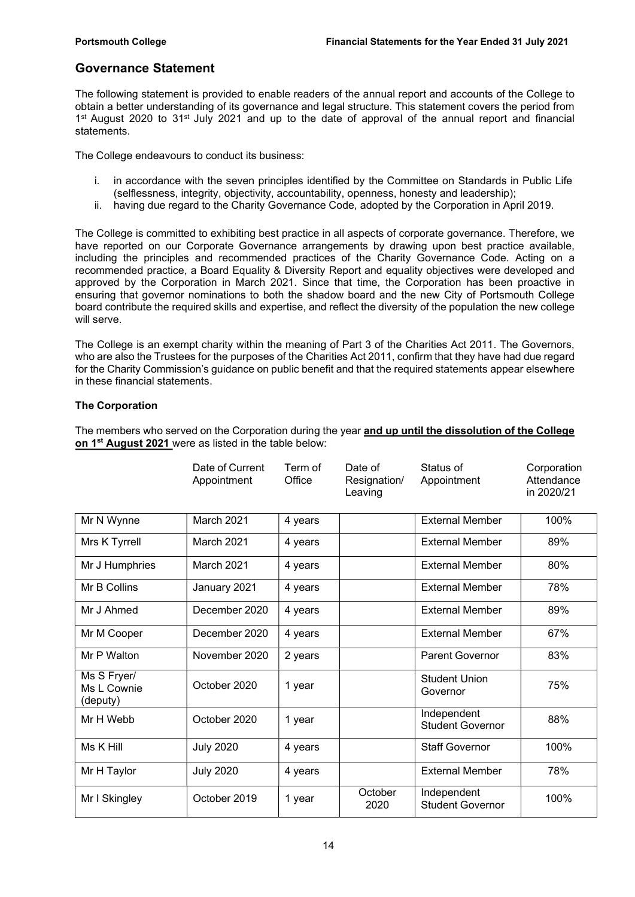## Governance Statement

The following statement is provided to enable readers of the annual report and accounts of the College to obtain a better understanding of its governance and legal structure. This statement covers the period from 1st August 2020 to 31st July 2021 and up to the date of approval of the annual report and financial statements.

The College endeavours to conduct its business:

i. in accordance with the seven principles identified by the Committee on Standards in Public Life (selflessness, integrity, objectivity, accountability, openness, honesty and leadership);
ii. having due regard to the Charity Governance Code, adopted by the Corporation in April 2019.

The College is committed to exhibiting best practice in all aspects of corporate governance. Therefore, we have reported on our Corporate Governance arrangements by drawing upon best practice available, including the principles and recommended practices of the Charity Governance Code. Acting on a recommended practice, a Board Equality & Diversity Report and equality objectives were developed and approved by the Corporation in March 2021. Since that time, the Corporation has been proactive in ensuring that governor nominations to both the shadow board and the new City of Portsmouth College board contribute the required skills and expertise, and reflect the diversity of the population the new college will serve.

The College is an exempt charity within the meaning of Part 3 of the Charities Act 2011. The Governors, who are also the Trustees for the purposes of the Charities Act 2011, confirm that they have had due regard for the Charity Commission's guidance on public benefit and that the required statements appear elsewhere in these financial statements.

### The Corporation

The members who served on the Corporation during the year **and up until the dissolution of the College on 1st August 2021** were as listed in the table below:

| | Date of Current Appointment | Term of Office | Date of Resignation/ Leaving | Status of Appointment | Corporation Attendance in 2020/21 |
|---|---|---|---|---|---|
| Mr N Wynne | March 2021 | 4 years | | External Member | 100% |
| Mrs K Tyrrell | March 2021 | 4 years | | External Member | 89% |
| Mr J Humphries | March 2021 | 4 years | | External Member | 80% |
| Mr B Collins | January 2021 | 4 years | | External Member | 78% |
| Mr J Ahmed | December 2020 | 4 years | | External Member | 89% |
| Mr M Cooper | December 2020 | 4 years | | External Member | 67% |
| Mr P Walton | November 2020 | 2 years | | Parent Governor | 83% |
| Ms S Fryer/ Ms L Cownie (deputy) | October 2020 | 1 year | | Student Union Governor | 75% |
| Mr H Webb | October 2020 | 1 year | | Independent Student Governor | 88% |
| Ms K Hill | July 2020 | 4 years | | Staff Governor | 100% |
| Mr H Taylor | July 2020 | 4 years | | External Member | 78% |
| Mr I Skingley | October 2019 | 1 year | October 2020 | Independent Student Governor | 100% |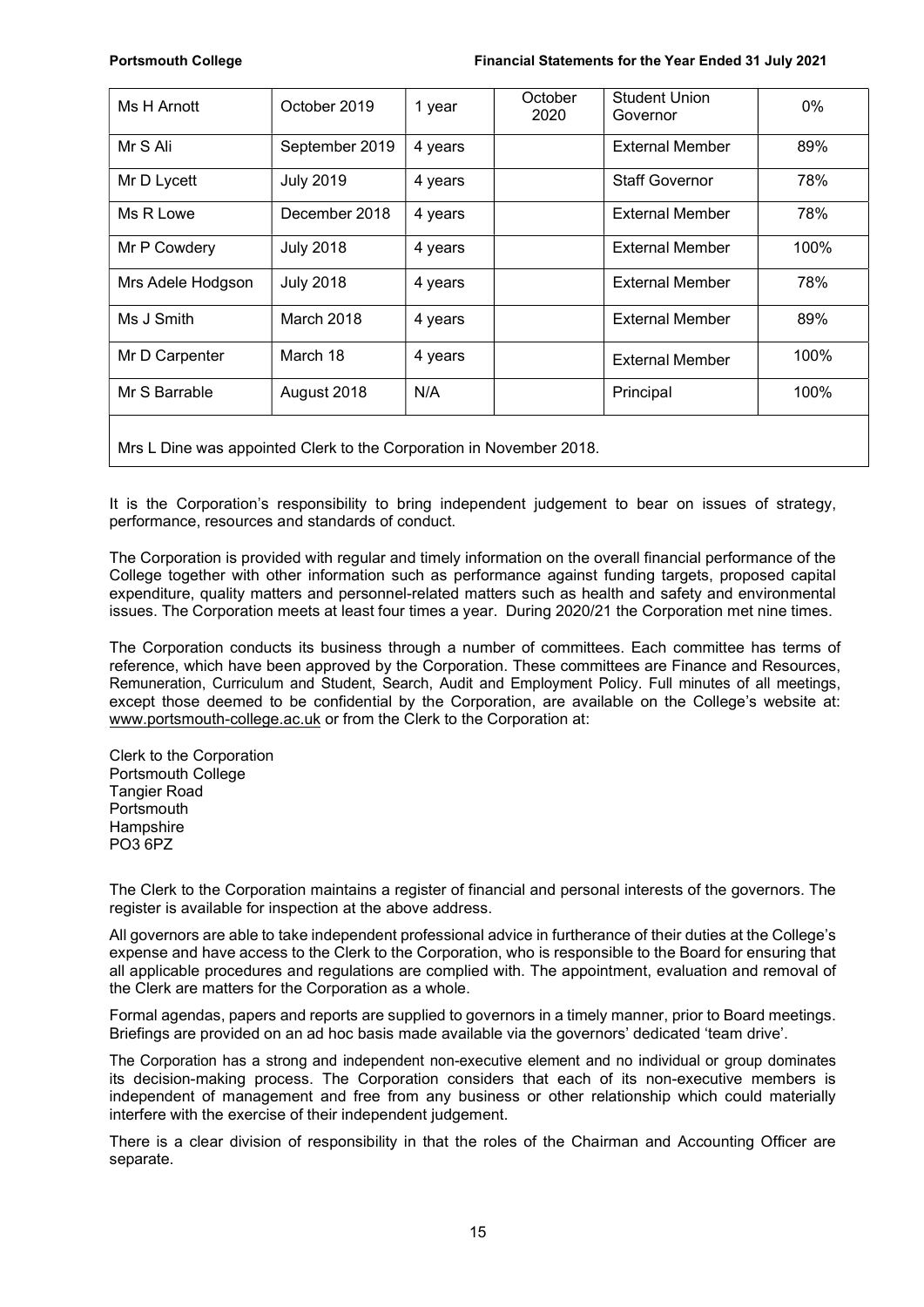| | | | | | |
|---|---|---|---|---|---|
| Ms H Arnott | October 2019 | 1 year | October 2020 | Student Union Governor | 0% |
| Mr S Ali | September 2019 | 4 years | | External Member | 89% |
| Mr D Lycett | July 2019 | 4 years | | Staff Governor | 78% |
| Ms R Lowe | December 2018 | 4 years | | External Member | 78% |
| Mr P Cowdery | July 2018 | 4 years | | External Member | 100% |
| Mrs Adele Hodgson | July 2018 | 4 years | | External Member | 78% |
| Ms J Smith | March 2018 | 4 years | | External Member | 89% |
| Mr D Carpenter | March 18 | 4 years | | External Member | 100% |
| Mr S Barrable | August 2018 | N/A | | Principal | 100% |
| Mrs L Dine was appointed Clerk to the Corporation in November 2018. | | | | | |

It is the Corporation's responsibility to bring independent judgement to bear on issues of strategy, performance, resources and standards of conduct.

The Corporation is provided with regular and timely information on the overall financial performance of the College together with other information such as performance against funding targets, proposed capital expenditure, quality matters and personnel-related matters such as health and safety and environmental issues. The Corporation meets at least four times a year. During 2020/21 the Corporation met nine times.

The Corporation conducts its business through a number of committees. Each committee has terms of reference, which have been approved by the Corporation. These committees are Finance and Resources, Remuneration, Curriculum and Student, Search, Audit and Employment Policy. Full minutes of all meetings, except those deemed to be confidential by the Corporation, are available on the College's website at: www.portsmouth-college.ac.uk or from the Clerk to the Corporation at:

Clerk to the Corporation
Portsmouth College
Tangier Road
Portsmouth
Hampshire
PO3 6PZ

The Clerk to the Corporation maintains a register of financial and personal interests of the governors. The register is available for inspection at the above address.

All governors are able to take independent professional advice in furtherance of their duties at the College's expense and have access to the Clerk to the Corporation, who is responsible to the Board for ensuring that all applicable procedures and regulations are complied with. The appointment, evaluation and removal of the Clerk are matters for the Corporation as a whole.

Formal agendas, papers and reports are supplied to governors in a timely manner, prior to Board meetings. Briefings are provided on an ad hoc basis made available via the governors' dedicated 'team drive'.

The Corporation has a strong and independent non-executive element and no individual or group dominates its decision-making process. The Corporation considers that each of its non-executive members is independent of management and free from any business or other relationship which could materially interfere with the exercise of their independent judgement.

There is a clear division of responsibility in that the roles of the Chairman and Accounting Officer are separate.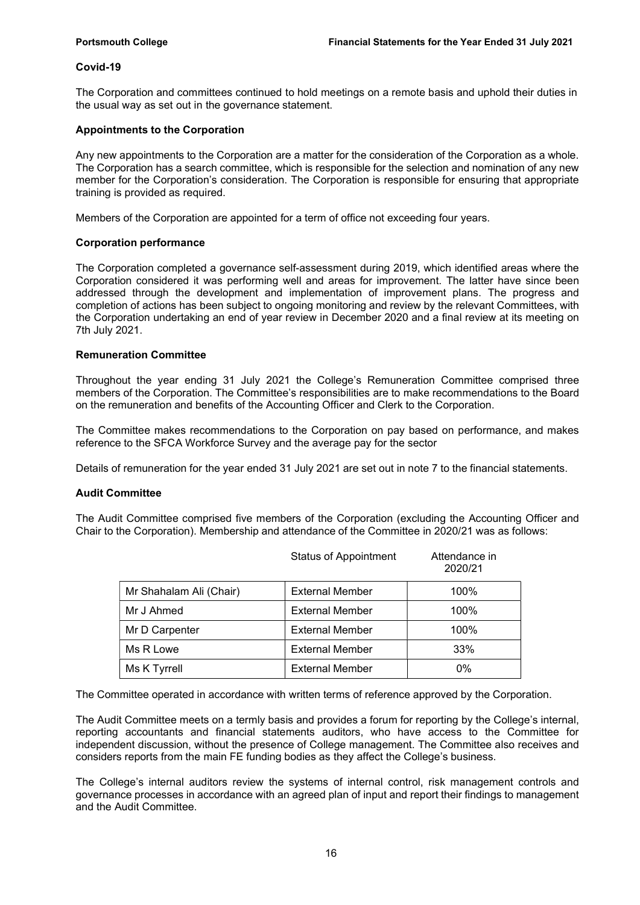### Covid-19

The Corporation and committees continued to hold meetings on a remote basis and uphold their duties in the usual way as set out in the governance statement.

### Appointments to the Corporation

Any new appointments to the Corporation are a matter for the consideration of the Corporation as a whole. The Corporation has a search committee, which is responsible for the selection and nomination of any new member for the Corporation's consideration. The Corporation is responsible for ensuring that appropriate training is provided as required.

Members of the Corporation are appointed for a term of office not exceeding four years.

### Corporation performance

The Corporation completed a governance self-assessment during 2019, which identified areas where the Corporation considered it was performing well and areas for improvement. The latter have since been addressed through the development and implementation of improvement plans. The progress and completion of actions has been subject to ongoing monitoring and review by the relevant Committees, with the Corporation undertaking an end of year review in December 2020 and a final review at its meeting on 7th July 2021.

### Remuneration Committee

Throughout the year ending 31 July 2021 the College's Remuneration Committee comprised three members of the Corporation. The Committee's responsibilities are to make recommendations to the Board on the remuneration and benefits of the Accounting Officer and Clerk to the Corporation.

The Committee makes recommendations to the Corporation on pay based on performance, and makes reference to the SFCA Workforce Survey and the average pay for the sector

Details of remuneration for the year ended 31 July 2021 are set out in note 7 to the financial statements.

### Audit Committee

The Audit Committee comprised five members of the Corporation (excluding the Accounting Officer and Chair to the Corporation). Membership and attendance of the Committee in 2020/21 was as follows:

| | Status of Appointment | Attendance in 2020/21 |
|---|---|---|
| Mr Shahalam Ali (Chair) | External Member | 100% |
| Mr J Ahmed | External Member | 100% |
| Mr D Carpenter | External Member | 100% |
| Ms R Lowe | External Member | 33% |
| Ms K Tyrrell | External Member | 0% |

The Committee operated in accordance with written terms of reference approved by the Corporation.

The Audit Committee meets on a termly basis and provides a forum for reporting by the College's internal, reporting accountants and financial statements auditors, who have access to the Committee for independent discussion, without the presence of College management. The Committee also receives and considers reports from the main FE funding bodies as they affect the College's business.

The College's internal auditors review the systems of internal control, risk management controls and governance processes in accordance with an agreed plan of input and report their findings to management and the Audit Committee.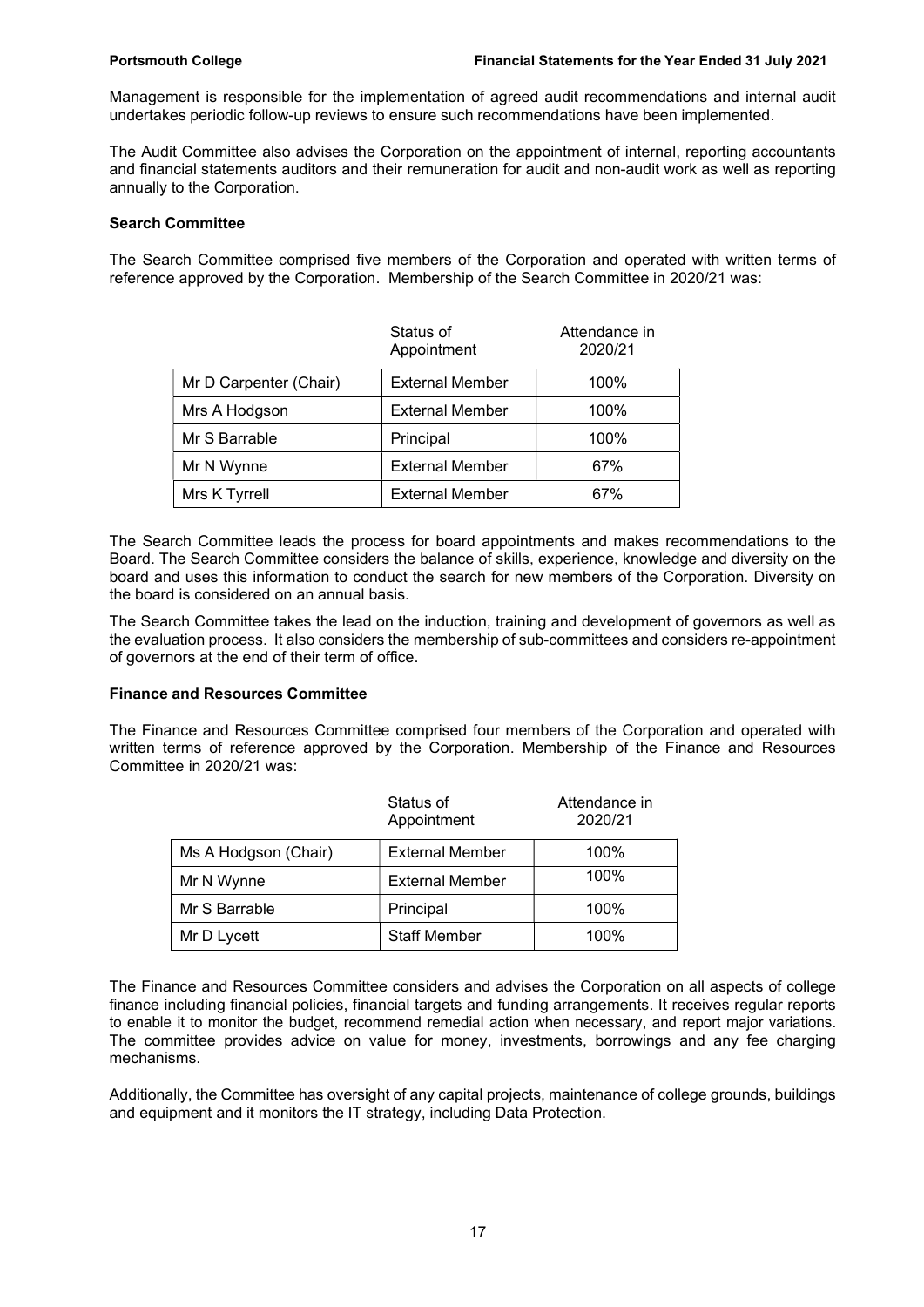Management is responsible for the implementation of agreed audit recommendations and internal audit undertakes periodic follow-up reviews to ensure such recommendations have been implemented.

The Audit Committee also advises the Corporation on the appointment of internal, reporting accountants and financial statements auditors and their remuneration for audit and non-audit work as well as reporting annually to the Corporation.

**Search Committee**

The Search Committee comprised five members of the Corporation and operated with written terms of reference approved by the Corporation. Membership of the Search Committee in 2020/21 was:

| | Status of Appointment | Attendance in 2020/21 |
|---|---|---|
| Mr D Carpenter (Chair) | External Member | 100% |
| Mrs A Hodgson | External Member | 100% |
| Mr S Barrable | Principal | 100% |
| Mr N Wynne | External Member | 67% |
| Mrs K Tyrrell | External Member | 67% |

The Search Committee leads the process for board appointments and makes recommendations to the Board. The Search Committee considers the balance of skills, experience, knowledge and diversity on the board and uses this information to conduct the search for new members of the Corporation. Diversity on the board is considered on an annual basis.

The Search Committee takes the lead on the induction, training and development of governors as well as the evaluation process. It also considers the membership of sub-committees and considers re-appointment of governors at the end of their term of office.

**Finance and Resources Committee**

The Finance and Resources Committee comprised four members of the Corporation and operated with written terms of reference approved by the Corporation. Membership of the Finance and Resources Committee in 2020/21 was:

| | Status of Appointment | Attendance in 2020/21 |
|---|---|---|
| Ms A Hodgson (Chair) | External Member | 100% |
| Mr N Wynne | External Member | 100% |
| Mr S Barrable | Principal | 100% |
| Mr D Lycett | Staff Member | 100% |

The Finance and Resources Committee considers and advises the Corporation on all aspects of college finance including financial policies, financial targets and funding arrangements. It receives regular reports to enable it to monitor the budget, recommend remedial action when necessary, and report major variations. The committee provides advice on value for money, investments, borrowings and any fee charging mechanisms.

Additionally, the Committee has oversight of any capital projects, maintenance of college grounds, buildings and equipment and it monitors the IT strategy, including Data Protection.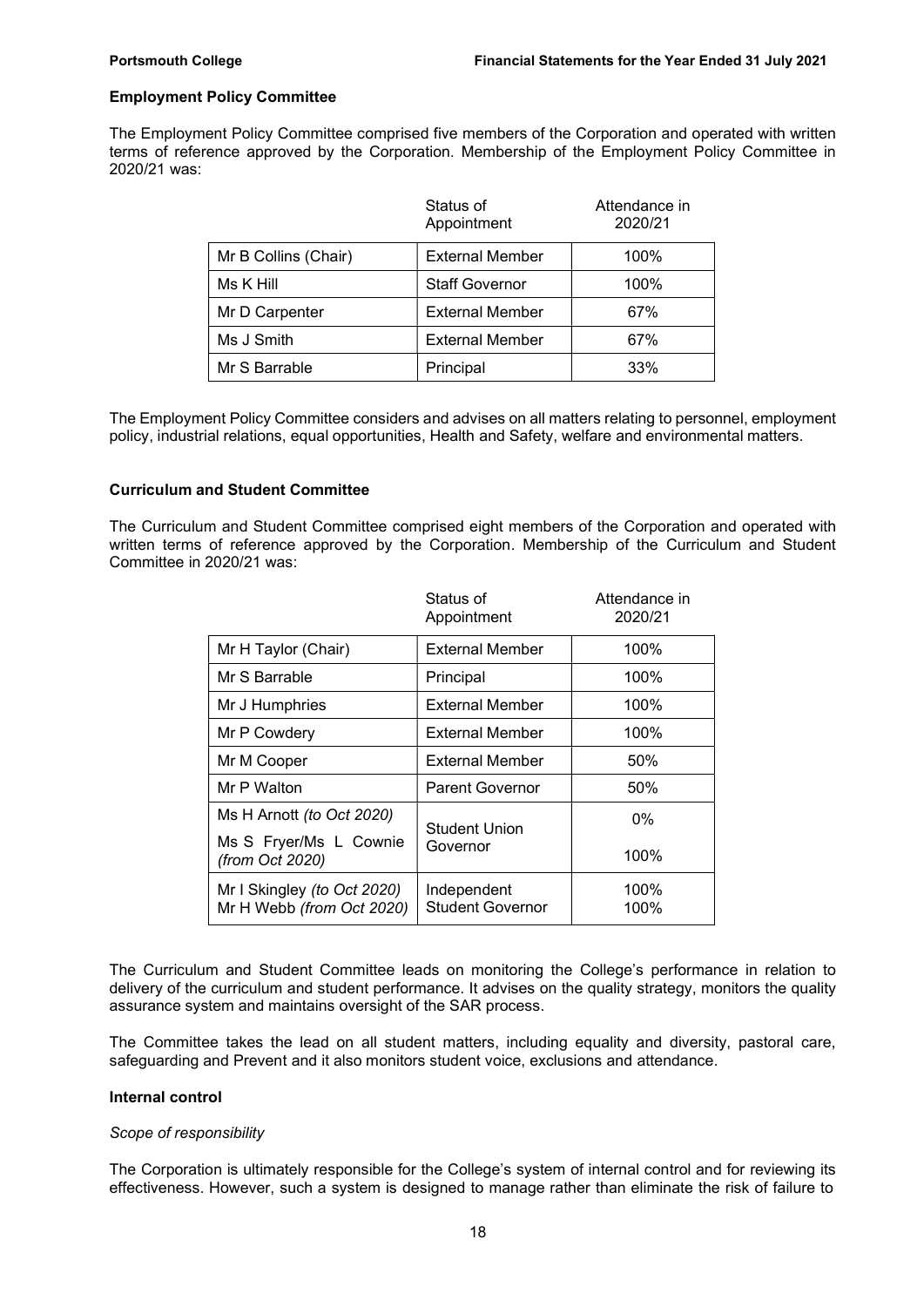### Employment Policy Committee

The Employment Policy Committee comprised five members of the Corporation and operated with written terms of reference approved by the Corporation. Membership of the Employment Policy Committee in 2020/21 was:

| | Status of Appointment | Attendance in 2020/21 |
|---|---|---|
| Mr B Collins (Chair) | External Member | 100% |
| Ms K Hill | Staff Governor | 100% |
| Mr D Carpenter | External Member | 67% |
| Ms J Smith | External Member | 67% |
| Mr S Barrable | Principal | 33% |

The Employment Policy Committee considers and advises on all matters relating to personnel, employment policy, industrial relations, equal opportunities, Health and Safety, welfare and environmental matters.

### Curriculum and Student Committee

The Curriculum and Student Committee comprised eight members of the Corporation and operated with written terms of reference approved by the Corporation. Membership of the Curriculum and Student Committee in 2020/21 was:

| | Status of Appointment | Attendance in 2020/21 |
|---|---|---|
| Mr H Taylor (Chair) | External Member | 100% |
| Mr S Barrable | Principal | 100% |
| Mr J Humphries | External Member | 100% |
| Mr P Cowdery | External Member | 100% |
| Mr M Cooper | External Member | 50% |
| Mr P Walton | Parent Governor | 50% |
| Ms H Arnott *(to Oct 2020)* | Student Union Governor | 0% |
| Ms S Fryer/Ms L Cownie *(from Oct 2020)* | | 100% |
| Mr I Skingley *(to Oct 2020)* | Independent Student Governor | 100% |
| Mr H Webb *(from Oct 2020)* | | 100% |

The Curriculum and Student Committee leads on monitoring the College's performance in relation to delivery of the curriculum and student performance. It advises on the quality strategy, monitors the quality assurance system and maintains oversight of the SAR process.

The Committee takes the lead on all student matters, including equality and diversity, pastoral care, safeguarding and Prevent and it also monitors student voice, exclusions and attendance.

### Internal control

*Scope of responsibility*

The Corporation is ultimately responsible for the College's system of internal control and for reviewing its effectiveness. However, such a system is designed to manage rather than eliminate the risk of failure to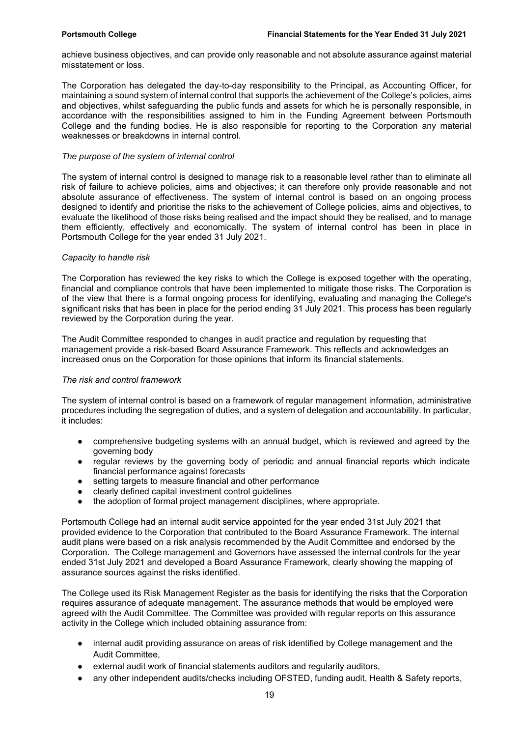achieve business objectives, and can provide only reasonable and not absolute assurance against material misstatement or loss.

The Corporation has delegated the day-to-day responsibility to the Principal, as Accounting Officer, for maintaining a sound system of internal control that supports the achievement of the College's policies, aims and objectives, whilst safeguarding the public funds and assets for which he is personally responsible, in accordance with the responsibilities assigned to him in the Funding Agreement between Portsmouth College and the funding bodies. He is also responsible for reporting to the Corporation any material weaknesses or breakdowns in internal control.

*The purpose of the system of internal control*

The system of internal control is designed to manage risk to a reasonable level rather than to eliminate all risk of failure to achieve policies, aims and objectives; it can therefore only provide reasonable and not absolute assurance of effectiveness. The system of internal control is based on an ongoing process designed to identify and prioritise the risks to the achievement of College policies, aims and objectives, to evaluate the likelihood of those risks being realised and the impact should they be realised, and to manage them efficiently, effectively and economically. The system of internal control has been in place in Portsmouth College for the year ended 31 July 2021.

*Capacity to handle risk*

The Corporation has reviewed the key risks to which the College is exposed together with the operating, financial and compliance controls that have been implemented to mitigate those risks. The Corporation is of the view that there is a formal ongoing process for identifying, evaluating and managing the College's significant risks that has been in place for the period ending 31 July 2021. This process has been regularly reviewed by the Corporation during the year.

The Audit Committee responded to changes in audit practice and regulation by requesting that management provide a risk-based Board Assurance Framework. This reflects and acknowledges an increased onus on the Corporation for those opinions that inform its financial statements.

*The risk and control framework*

The system of internal control is based on a framework of regular management information, administrative procedures including the segregation of duties, and a system of delegation and accountability. In particular, it includes:

- comprehensive budgeting systems with an annual budget, which is reviewed and agreed by the governing body
- regular reviews by the governing body of periodic and annual financial reports which indicate financial performance against forecasts
- setting targets to measure financial and other performance
- clearly defined capital investment control guidelines
- the adoption of formal project management disciplines, where appropriate.

Portsmouth College had an internal audit service appointed for the year ended 31st July 2021 that provided evidence to the Corporation that contributed to the Board Assurance Framework. The internal audit plans were based on a risk analysis recommended by the Audit Committee and endorsed by the Corporation. The College management and Governors have assessed the internal controls for the year ended 31st July 2021 and developed a Board Assurance Framework, clearly showing the mapping of assurance sources against the risks identified.

The College used its Risk Management Register as the basis for identifying the risks that the Corporation requires assurance of adequate management. The assurance methods that would be employed were agreed with the Audit Committee. The Committee was provided with regular reports on this assurance activity in the College which included obtaining assurance from:

- internal audit providing assurance on areas of risk identified by College management and the Audit Committee,
- external audit work of financial statements auditors and regularity auditors,
- any other independent audits/checks including OFSTED, funding audit, Health & Safety reports,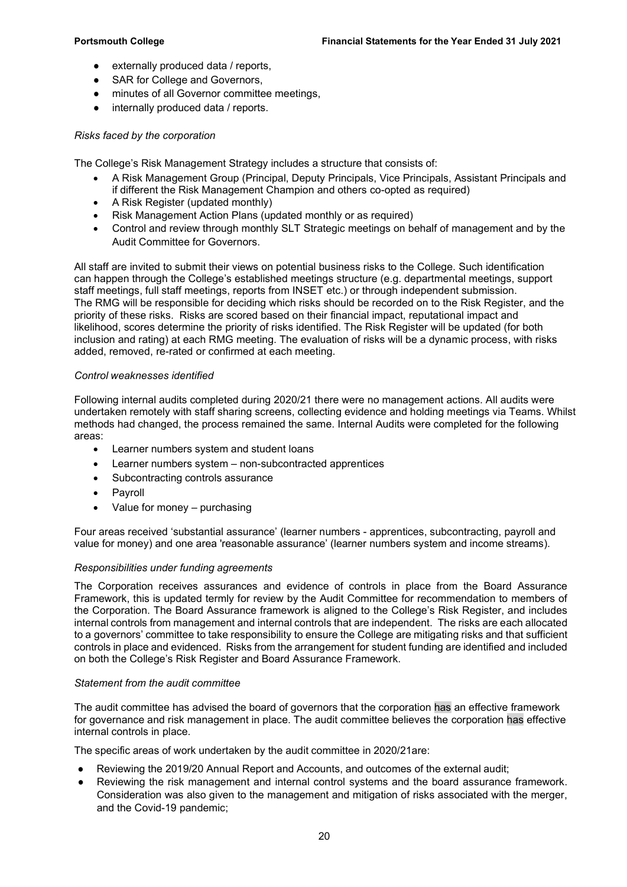- externally produced data / reports,
- SAR for College and Governors,
- minutes of all Governor committee meetings,
- internally produced data / reports.

*Risks faced by the corporation*

The College's Risk Management Strategy includes a structure that consists of:

- A Risk Management Group (Principal, Deputy Principals, Vice Principals, Assistant Principals and if different the Risk Management Champion and others co-opted as required)
- A Risk Register (updated monthly)
- Risk Management Action Plans (updated monthly or as required)
- Control and review through monthly SLT Strategic meetings on behalf of management and by the Audit Committee for Governors.

All staff are invited to submit their views on potential business risks to the College. Such identification can happen through the College's established meetings structure (e.g. departmental meetings, support staff meetings, full staff meetings, reports from INSET etc.) or through independent submission. The RMG will be responsible for deciding which risks should be recorded on to the Risk Register, and the priority of these risks. Risks are scored based on their financial impact, reputational impact and likelihood, scores determine the priority of risks identified. The Risk Register will be updated (for both inclusion and rating) at each RMG meeting. The evaluation of risks will be a dynamic process, with risks added, removed, re-rated or confirmed at each meeting.

*Control weaknesses identified*

Following internal audits completed during 2020/21 there were no management actions. All audits were undertaken remotely with staff sharing screens, collecting evidence and holding meetings via Teams. Whilst methods had changed, the process remained the same. Internal Audits were completed for the following areas:

- Learner numbers system and student loans
- Learner numbers system – non-subcontracted apprentices
- Subcontracting controls assurance
- Payroll
- Value for money – purchasing

Four areas received 'substantial assurance' (learner numbers - apprentices, subcontracting, payroll and value for money) and one area 'reasonable assurance' (learner numbers system and income streams).

*Responsibilities under funding agreements*

The Corporation receives assurances and evidence of controls in place from the Board Assurance Framework, this is updated termly for review by the Audit Committee for recommendation to members of the Corporation. The Board Assurance framework is aligned to the College's Risk Register, and includes internal controls from management and internal controls that are independent. The risks are each allocated to a governors' committee to take responsibility to ensure the College are mitigating risks and that sufficient controls in place and evidenced. Risks from the arrangement for student funding are identified and included on both the College's Risk Register and Board Assurance Framework.

*Statement from the audit committee*

The audit committee has advised the board of governors that the corporation has an effective framework for governance and risk management in place. The audit committee believes the corporation has effective internal controls in place.

The specific areas of work undertaken by the audit committee in 2020/21are:

- Reviewing the 2019/20 Annual Report and Accounts, and outcomes of the external audit;
- Reviewing the risk management and internal control systems and the board assurance framework. Consideration was also given to the management and mitigation of risks associated with the merger, and the Covid-19 pandemic;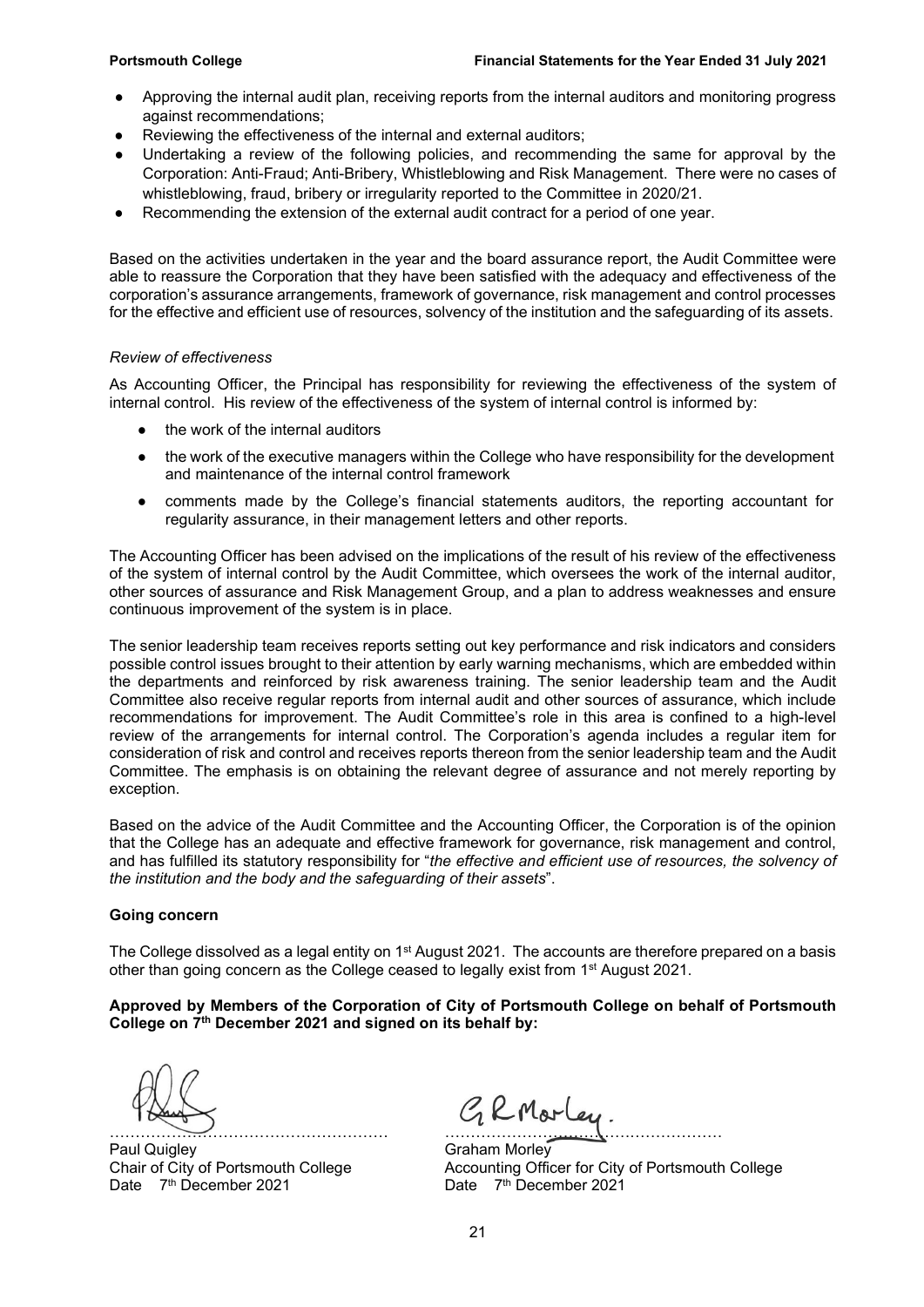- Approving the internal audit plan, receiving reports from the internal auditors and monitoring progress against recommendations;
- Reviewing the effectiveness of the internal and external auditors;
- Undertaking a review of the following policies, and recommending the same for approval by the Corporation: Anti-Fraud; Anti-Bribery, Whistleblowing and Risk Management. There were no cases of whistleblowing, fraud, bribery or irregularity reported to the Committee in 2020/21.
- Recommending the extension of the external audit contract for a period of one year.

Based on the activities undertaken in the year and the board assurance report, the Audit Committee were able to reassure the Corporation that they have been satisfied with the adequacy and effectiveness of the corporation's assurance arrangements, framework of governance, risk management and control processes for the effective and efficient use of resources, solvency of the institution and the safeguarding of its assets.

*Review of effectiveness*

As Accounting Officer, the Principal has responsibility for reviewing the effectiveness of the system of internal control. His review of the effectiveness of the system of internal control is informed by:

- the work of the internal auditors
- the work of the executive managers within the College who have responsibility for the development and maintenance of the internal control framework
- comments made by the College's financial statements auditors, the reporting accountant for regularity assurance, in their management letters and other reports.

The Accounting Officer has been advised on the implications of the result of his review of the effectiveness of the system of internal control by the Audit Committee, which oversees the work of the internal auditor, other sources of assurance and Risk Management Group, and a plan to address weaknesses and ensure continuous improvement of the system is in place.

The senior leadership team receives reports setting out key performance and risk indicators and considers possible control issues brought to their attention by early warning mechanisms, which are embedded within the departments and reinforced by risk awareness training. The senior leadership team and the Audit Committee also receive regular reports from internal audit and other sources of assurance, which include recommendations for improvement. The Audit Committee's role in this area is confined to a high-level review of the arrangements for internal control. The Corporation's agenda includes a regular item for consideration of risk and control and receives reports thereon from the senior leadership team and the Audit Committee. The emphasis is on obtaining the relevant degree of assurance and not merely reporting by exception.

Based on the advice of the Audit Committee and the Accounting Officer, the Corporation is of the opinion that the College has an adequate and effective framework for governance, risk management and control, and has fulfilled its statutory responsibility for "*the effective and efficient use of resources, the solvency of the institution and the body and the safeguarding of their assets*".

**Going concern**

The College dissolved as a legal entity on 1st August 2021. The accounts are therefore prepared on a basis other than going concern as the College ceased to legally exist from 1st August 2021.

**Approved by Members of the Corporation of City of Portsmouth College on behalf of Portsmouth College on 7th December 2021 and signed on its behalf by:**

……………………………………………… ………………………………………………

Paul Quigley
Chair of City of Portsmouth College
Date 7th December 2021

Graham Morley
Accounting Officer for City of Portsmouth College
Date 7th December 2021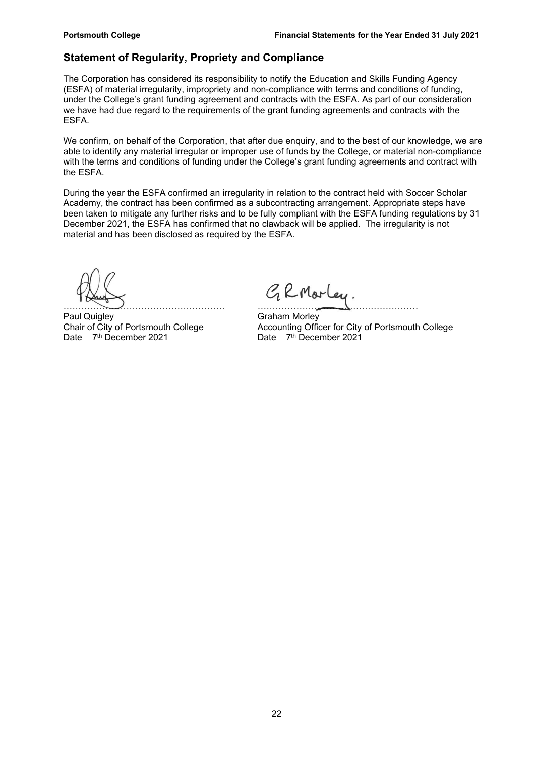## Statement of Regularity, Propriety and Compliance

The Corporation has considered its responsibility to notify the Education and Skills Funding Agency (ESFA) of material irregularity, impropriety and non-compliance with terms and conditions of funding, under the College's grant funding agreement and contracts with the ESFA. As part of our consideration we have had due regard to the requirements of the grant funding agreements and contracts with the ESFA.

We confirm, on behalf of the Corporation, that after due enquiry, and to the best of our knowledge, we are able to identify any material irregular or improper use of funds by the College, or material non-compliance with the terms and conditions of funding under the College's grant funding agreements and contract with the ESFA.

During the year the ESFA confirmed an irregularity in relation to the contract held with Soccer Scholar Academy, the contract has been confirmed as a subcontracting arrangement. Appropriate steps have been taken to mitigate any further risks and to be fully compliant with the ESFA funding regulations by 31 December 2021, the ESFA has confirmed that no clawback will be applied. The irregularity is not material and has been disclosed as required by the ESFA.

……………………………………………… ………………………………………………

Paul Quigley
Chair of City of Portsmouth College
Date 7th December 2021

Graham Morley
Accounting Officer for City of Portsmouth College
Date 7th December 2021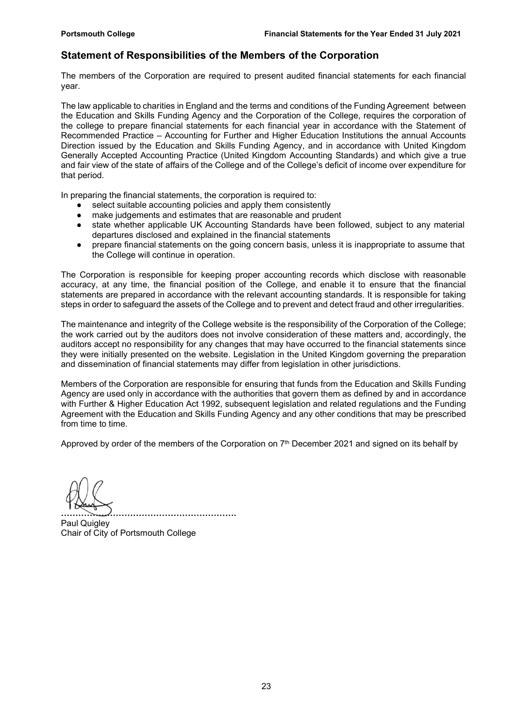## Statement of Responsibilities of the Members of the Corporation

The members of the Corporation are required to present audited financial statements for each financial year.

The law applicable to charities in England and the terms and conditions of the Funding Agreement between the Education and Skills Funding Agency and the Corporation of the College, requires the corporation of the college to prepare financial statements for each financial year in accordance with the Statement of Recommended Practice – Accounting for Further and Higher Education Institutions the annual Accounts Direction issued by the Education and Skills Funding Agency, and in accordance with United Kingdom Generally Accepted Accounting Practice (United Kingdom Accounting Standards) and which give a true and fair view of the state of affairs of the College and of the College's deficit of income over expenditure for that period.

In preparing the financial statements, the corporation is required to:

- select suitable accounting policies and apply them consistently
- make judgements and estimates that are reasonable and prudent
- state whether applicable UK Accounting Standards have been followed, subject to any material departures disclosed and explained in the financial statements
- prepare financial statements on the going concern basis, unless it is inappropriate to assume that the College will continue in operation.

The Corporation is responsible for keeping proper accounting records which disclose with reasonable accuracy, at any time, the financial position of the College, and enable it to ensure that the financial statements are prepared in accordance with the relevant accounting standards. It is responsible for taking steps in order to safeguard the assets of the College and to prevent and detect fraud and other irregularities.

The maintenance and integrity of the College website is the responsibility of the Corporation of the College; the work carried out by the auditors does not involve consideration of these matters and, accordingly, the auditors accept no responsibility for any changes that may have occurred to the financial statements since they were initially presented on the website. Legislation in the United Kingdom governing the preparation and dissemination of financial statements may differ from legislation in other jurisdictions.

Members of the Corporation are responsible for ensuring that funds from the Education and Skills Funding Agency are used only in accordance with the authorities that govern them as defined by and in accordance with Further & Higher Education Act 1992, subsequent legislation and related regulations and the Funding Agreement with the Education and Skills Funding Agency and any other conditions that may be prescribed from time to time.

Approved by order of the members of the Corporation on 7th December 2021 and signed on its behalf by

……………………………………………………

Paul Quigley
Chair of City of Portsmouth College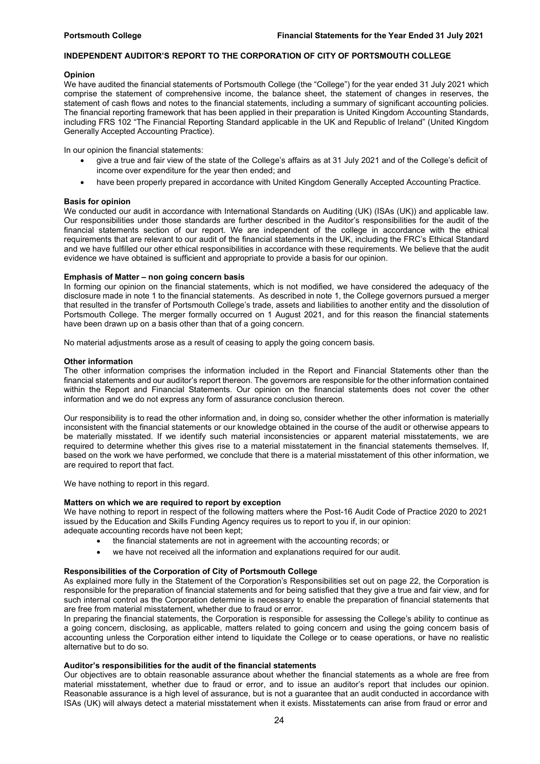## INDEPENDENT AUDITOR'S REPORT TO THE CORPORATION OF CITY OF PORTSMOUTH COLLEGE

### Opinion

We have audited the financial statements of Portsmouth College (the "College") for the year ended 31 July 2021 which comprise the statement of comprehensive income, the balance sheet, the statement of changes in reserves, the statement of cash flows and notes to the financial statements, including a summary of significant accounting policies. The financial reporting framework that has been applied in their preparation is United Kingdom Accounting Standards, including FRS 102 "The Financial Reporting Standard applicable in the UK and Republic of Ireland" (United Kingdom Generally Accepted Accounting Practice).

In our opinion the financial statements:

- give a true and fair view of the state of the College's affairs as at 31 July 2021 and of the College's deficit of income over expenditure for the year then ended; and
- have been properly prepared in accordance with United Kingdom Generally Accepted Accounting Practice.

### Basis for opinion

We conducted our audit in accordance with International Standards on Auditing (UK) (ISAs (UK)) and applicable law. Our responsibilities under those standards are further described in the Auditor's responsibilities for the audit of the financial statements section of our report. We are independent of the college in accordance with the ethical requirements that are relevant to our audit of the financial statements in the UK, including the FRC's Ethical Standard and we have fulfilled our other ethical responsibilities in accordance with these requirements. We believe that the audit evidence we have obtained is sufficient and appropriate to provide a basis for our opinion.

### Emphasis of Matter – non going concern basis

In forming our opinion on the financial statements, which is not modified, we have considered the adequacy of the disclosure made in note 1 to the financial statements. As described in note 1, the College governors pursued a merger that resulted in the transfer of Portsmouth College's trade, assets and liabilities to another entity and the dissolution of Portsmouth College. The merger formally occurred on 1 August 2021, and for this reason the financial statements have been drawn up on a basis other than that of a going concern.

No material adjustments arose as a result of ceasing to apply the going concern basis.

### Other information

The other information comprises the information included in the Report and Financial Statements other than the financial statements and our auditor's report thereon. The governors are responsible for the other information contained within the Report and Financial Statements. Our opinion on the financial statements does not cover the other information and we do not express any form of assurance conclusion thereon.

Our responsibility is to read the other information and, in doing so, consider whether the other information is materially inconsistent with the financial statements or our knowledge obtained in the course of the audit or otherwise appears to be materially misstated. If we identify such material inconsistencies or apparent material misstatements, we are required to determine whether this gives rise to a material misstatement in the financial statements themselves. If, based on the work we have performed, we conclude that there is a material misstatement of this other information, we are required to report that fact.

We have nothing to report in this regard.

### Matters on which we are required to report by exception

We have nothing to report in respect of the following matters where the Post-16 Audit Code of Practice 2020 to 2021 issued by the Education and Skills Funding Agency requires us to report to you if, in our opinion:
adequate accounting records have not been kept;

- the financial statements are not in agreement with the accounting records; or
- we have not received all the information and explanations required for our audit.

### Responsibilities of the Corporation of City of Portsmouth College

As explained more fully in the Statement of the Corporation's Responsibilities set out on page 22, the Corporation is responsible for the preparation of financial statements and for being satisfied that they give a true and fair view, and for such internal control as the Corporation determine is necessary to enable the preparation of financial statements that are free from material misstatement, whether due to fraud or error.

In preparing the financial statements, the Corporation is responsible for assessing the College's ability to continue as a going concern, disclosing, as applicable, matters related to going concern and using the going concern basis of accounting unless the Corporation either intend to liquidate the College or to cease operations, or have no realistic alternative but to do so.

### Auditor's responsibilities for the audit of the financial statements

Our objectives are to obtain reasonable assurance about whether the financial statements as a whole are free from material misstatement, whether due to fraud or error, and to issue an auditor's report that includes our opinion. Reasonable assurance is a high level of assurance, but is not a guarantee that an audit conducted in accordance with ISAs (UK) will always detect a material misstatement when it exists. Misstatements can arise from fraud or error and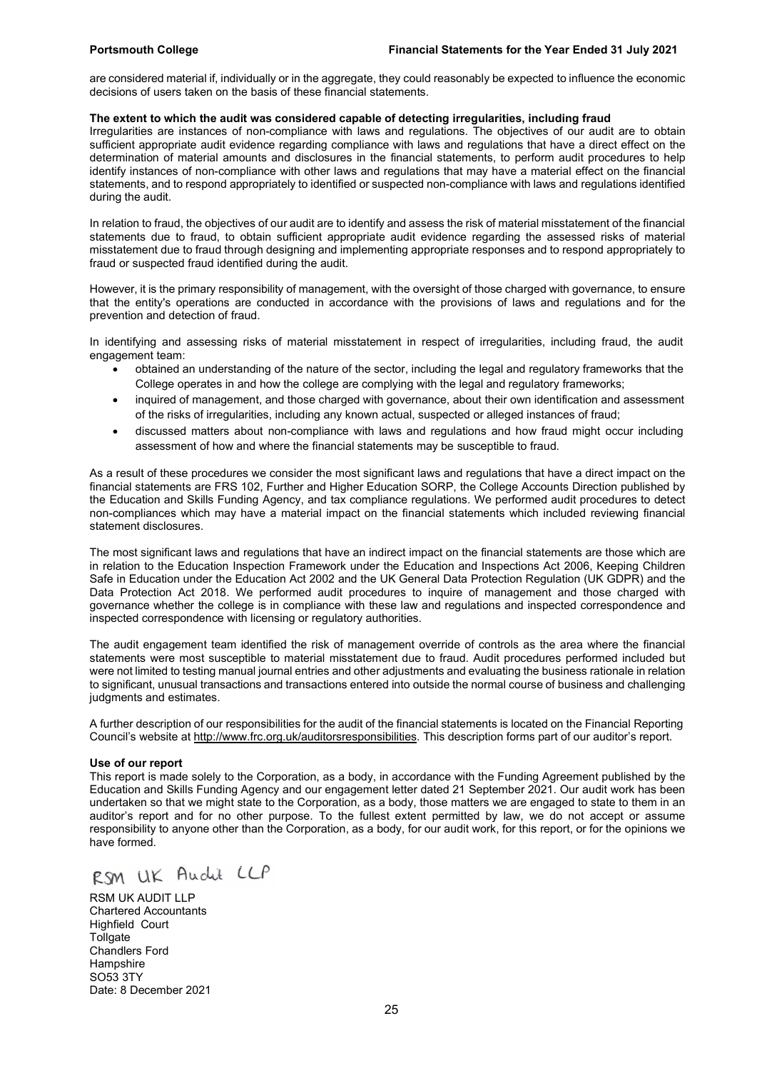are considered material if, individually or in the aggregate, they could reasonably be expected to influence the economic decisions of users taken on the basis of these financial statements.

**The extent to which the audit was considered capable of detecting irregularities, including fraud**

Irregularities are instances of non-compliance with laws and regulations. The objectives of our audit are to obtain sufficient appropriate audit evidence regarding compliance with laws and regulations that have a direct effect on the determination of material amounts and disclosures in the financial statements, to perform audit procedures to help identify instances of non-compliance with other laws and regulations that may have a material effect on the financial statements, and to respond appropriately to identified or suspected non-compliance with laws and regulations identified during the audit.

In relation to fraud, the objectives of our audit are to identify and assess the risk of material misstatement of the financial statements due to fraud, to obtain sufficient appropriate audit evidence regarding the assessed risks of material misstatement due to fraud through designing and implementing appropriate responses and to respond appropriately to fraud or suspected fraud identified during the audit.

However, it is the primary responsibility of management, with the oversight of those charged with governance, to ensure that the entity's operations are conducted in accordance with the provisions of laws and regulations and for the prevention and detection of fraud.

In identifying and assessing risks of material misstatement in respect of irregularities, including fraud, the audit engagement team:

- obtained an understanding of the nature of the sector, including the legal and regulatory frameworks that the College operates in and how the college are complying with the legal and regulatory frameworks;
- inquired of management, and those charged with governance, about their own identification and assessment of the risks of irregularities, including any known actual, suspected or alleged instances of fraud;
- discussed matters about non-compliance with laws and regulations and how fraud might occur including assessment of how and where the financial statements may be susceptible to fraud.

As a result of these procedures we consider the most significant laws and regulations that have a direct impact on the financial statements are FRS 102, Further and Higher Education SORP, the College Accounts Direction published by the Education and Skills Funding Agency, and tax compliance regulations. We performed audit procedures to detect non-compliances which may have a material impact on the financial statements which included reviewing financial statement disclosures.

The most significant laws and regulations that have an indirect impact on the financial statements are those which are in relation to the Education Inspection Framework under the Education and Inspections Act 2006, Keeping Children Safe in Education under the Education Act 2002 and the UK General Data Protection Regulation (UK GDPR) and the Data Protection Act 2018. We performed audit procedures to inquire of management and those charged with governance whether the college is in compliance with these law and regulations and inspected correspondence and inspected correspondence with licensing or regulatory authorities.

The audit engagement team identified the risk of management override of controls as the area where the financial statements were most susceptible to material misstatement due to fraud. Audit procedures performed included but were not limited to testing manual journal entries and other adjustments and evaluating the business rationale in relation to significant, unusual transactions and transactions entered into outside the normal course of business and challenging judgments and estimates.

A further description of our responsibilities for the audit of the financial statements is located on the Financial Reporting Council's website at http://www.frc.org.uk/auditorsresponsibilities. This description forms part of our auditor's report.

**Use of our report**

This report is made solely to the Corporation, as a body, in accordance with the Funding Agreement published by the Education and Skills Funding Agency and our engagement letter dated 21 September 2021. Our audit work has been undertaken so that we might state to the Corporation, as a body, those matters we are engaged to state to them in an auditor's report and for no other purpose. To the fullest extent permitted by law, we do not accept or assume responsibility to anyone other than the Corporation, as a body, for our audit work, for this report, or for the opinions we have formed.

RSM UK Audit LLP

RSM UK AUDIT LLP
Chartered Accountants
Highfield Court
Tollgate
Chandlers Ford
Hampshire
SO53 3TY
Date: 8 December 2021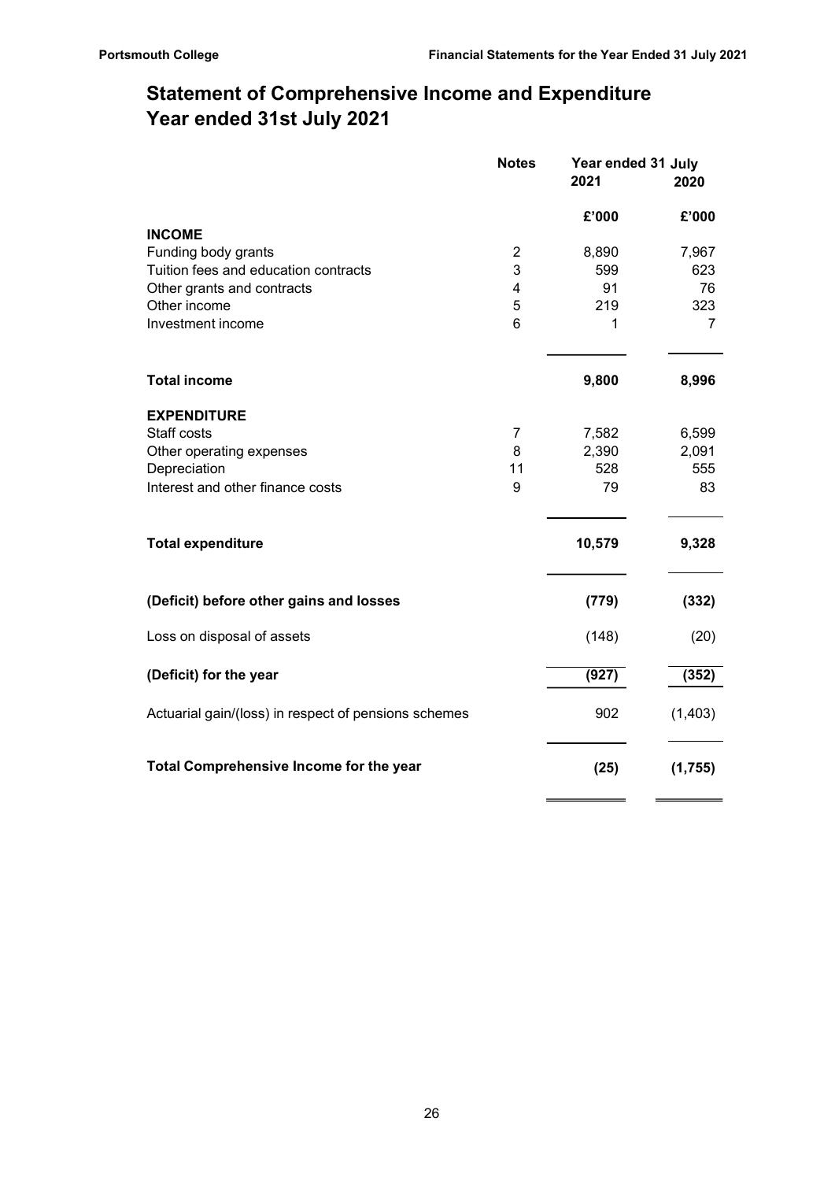# Statement of Comprehensive Income and Expenditure
# Year ended 31st July 2021

| | Notes | Year ended 31 July 2021 | 2020 |
|---|---|---|---|
| | | £'000 | £'000 |
| **INCOME** | | | |
| Funding body grants | 2 | 8,890 | 7,967 |
| Tuition fees and education contracts | 3 | 599 | 623 |
| Other grants and contracts | 4 | 91 | 76 |
| Other income | 5 | 219 | 323 |
| Investment income | 6 | 1 | 7 |
| **Total income** | | **9,800** | **8,996** |
| **EXPENDITURE** | | | |
| Staff costs | 7 | 7,582 | 6,599 |
| Other operating expenses | 8 | 2,390 | 2,091 |
| Depreciation | 11 | 528 | 555 |
| Interest and other finance costs | 9 | 79 | 83 |
| **Total expenditure** | | **10,579** | **9,328** |
| **(Deficit) before other gains and losses** | | **(779)** | **(332)** |
| Loss on disposal of assets | | (148) | (20) |
| **(Deficit) for the year** | | **(927)** | **(352)** |
| Actuarial gain/(loss) in respect of pensions schemes | | 902 | (1,403) |
| **Total Comprehensive Income for the year** | | **(25)** | **(1,755)** |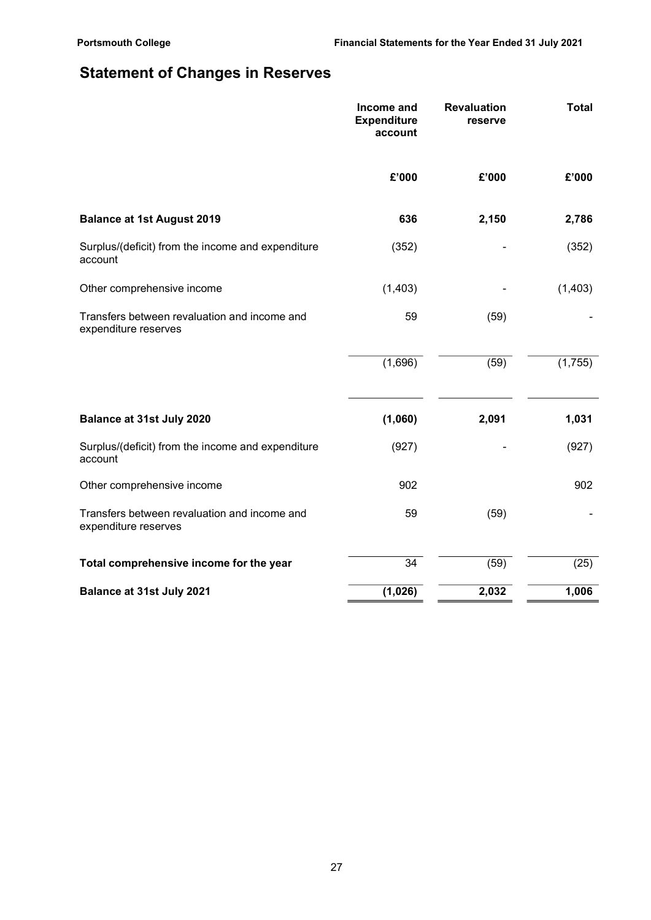# Statement of Changes in Reserves

| | Income and Expenditure account | Revaluation reserve | Total |
|---|---|---|---|
| | £'000 | £'000 | £'000 |
| **Balance at 1st August 2019** | **636** | **2,150** | **2,786** |
| Surplus/(deficit) from the income and expenditure account | (352) | - | (352) |
| Other comprehensive income | (1,403) | - | (1,403) |
| Transfers between revaluation and income and expenditure reserves | 59 | (59) | - |
| | (1,696) | (59) | (1,755) |
| **Balance at 31st July 2020** | **(1,060)** | **2,091** | **1,031** |
| Surplus/(deficit) from the income and expenditure account | (927) | - | (927) |
| Other comprehensive income | 902 | | 902 |
| Transfers between revaluation and income and expenditure reserves | 59 | (59) | - |
| **Total comprehensive income for the year** | 34 | (59) | (25) |
| **Balance at 31st July 2021** | **(1,026)** | **2,032** | **1,006** |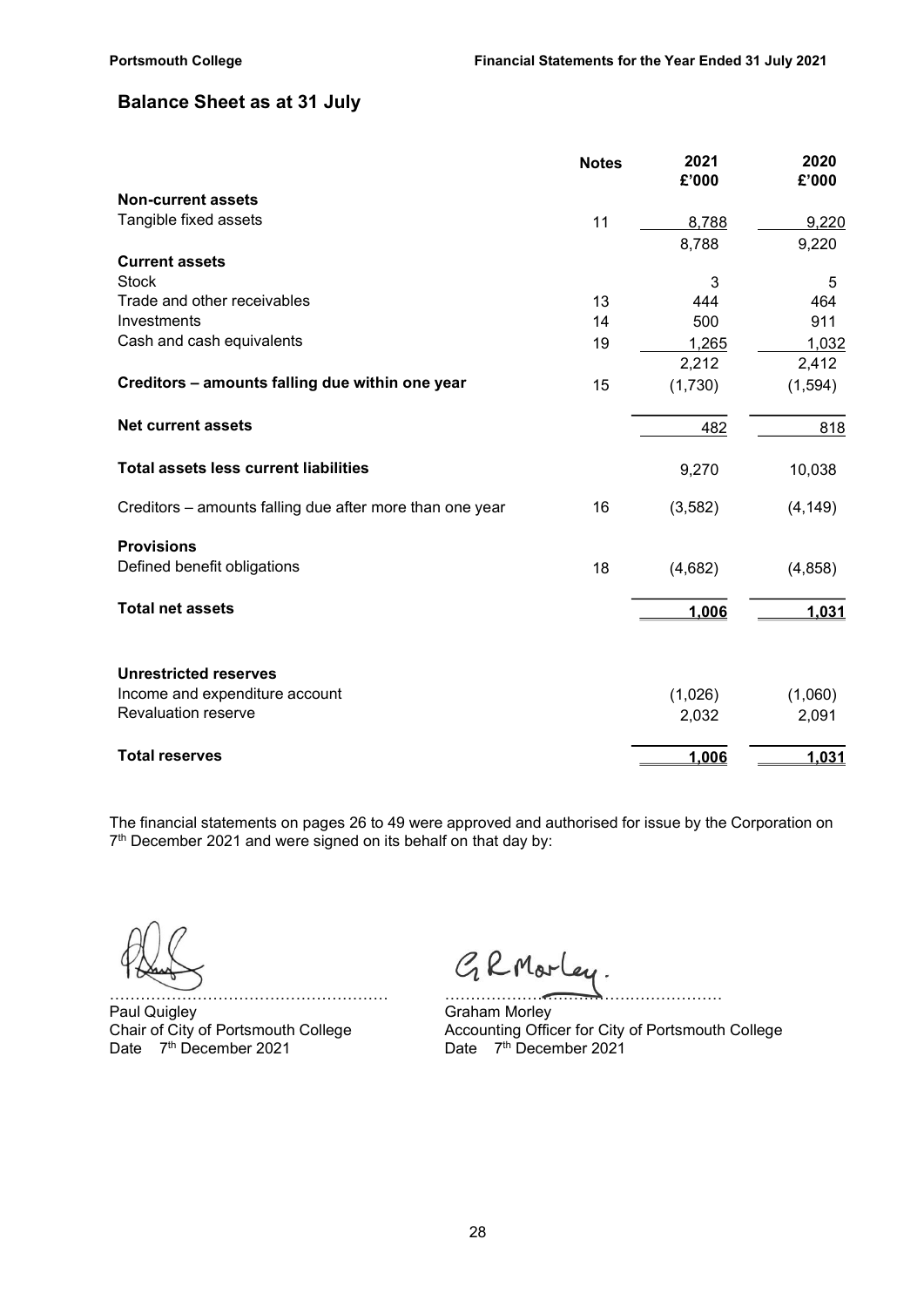## Balance Sheet as at 31 July

| | Notes | 2021 £'000 | 2020 £'000 |
|---|---|---|---|
| **Non-current assets** | | | |
| Tangible fixed assets | 11 | 8,788 | 9,220 |
| | | 8,788 | 9,220 |
| **Current assets** | | | |
| Stock | | 3 | 5 |
| Trade and other receivables | 13 | 444 | 464 |
| Investments | 14 | 500 | 911 |
| Cash and cash equivalents | 19 | 1,265 | 1,032 |
| | | 2,212 | 2,412 |
| **Creditors – amounts falling due within one year** | 15 | (1,730) | (1,594) |
| **Net current assets** | | 482 | 818 |
| **Total assets less current liabilities** | | 9,270 | 10,038 |
| Creditors – amounts falling due after more than one year | 16 | (3,582) | (4,149) |
| **Provisions** | | | |
| Defined benefit obligations | 18 | (4,682) | (4,858) |
| **Total net assets** | | **1,006** | **1,031** |
| **Unrestricted reserves** | | | |
| Income and expenditure account | | (1,026) | (1,060) |
| Revaluation reserve | | 2,032 | 2,091 |
| **Total reserves** | | **1,006** | **1,031** |

The financial statements on pages 26 to 49 were approved and authorised for issue by the Corporation on 7th December 2021 and were signed on its behalf on that day by:

………………………………………………
Paul Quigley
Chair of City of Portsmouth College
Date 7th December 2021

………………………………………………
Graham Morley
Accounting Officer for City of Portsmouth College
Date 7th December 2021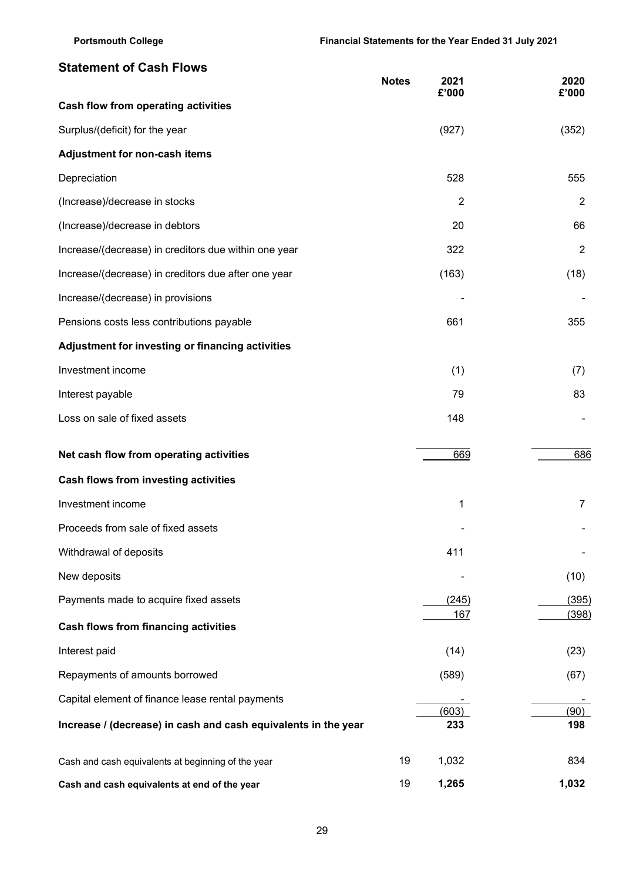## Statement of Cash Flows

| | Notes | 2021 £'000 | 2020 £'000 |
|---|---|---|---|
| **Cash flow from operating activities** | | | |
| Surplus/(deficit) for the year | | (927) | (352) |
| **Adjustment for non-cash items** | | | |
| Depreciation | | 528 | 555 |
| (Increase)/decrease in stocks | | 2 | 2 |
| (Increase)/decrease in debtors | | 20 | 66 |
| Increase/(decrease) in creditors due within one year | | 322 | 2 |
| Increase/(decrease) in creditors due after one year | | (163) | (18) |
| Increase/(decrease) in provisions | | - | - |
| Pensions costs less contributions payable | | 661 | 355 |
| **Adjustment for investing or financing activities** | | | |
| Investment income | | (1) | (7) |
| Interest payable | | 79 | 83 |
| Loss on sale of fixed assets | | 148 | - |
| **Net cash flow from operating activities** | | 669 | 686 |
| **Cash flows from investing activities** | | | |
| Investment income | | 1 | 7 |
| Proceeds from sale of fixed assets | | - | - |
| Withdrawal of deposits | | 411 | - |
| New deposits | | - | (10) |
| Payments made to acquire fixed assets | | (245) | (395) |
| | | 167 | (398) |
| **Cash flows from financing activities** | | | |
| Interest paid | | (14) | (23) |
| Repayments of amounts borrowed | | (589) | (67) |
| Capital element of finance lease rental payments | | - | - |
| | | (603) | (90) |
| **Increase / (decrease) in cash and cash equivalents in the year** | | **233** | **198** |
| Cash and cash equivalents at beginning of the year | 19 | 1,032 | 834 |
| **Cash and cash equivalents at end of the year** | 19 | **1,265** | **1,032** |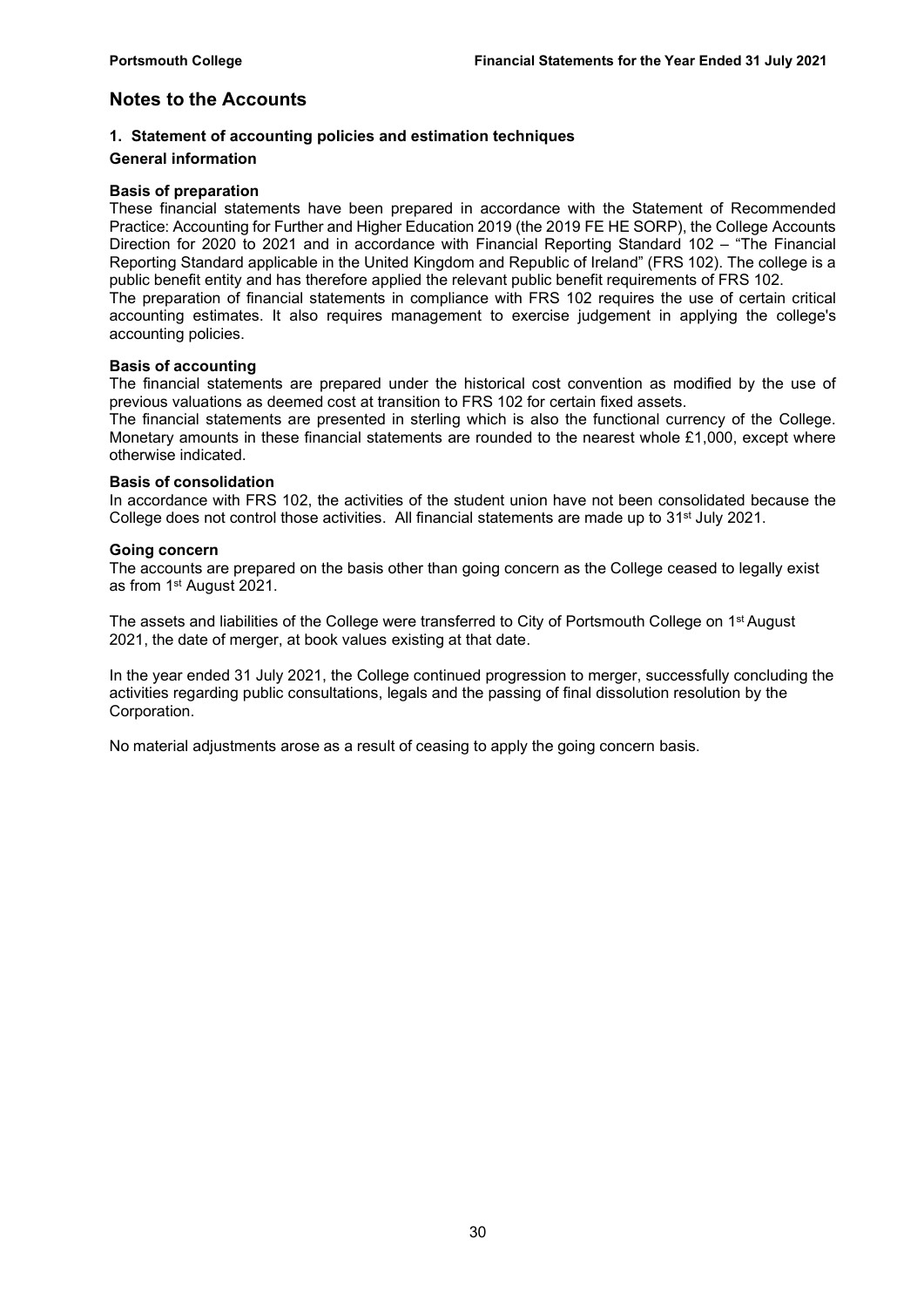# Notes to the Accounts

## 1. Statement of accounting policies and estimation techniques

### General information

**Basis of preparation**

These financial statements have been prepared in accordance with the Statement of Recommended Practice: Accounting for Further and Higher Education 2019 (the 2019 FE HE SORP), the College Accounts Direction for 2020 to 2021 and in accordance with Financial Reporting Standard 102 – "The Financial Reporting Standard applicable in the United Kingdom and Republic of Ireland" (FRS 102). The college is a public benefit entity and has therefore applied the relevant public benefit requirements of FRS 102.

The preparation of financial statements in compliance with FRS 102 requires the use of certain critical accounting estimates. It also requires management to exercise judgement in applying the college's accounting policies.

**Basis of accounting**

The financial statements are prepared under the historical cost convention as modified by the use of previous valuations as deemed cost at transition to FRS 102 for certain fixed assets.

The financial statements are presented in sterling which is also the functional currency of the College. Monetary amounts in these financial statements are rounded to the nearest whole £1,000, except where otherwise indicated.

**Basis of consolidation**

In accordance with FRS 102, the activities of the student union have not been consolidated because the College does not control those activities. All financial statements are made up to 31st July 2021.

**Going concern**

The accounts are prepared on the basis other than going concern as the College ceased to legally exist as from 1st August 2021.

The assets and liabilities of the College were transferred to City of Portsmouth College on 1st August 2021, the date of merger, at book values existing at that date.

In the year ended 31 July 2021, the College continued progression to merger, successfully concluding the activities regarding public consultations, legals and the passing of final dissolution resolution by the Corporation.

No material adjustments arose as a result of ceasing to apply the going concern basis.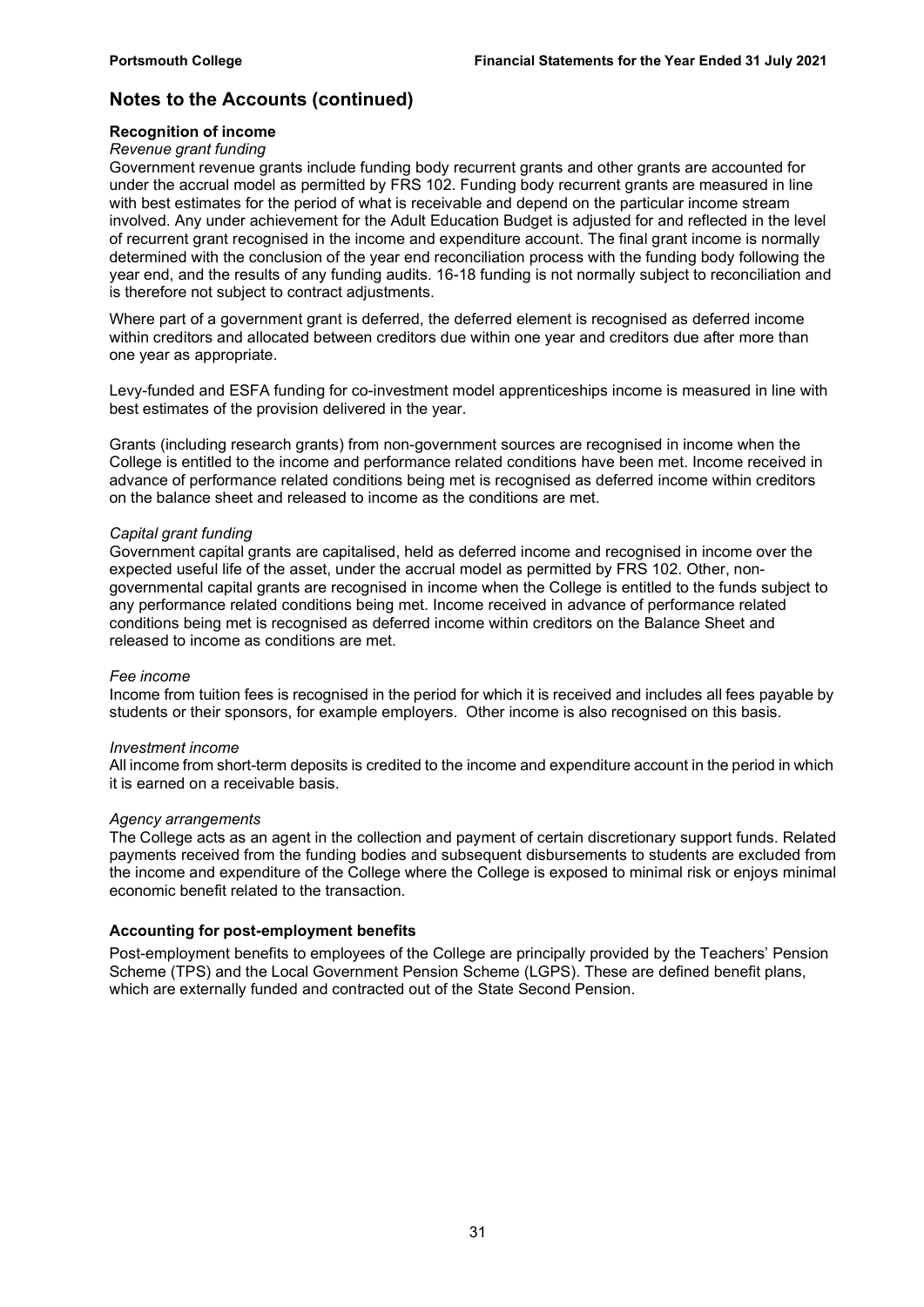## Notes to the Accounts (continued)

### Recognition of income

*Revenue grant funding*

Government revenue grants include funding body recurrent grants and other grants are accounted for under the accrual model as permitted by FRS 102. Funding body recurrent grants are measured in line with best estimates for the period of what is receivable and depend on the particular income stream involved. Any under achievement for the Adult Education Budget is adjusted for and reflected in the level of recurrent grant recognised in the income and expenditure account. The final grant income is normally determined with the conclusion of the year end reconciliation process with the funding body following the year end, and the results of any funding audits. 16-18 funding is not normally subject to reconciliation and is therefore not subject to contract adjustments.

Where part of a government grant is deferred, the deferred element is recognised as deferred income within creditors and allocated between creditors due within one year and creditors due after more than one year as appropriate.

Levy-funded and ESFA funding for co-investment model apprenticeships income is measured in line with best estimates of the provision delivered in the year.

Grants (including research grants) from non-government sources are recognised in income when the College is entitled to the income and performance related conditions have been met. Income received in advance of performance related conditions being met is recognised as deferred income within creditors on the balance sheet and released to income as the conditions are met.

*Capital grant funding*

Government capital grants are capitalised, held as deferred income and recognised in income over the expected useful life of the asset, under the accrual model as permitted by FRS 102. Other, non-governmental capital grants are recognised in income when the College is entitled to the funds subject to any performance related conditions being met. Income received in advance of performance related conditions being met is recognised as deferred income within creditors on the Balance Sheet and released to income as conditions are met.

*Fee income*

Income from tuition fees is recognised in the period for which it is received and includes all fees payable by students or their sponsors, for example employers. Other income is also recognised on this basis.

*Investment income*

All income from short-term deposits is credited to the income and expenditure account in the period in which it is earned on a receivable basis.

*Agency arrangements*

The College acts as an agent in the collection and payment of certain discretionary support funds. Related payments received from the funding bodies and subsequent disbursements to students are excluded from the income and expenditure of the College where the College is exposed to minimal risk or enjoys minimal economic benefit related to the transaction.

### Accounting for post-employment benefits

Post-employment benefits to employees of the College are principally provided by the Teachers' Pension Scheme (TPS) and the Local Government Pension Scheme (LGPS). These are defined benefit plans, which are externally funded and contracted out of the State Second Pension.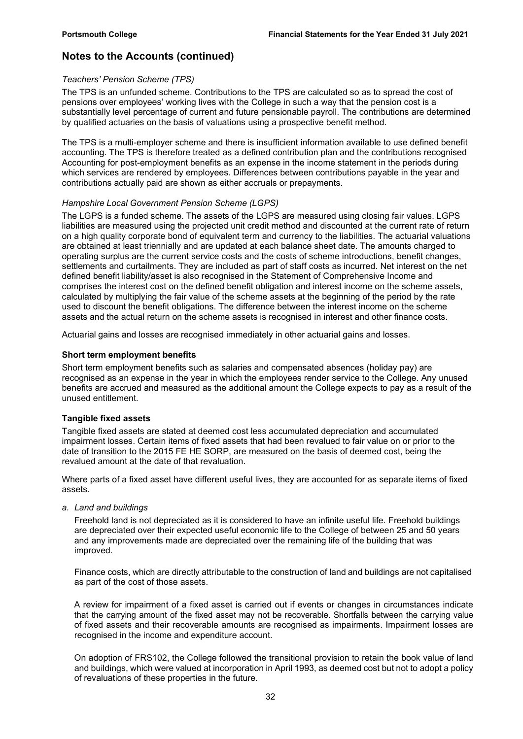## Notes to the Accounts (continued)

*Teachers' Pension Scheme (TPS)*

The TPS is an unfunded scheme. Contributions to the TPS are calculated so as to spread the cost of pensions over employees' working lives with the College in such a way that the pension cost is a substantially level percentage of current and future pensionable payroll. The contributions are determined by qualified actuaries on the basis of valuations using a prospective benefit method.

The TPS is a multi-employer scheme and there is insufficient information available to use defined benefit accounting. The TPS is therefore treated as a defined contribution plan and the contributions recognised Accounting for post-employment benefits as an expense in the income statement in the periods during which services are rendered by employees. Differences between contributions payable in the year and contributions actually paid are shown as either accruals or prepayments.

*Hampshire Local Government Pension Scheme (LGPS)*

The LGPS is a funded scheme. The assets of the LGPS are measured using closing fair values. LGPS liabilities are measured using the projected unit credit method and discounted at the current rate of return on a high quality corporate bond of equivalent term and currency to the liabilities. The actuarial valuations are obtained at least triennially and are updated at each balance sheet date. The amounts charged to operating surplus are the current service costs and the costs of scheme introductions, benefit changes, settlements and curtailments. They are included as part of staff costs as incurred. Net interest on the net defined benefit liability/asset is also recognised in the Statement of Comprehensive Income and comprises the interest cost on the defined benefit obligation and interest income on the scheme assets, calculated by multiplying the fair value of the scheme assets at the beginning of the period by the rate used to discount the benefit obligations. The difference between the interest income on the scheme assets and the actual return on the scheme assets is recognised in interest and other finance costs.

Actuarial gains and losses are recognised immediately in other actuarial gains and losses.

### Short term employment benefits

Short term employment benefits such as salaries and compensated absences (holiday pay) are recognised as an expense in the year in which the employees render service to the College. Any unused benefits are accrued and measured as the additional amount the College expects to pay as a result of the unused entitlement.

### Tangible fixed assets

Tangible fixed assets are stated at deemed cost less accumulated depreciation and accumulated impairment losses. Certain items of fixed assets that had been revalued to fair value on or prior to the date of transition to the 2015 FE HE SORP, are measured on the basis of deemed cost, being the revalued amount at the date of that revaluation.

Where parts of a fixed asset have different useful lives, they are accounted for as separate items of fixed assets.

*a. Land and buildings*

Freehold land is not depreciated as it is considered to have an infinite useful life. Freehold buildings are depreciated over their expected useful economic life to the College of between 25 and 50 years and any improvements made are depreciated over the remaining life of the building that was improved.

Finance costs, which are directly attributable to the construction of land and buildings are not capitalised as part of the cost of those assets.

A review for impairment of a fixed asset is carried out if events or changes in circumstances indicate that the carrying amount of the fixed asset may not be recoverable. Shortfalls between the carrying value of fixed assets and their recoverable amounts are recognised as impairments. Impairment losses are recognised in the income and expenditure account.

On adoption of FRS102, the College followed the transitional provision to retain the book value of land and buildings, which were valued at incorporation in April 1993, as deemed cost but not to adopt a policy of revaluations of these properties in the future.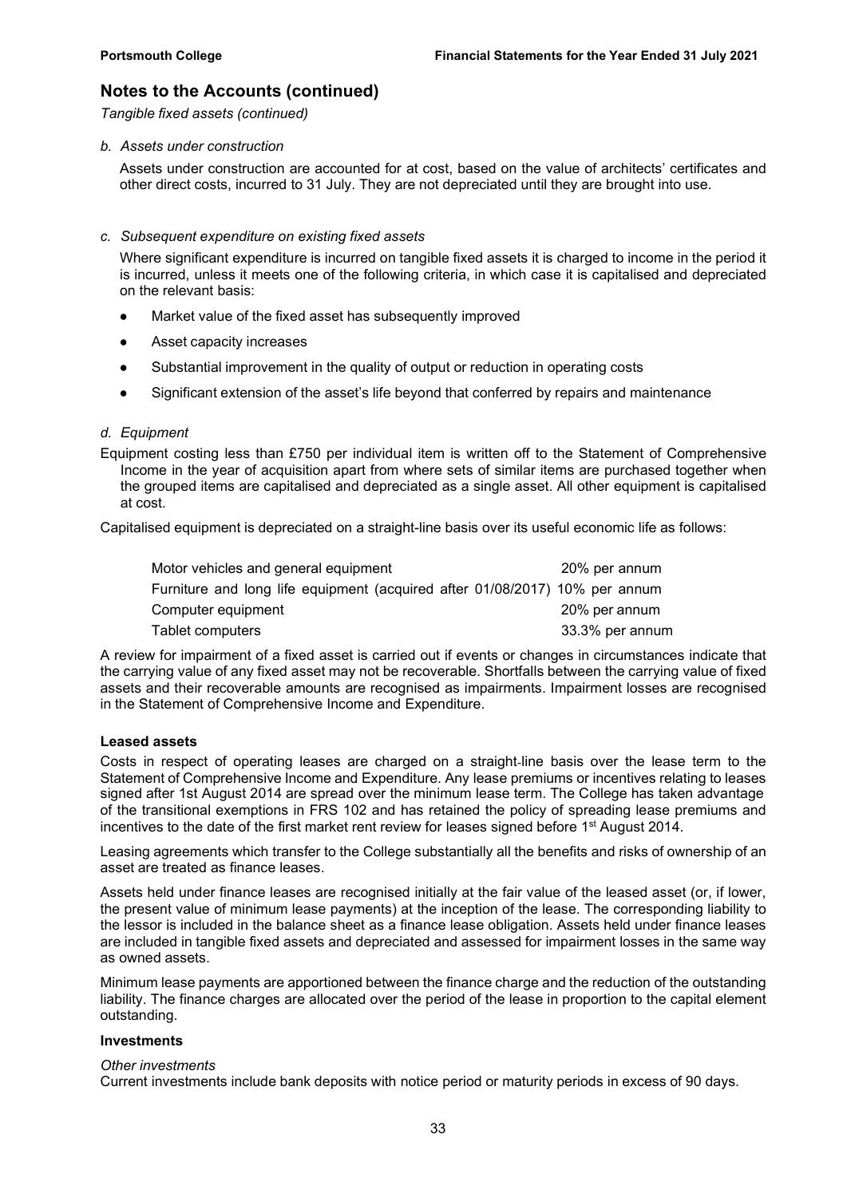## Notes to the Accounts (continued)

*Tangible fixed assets (continued)*

*b. Assets under construction*

Assets under construction are accounted for at cost, based on the value of architects' certificates and other direct costs, incurred to 31 July. They are not depreciated until they are brought into use.

*c. Subsequent expenditure on existing fixed assets*

Where significant expenditure is incurred on tangible fixed assets it is charged to income in the period it is incurred, unless it meets one of the following criteria, in which case it is capitalised and depreciated on the relevant basis:

- Market value of the fixed asset has subsequently improved
- Asset capacity increases
- Substantial improvement in the quality of output or reduction in operating costs
- Significant extension of the asset's life beyond that conferred by repairs and maintenance

*d. Equipment*

Equipment costing less than £750 per individual item is written off to the Statement of Comprehensive Income in the year of acquisition apart from where sets of similar items are purchased together when the grouped items are capitalised and depreciated as a single asset. All other equipment is capitalised at cost.

Capitalised equipment is depreciated on a straight-line basis over its useful economic life as follows:

| | |
|---|---|
| Motor vehicles and general equipment | 20% per annum |
| Furniture and long life equipment (acquired after 01/08/2017) | 10% per annum |
| Computer equipment | 20% per annum |
| Tablet computers | 33.3% per annum |

A review for impairment of a fixed asset is carried out if events or changes in circumstances indicate that the carrying value of any fixed asset may not be recoverable. Shortfalls between the carrying value of fixed assets and their recoverable amounts are recognised as impairments. Impairment losses are recognised in the Statement of Comprehensive Income and Expenditure.

**Leased assets**

Costs in respect of operating leases are charged on a straight-line basis over the lease term to the Statement of Comprehensive Income and Expenditure. Any lease premiums or incentives relating to leases signed after 1st August 2014 are spread over the minimum lease term. The College has taken advantage of the transitional exemptions in FRS 102 and has retained the policy of spreading lease premiums and incentives to the date of the first market rent review for leases signed before 1st August 2014.

Leasing agreements which transfer to the College substantially all the benefits and risks of ownership of an asset are treated as finance leases.

Assets held under finance leases are recognised initially at the fair value of the leased asset (or, if lower, the present value of minimum lease payments) at the inception of the lease. The corresponding liability to the lessor is included in the balance sheet as a finance lease obligation. Assets held under finance leases are included in tangible fixed assets and depreciated and assessed for impairment losses in the same way as owned assets.

Minimum lease payments are apportioned between the finance charge and the reduction of the outstanding liability. The finance charges are allocated over the period of the lease in proportion to the capital element outstanding.

**Investments**

*Other investments*
Current investments include bank deposits with notice period or maturity periods in excess of 90 days.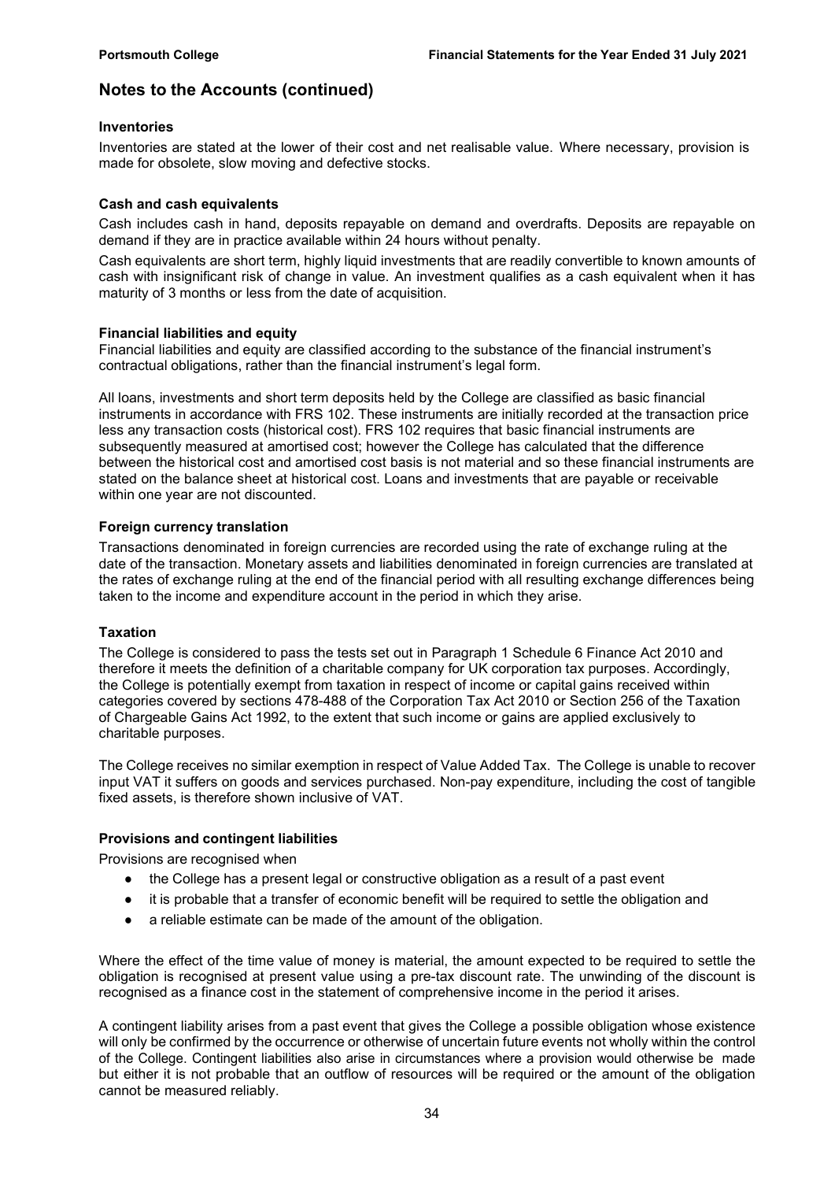## Notes to the Accounts (continued)

### Inventories

Inventories are stated at the lower of their cost and net realisable value. Where necessary, provision is made for obsolete, slow moving and defective stocks.

### Cash and cash equivalents

Cash includes cash in hand, deposits repayable on demand and overdrafts. Deposits are repayable on demand if they are in practice available within 24 hours without penalty.

Cash equivalents are short term, highly liquid investments that are readily convertible to known amounts of cash with insignificant risk of change in value. An investment qualifies as a cash equivalent when it has maturity of 3 months or less from the date of acquisition.

### Financial liabilities and equity

Financial liabilities and equity are classified according to the substance of the financial instrument's contractual obligations, rather than the financial instrument's legal form.

All loans, investments and short term deposits held by the College are classified as basic financial instruments in accordance with FRS 102. These instruments are initially recorded at the transaction price less any transaction costs (historical cost). FRS 102 requires that basic financial instruments are subsequently measured at amortised cost; however the College has calculated that the difference between the historical cost and amortised cost basis is not material and so these financial instruments are stated on the balance sheet at historical cost. Loans and investments that are payable or receivable within one year are not discounted.

### Foreign currency translation

Transactions denominated in foreign currencies are recorded using the rate of exchange ruling at the date of the transaction. Monetary assets and liabilities denominated in foreign currencies are translated at the rates of exchange ruling at the end of the financial period with all resulting exchange differences being taken to the income and expenditure account in the period in which they arise.

### Taxation

The College is considered to pass the tests set out in Paragraph 1 Schedule 6 Finance Act 2010 and therefore it meets the definition of a charitable company for UK corporation tax purposes. Accordingly, the College is potentially exempt from taxation in respect of income or capital gains received within categories covered by sections 478-488 of the Corporation Tax Act 2010 or Section 256 of the Taxation of Chargeable Gains Act 1992, to the extent that such income or gains are applied exclusively to charitable purposes.

The College receives no similar exemption in respect of Value Added Tax. The College is unable to recover input VAT it suffers on goods and services purchased. Non-pay expenditure, including the cost of tangible fixed assets, is therefore shown inclusive of VAT.

### Provisions and contingent liabilities

Provisions are recognised when

- the College has a present legal or constructive obligation as a result of a past event
- it is probable that a transfer of economic benefit will be required to settle the obligation and
- a reliable estimate can be made of the amount of the obligation.

Where the effect of the time value of money is material, the amount expected to be required to settle the obligation is recognised at present value using a pre-tax discount rate. The unwinding of the discount is recognised as a finance cost in the statement of comprehensive income in the period it arises.

A contingent liability arises from a past event that gives the College a possible obligation whose existence will only be confirmed by the occurrence or otherwise of uncertain future events not wholly within the control of the College. Contingent liabilities also arise in circumstances where a provision would otherwise be made but either it is not probable that an outflow of resources will be required or the amount of the obligation cannot be measured reliably.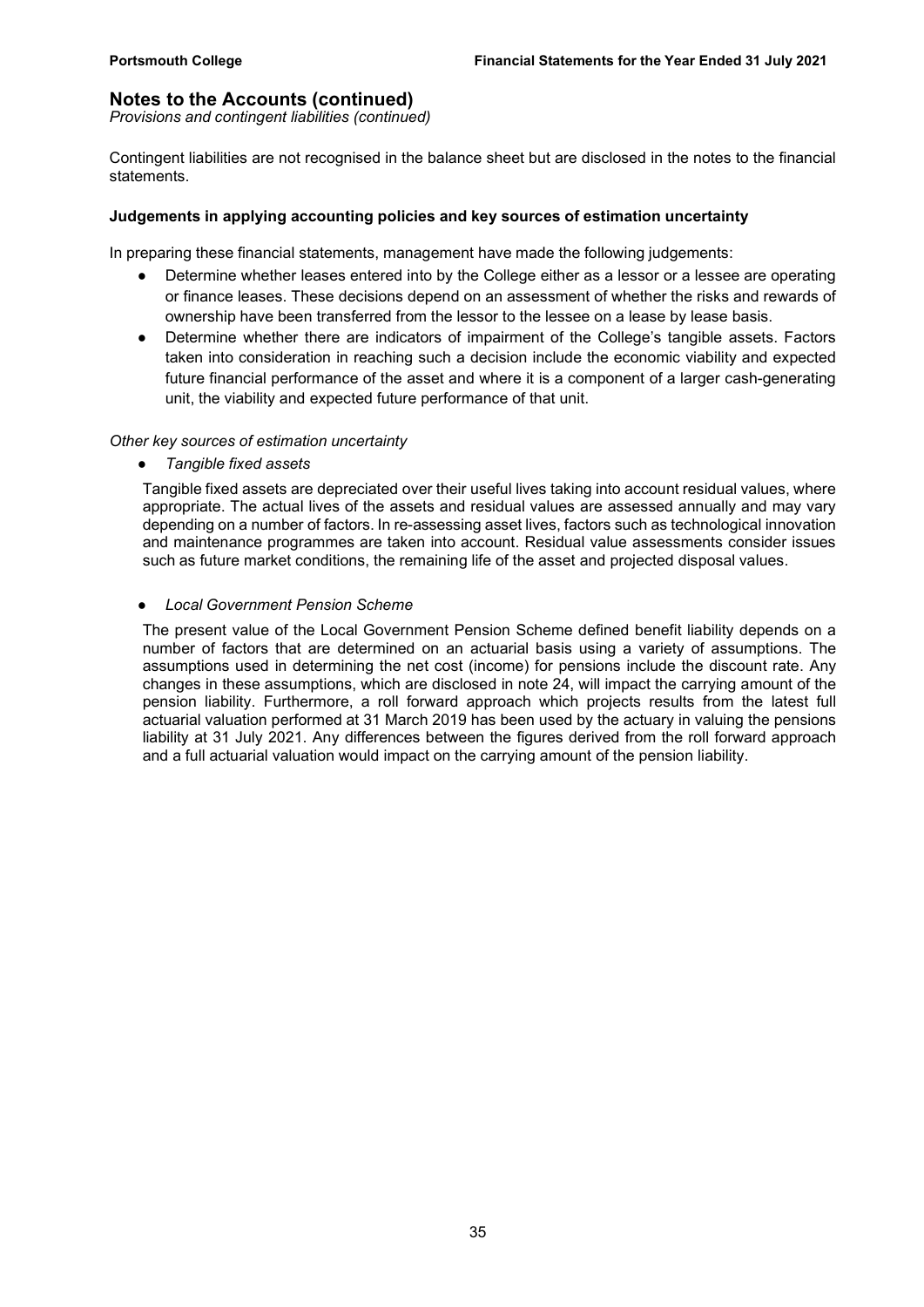## Notes to the Accounts (continued)

*Provisions and contingent liabilities (continued)*

Contingent liabilities are not recognised in the balance sheet but are disclosed in the notes to the financial statements.

**Judgements in applying accounting policies and key sources of estimation uncertainty**

In preparing these financial statements, management have made the following judgements:

- Determine whether leases entered into by the College either as a lessor or a lessee are operating or finance leases. These decisions depend on an assessment of whether the risks and rewards of ownership have been transferred from the lessor to the lessee on a lease by lease basis.
- Determine whether there are indicators of impairment of the College's tangible assets. Factors taken into consideration in reaching such a decision include the economic viability and expected future financial performance of the asset and where it is a component of a larger cash-generating unit, the viability and expected future performance of that unit.

*Other key sources of estimation uncertainty*

- *Tangible fixed assets*

  Tangible fixed assets are depreciated over their useful lives taking into account residual values, where appropriate. The actual lives of the assets and residual values are assessed annually and may vary depending on a number of factors. In re-assessing asset lives, factors such as technological innovation and maintenance programmes are taken into account. Residual value assessments consider issues such as future market conditions, the remaining life of the asset and projected disposal values.

- *Local Government Pension Scheme*

  The present value of the Local Government Pension Scheme defined benefit liability depends on a number of factors that are determined on an actuarial basis using a variety of assumptions. The assumptions used in determining the net cost (income) for pensions include the discount rate. Any changes in these assumptions, which are disclosed in note 24, will impact the carrying amount of the pension liability. Furthermore, a roll forward approach which projects results from the latest full actuarial valuation performed at 31 March 2019 has been used by the actuary in valuing the pensions liability at 31 July 2021. Any differences between the figures derived from the roll forward approach and a full actuarial valuation would impact on the carrying amount of the pension liability.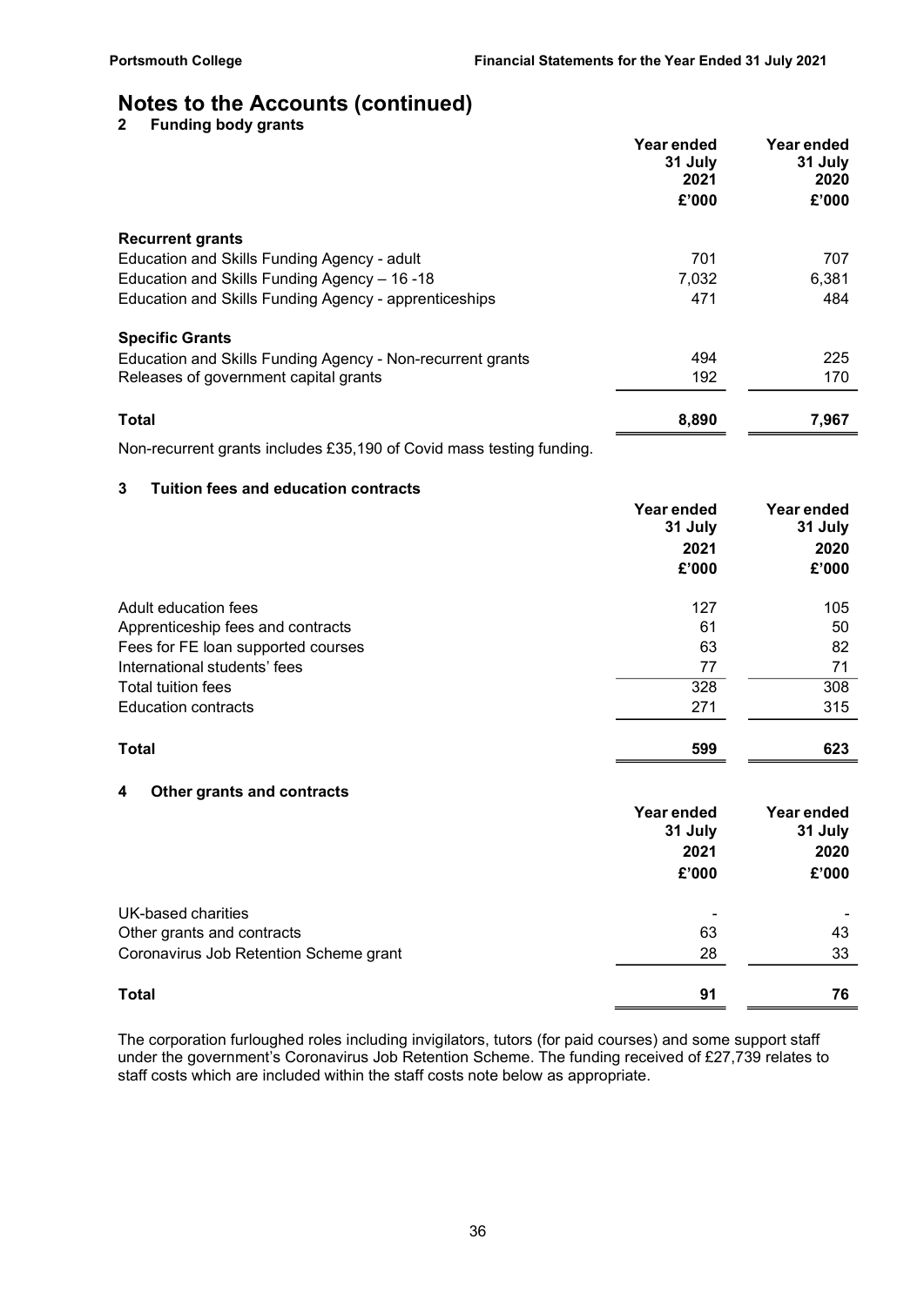# Notes to the Accounts (continued)

## 2 Funding body grants

| | Year ended 31 July 2021 £'000 | Year ended 31 July 2020 £'000 |
|---|---|---|
| **Recurrent grants** | | |
| Education and Skills Funding Agency - adult | 701 | 707 |
| Education and Skills Funding Agency – 16 -18 | 7,032 | 6,381 |
| Education and Skills Funding Agency - apprenticeships | 471 | 484 |
| **Specific Grants** | | |
| Education and Skills Funding Agency - Non-recurrent grants | 494 | 225 |
| Releases of government capital grants | 192 | 170 |
| **Total** | **8,890** | **7,967** |

Non-recurrent grants includes £35,190 of Covid mass testing funding.

## 3 Tuition fees and education contracts

| | Year ended 31 July 2021 £'000 | Year ended 31 July 2020 £'000 |
|---|---|---|
| Adult education fees | 127 | 105 |
| Apprenticeship fees and contracts | 61 | 50 |
| Fees for FE loan supported courses | 63 | 82 |
| International students' fees | 77 | 71 |
| Total tuition fees | 328 | 308 |
| Education contracts | 271 | 315 |
| **Total** | **599** | **623** |

## 4 Other grants and contracts

| | Year ended 31 July 2021 £'000 | Year ended 31 July 2020 £'000 |
|---|---|---|
| UK-based charities | - | - |
| Other grants and contracts | 63 | 43 |
| Coronavirus Job Retention Scheme grant | 28 | 33 |
| **Total** | **91** | **76** |

The corporation furloughed roles including invigilators, tutors (for paid courses) and some support staff under the government's Coronavirus Job Retention Scheme. The funding received of £27,739 relates to staff costs which are included within the staff costs note below as appropriate.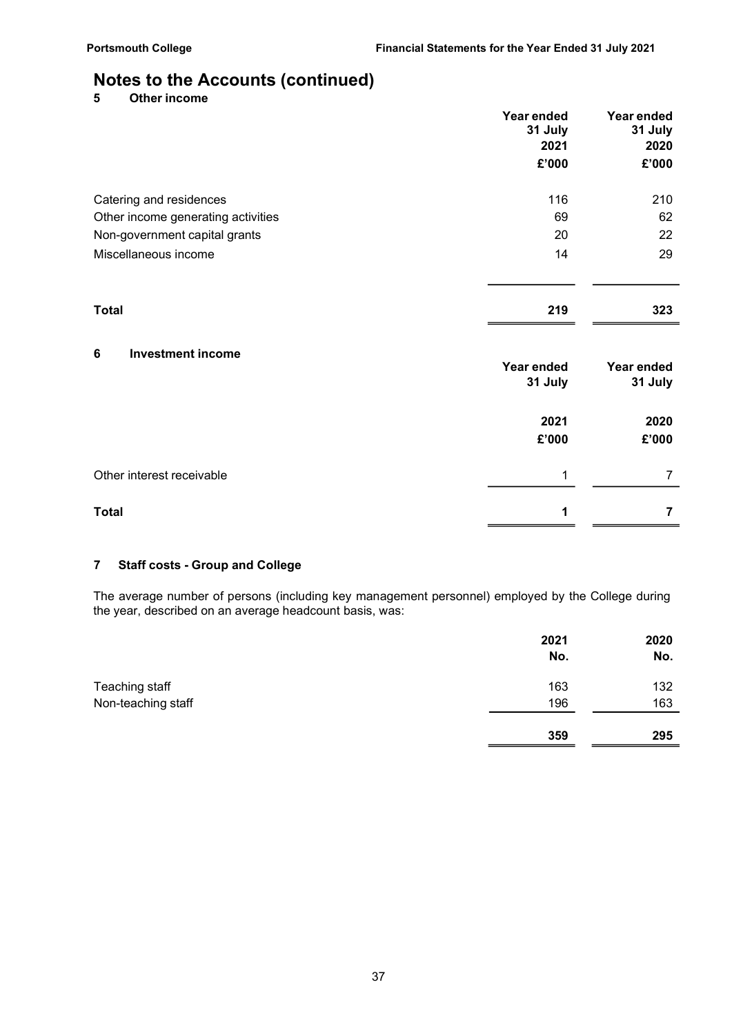# Notes to the Accounts (continued)

## 5 Other income

| | Year ended 31 July 2021 £'000 | Year ended 31 July 2020 £'000 |
|---|---|---|
| Catering and residences | 116 | 210 |
| Other income generating activities | 69 | 62 |
| Non-government capital grants | 20 | 22 |
| Miscellaneous income | 14 | 29 |
| **Total** | **219** | **323** |

## 6 Investment income

| | Year ended 31 July 2021 £'000 | Year ended 31 July 2020 £'000 |
|---|---|---|
| Other interest receivable | 1 | 7 |
| **Total** | **1** | **7** |

## 7 Staff costs - Group and College

The average number of persons (including key management personnel) employed by the College during the year, described on an average headcount basis, was:

| | 2021 No. | 2020 No. |
|---|---|---|
| Teaching staff | 163 | 132 |
| Non-teaching staff | 196 | 163 |
| | **359** | **295** |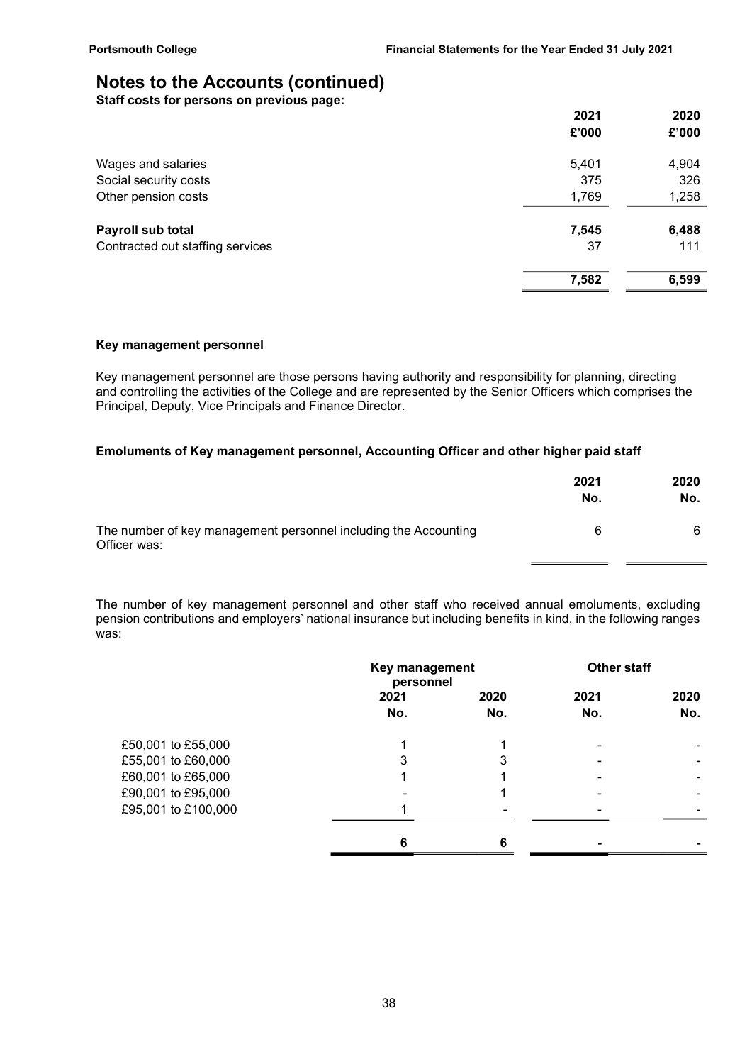# Notes to the Accounts (continued)

**Staff costs for persons on previous page:**

| | 2021 £'000 | 2020 £'000 |
|---|---|---|
| Wages and salaries | 5,401 | 4,904 |
| Social security costs | 375 | 326 |
| Other pension costs | 1,769 | 1,258 |
| **Payroll sub total** | **7,545** | **6,488** |
| Contracted out staffing services | 37 | 111 |
| | **7,582** | **6,599** |

**Key management personnel**

Key management personnel are those persons having authority and responsibility for planning, directing and controlling the activities of the College and are represented by the Senior Officers which comprises the Principal, Deputy, Vice Principals and Finance Director.

**Emoluments of Key management personnel, Accounting Officer and other higher paid staff**

| | 2021 No. | 2020 No. |
|---|---|---|
| The number of key management personnel including the Accounting Officer was: | 6 | 6 |

The number of key management personnel and other staff who received annual emoluments, excluding pension contributions and employers' national insurance but including benefits in kind, in the following ranges was:

| | Key management personnel | | Other staff | |
|---|---|---|---|---|
| | 2021 No. | 2020 No. | 2021 No. | 2020 No. |
| £50,001 to £55,000 | 1 | 1 | - | - |
| £55,001 to £60,000 | 3 | 3 | - | - |
| £60,001 to £65,000 | 1 | 1 | - | - |
| £90,001 to £95,000 | - | 1 | - | - |
| £95,001 to £100,000 | 1 | - | - | - |
| | **6** | **6** | **-** | **-** |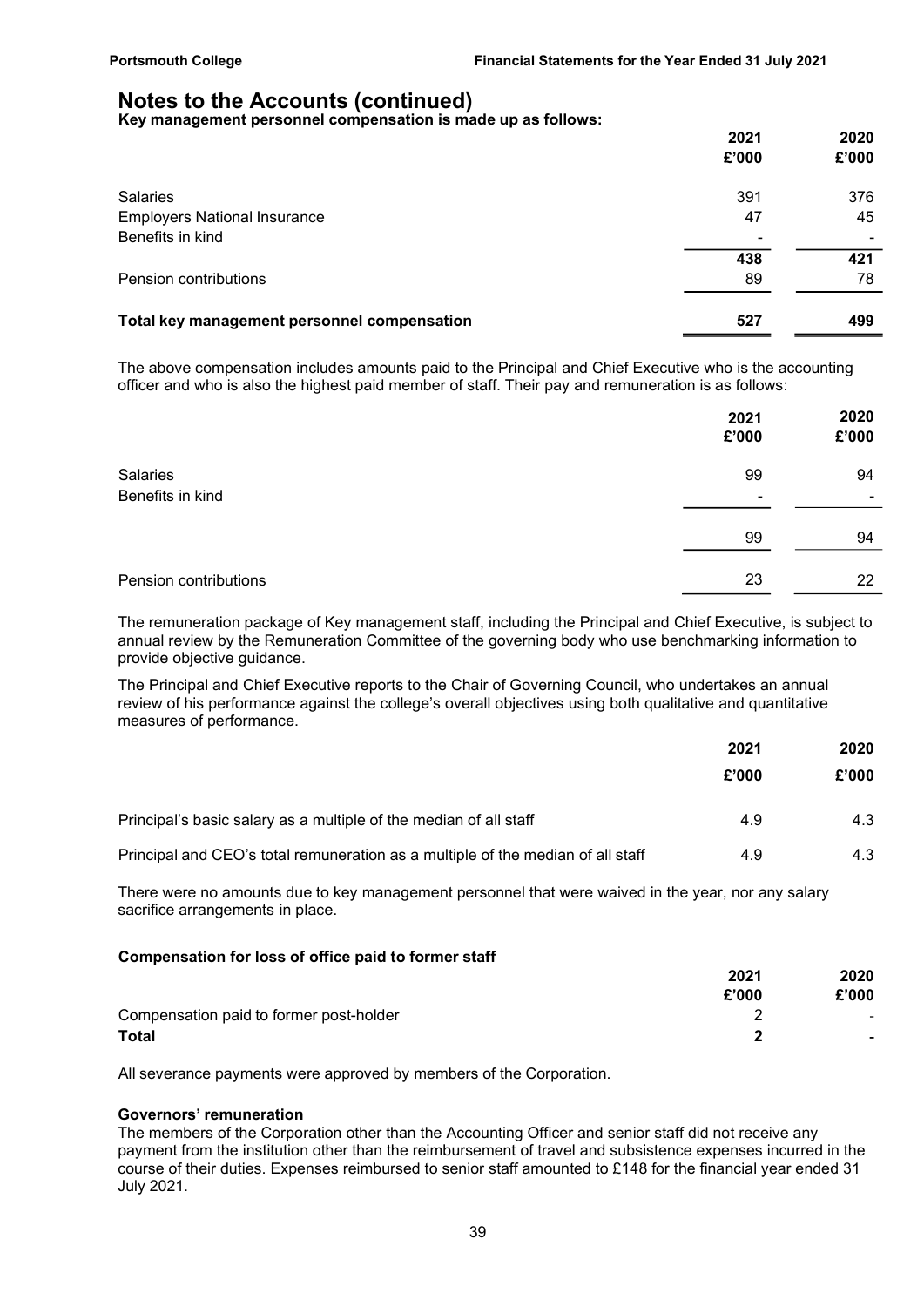# Notes to the Accounts (continued)

**Key management personnel compensation is made up as follows:**

| | 2021 £'000 | 2020 £'000 |
|---|---|---|
| Salaries | 391 | 376 |
| Employers National Insurance | 47 | 45 |
| Benefits in kind | - | - |
| | **438** | **421** |
| Pension contributions | 89 | 78 |
| **Total key management personnel compensation** | **527** | **499** |

The above compensation includes amounts paid to the Principal and Chief Executive who is the accounting officer and who is also the highest paid member of staff. Their pay and remuneration is as follows:

| | 2021 £'000 | 2020 £'000 |
|---|---|---|
| Salaries | 99 | 94 |
| Benefits in kind | - | - |
| | 99 | 94 |
| Pension contributions | 23 | 22 |

The remuneration package of Key management staff, including the Principal and Chief Executive, is subject to annual review by the Remuneration Committee of the governing body who use benchmarking information to provide objective guidance.

The Principal and Chief Executive reports to the Chair of Governing Council, who undertakes an annual review of his performance against the college's overall objectives using both qualitative and quantitative measures of performance.

| | 2021 £'000 | 2020 £'000 |
|---|---|---|
| Principal's basic salary as a multiple of the median of all staff | 4.9 | 4.3 |
| Principal and CEO's total remuneration as a multiple of the median of all staff | 4.9 | 4.3 |

There were no amounts due to key management personnel that were waived in the year, nor any salary sacrifice arrangements in place.

**Compensation for loss of office paid to former staff**

| | 2021 £'000 | 2020 £'000 |
|---|---|---|
| Compensation paid to former post-holder | 2 | - |
| **Total** | **2** | **-** |

All severance payments were approved by members of the Corporation.

**Governors' remuneration**

The members of the Corporation other than the Accounting Officer and senior staff did not receive any payment from the institution other than the reimbursement of travel and subsistence expenses incurred in the course of their duties. Expenses reimbursed to senior staff amounted to £148 for the financial year ended 31 July 2021.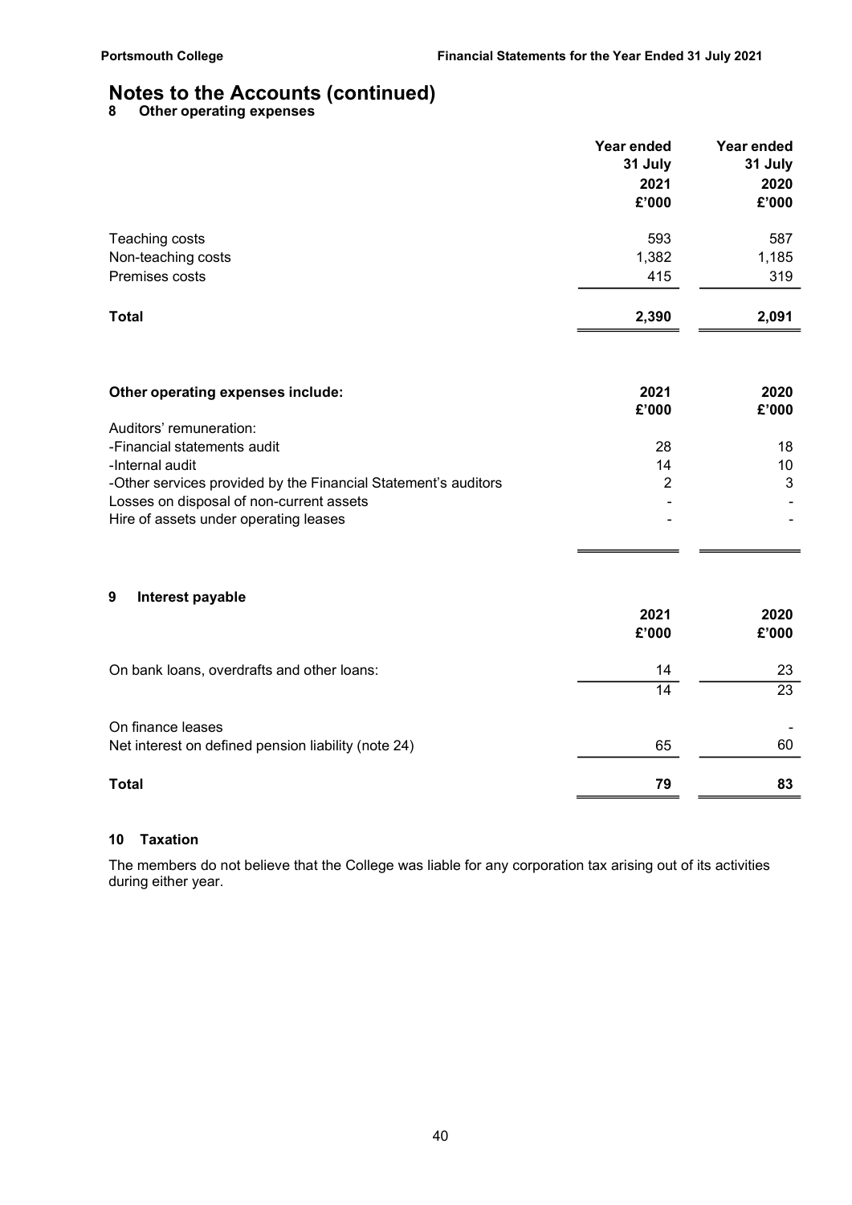# Notes to the Accounts (continued)

## 8 Other operating expenses

| | Year ended 31 July 2021 £'000 | Year ended 31 July 2020 £'000 |
|---|---|---|
| Teaching costs | 593 | 587 |
| Non-teaching costs | 1,382 | 1,185 |
| Premises costs | 415 | 319 |
| **Total** | **2,390** | **2,091** |

| **Other operating expenses include:** | **2021 £'000** | **2020 £'000** |
|---|---|---|
| Auditors' remuneration: | | |
| -Financial statements audit | 28 | 18 |
| -Internal audit | 14 | 10 |
| -Other services provided by the Financial Statement's auditors | 2 | 3 |
| Losses on disposal of non-current assets | - | - |
| Hire of assets under operating leases | - | - |

## 9 Interest payable

| | 2021 £'000 | 2020 £'000 |
|---|---|---|
| On bank loans, overdrafts and other loans: | 14 | 23 |
| | 14 | 23 |
| On finance leases | | - |
| Net interest on defined pension liability (note 24) | 65 | 60 |
| **Total** | **79** | **83** |

## 10 Taxation

The members do not believe that the College was liable for any corporation tax arising out of its activities during either year.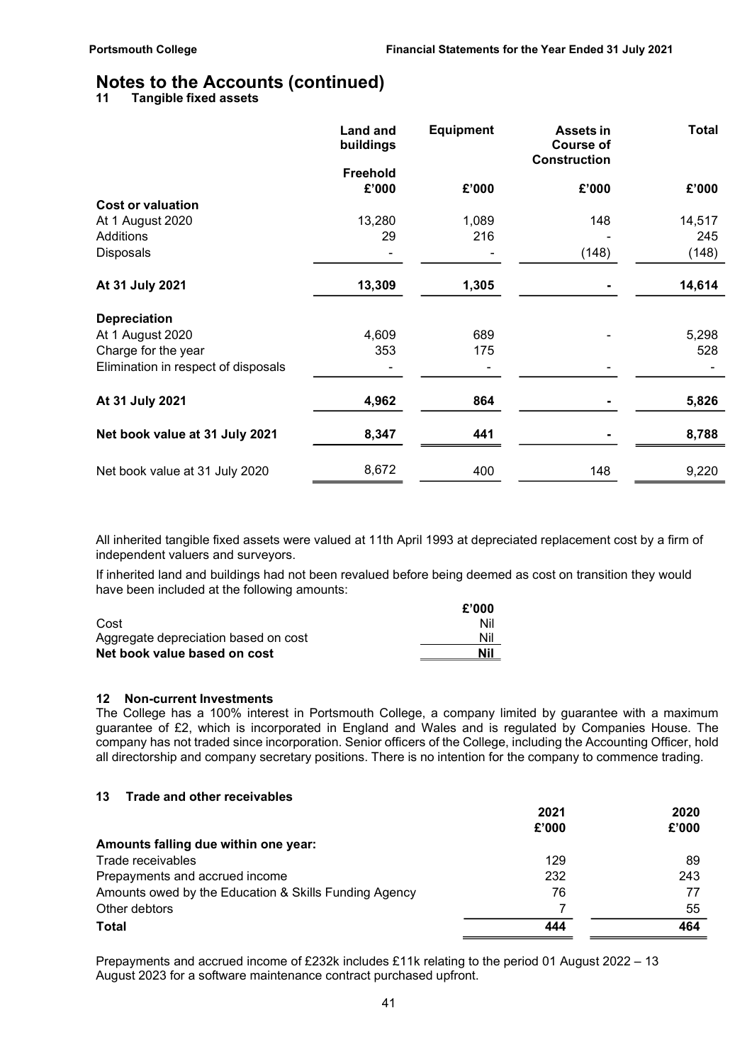# Notes to the Accounts (continued)

## 11 Tangible fixed assets

| | Land and buildings | Equipment | Assets in Course of Construction | Total |
|---|---|---|---|---|
| | Freehold £'000 | £'000 | £'000 | £'000 |
| **Cost or valuation** | | | | |
| At 1 August 2020 | 13,280 | 1,089 | 148 | 14,517 |
| Additions | 29 | 216 | - | 245 |
| Disposals | - | - | (148) | (148) |
| **At 31 July 2021** | **13,309** | **1,305** | **-** | **14,614** |
| **Depreciation** | | | | |
| At 1 August 2020 | 4,609 | 689 | - | 5,298 |
| Charge for the year | 353 | 175 | | 528 |
| Elimination in respect of disposals | - | - | - | - |
| **At 31 July 2021** | **4,962** | **864** | **-** | **5,826** |
| **Net book value at 31 July 2021** | **8,347** | **441** | **-** | **8,788** |
| Net book value at 31 July 2020 | 8,672 | 400 | 148 | 9,220 |

All inherited tangible fixed assets were valued at 11th April 1993 at depreciated replacement cost by a firm of independent valuers and surveyors.

If inherited land and buildings had not been revalued before being deemed as cost on transition they would have been included at the following amounts:

| | £'000 |
|---|---|
| Cost | Nil |
| Aggregate depreciation based on cost | Nil |
| **Net book value based on cost** | **Nil** |

## 12 Non-current Investments

The College has a 100% interest in Portsmouth College, a company limited by guarantee with a maximum guarantee of £2, which is incorporated in England and Wales and is regulated by Companies House. The company has not traded since incorporation. Senior officers of the College, including the Accounting Officer, hold all directorship and company secretary positions. There is no intention for the company to commence trading.

## 13 Trade and other receivables

| | 2021 £'000 | 2020 £'000 |
|---|---|---|
| **Amounts falling due within one year:** | | |
| Trade receivables | 129 | 89 |
| Prepayments and accrued income | 232 | 243 |
| Amounts owed by the Education & Skills Funding Agency | 76 | 77 |
| Other debtors | 7 | 55 |
| **Total** | **444** | **464** |

Prepayments and accrued income of £232k includes £11k relating to the period 01 August 2022 – 13 August 2023 for a software maintenance contract purchased upfront.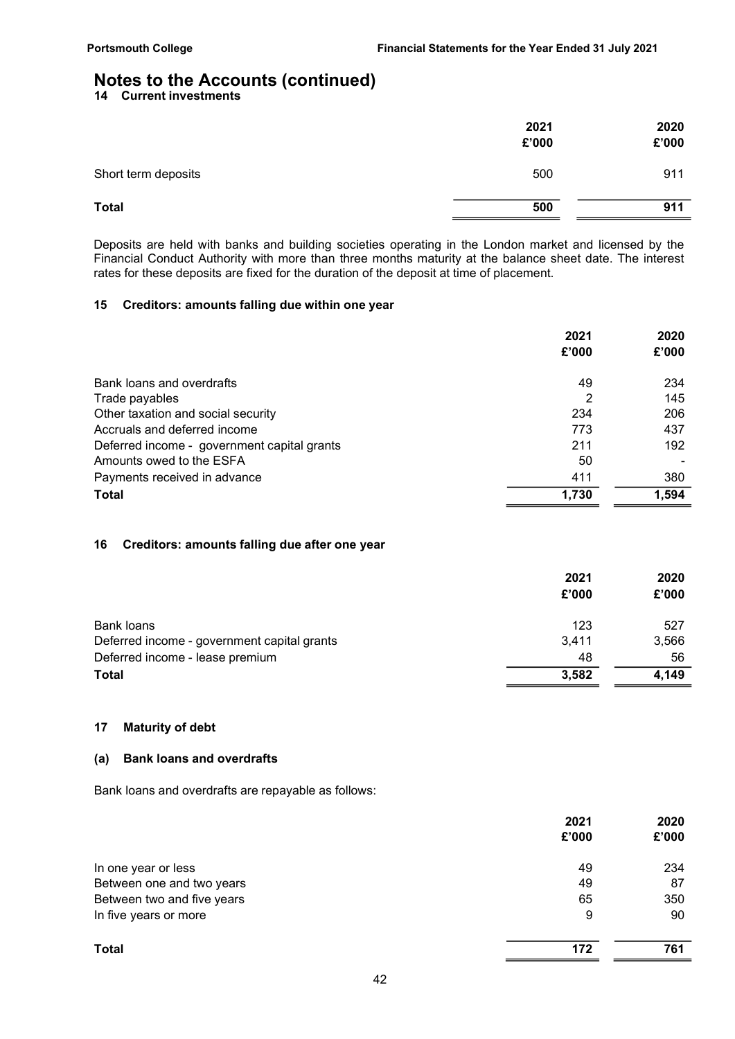# Notes to the Accounts (continued)

## 14 Current investments

| | 2021 £'000 | 2020 £'000 |
|---|---|---|
| Short term deposits | 500 | 911 |
| **Total** | **500** | **911** |

Deposits are held with banks and building societies operating in the London market and licensed by the Financial Conduct Authority with more than three months maturity at the balance sheet date. The interest rates for these deposits are fixed for the duration of the deposit at time of placement.

## 15 Creditors: amounts falling due within one year

| | 2021 £'000 | 2020 £'000 |
|---|---|---|
| Bank loans and overdrafts | 49 | 234 |
| Trade payables | 2 | 145 |
| Other taxation and social security | 234 | 206 |
| Accruals and deferred income | 773 | 437 |
| Deferred income - government capital grants | 211 | 192 |
| Amounts owed to the ESFA | 50 | - |
| Payments received in advance | 411 | 380 |
| **Total** | **1,730** | **1,594** |

## 16 Creditors: amounts falling due after one year

| | 2021 £'000 | 2020 £'000 |
|---|---|---|
| Bank loans | 123 | 527 |
| Deferred income - government capital grants | 3,411 | 3,566 |
| Deferred income - lease premium | 48 | 56 |
| **Total** | **3,582** | **4,149** |

## 17 Maturity of debt

### (a) Bank loans and overdrafts

Bank loans and overdrafts are repayable as follows:

| | 2021 £'000 | 2020 £'000 |
|---|---|---|
| In one year or less | 49 | 234 |
| Between one and two years | 49 | 87 |
| Between two and five years | 65 | 350 |
| In five years or more | 9 | 90 |
| **Total** | **172** | **761** |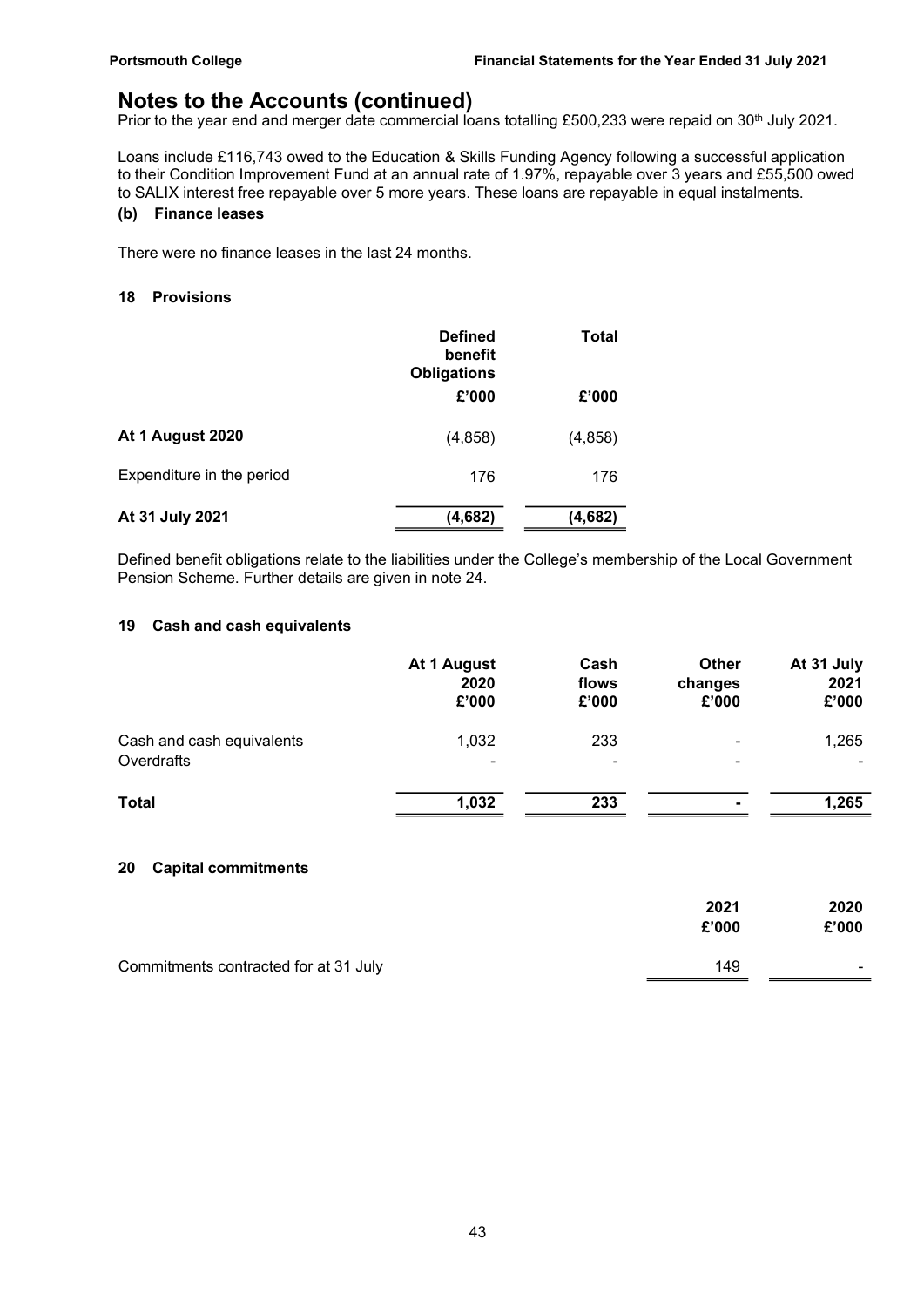# Notes to the Accounts (continued)

Prior to the year end and merger date commercial loans totalling £500,233 were repaid on 30th July 2021.

Loans include £116,743 owed to the Education & Skills Funding Agency following a successful application to their Condition Improvement Fund at an annual rate of 1.97%, repayable over 3 years and £55,500 owed to SALIX interest free repayable over 5 more years. These loans are repayable in equal instalments.

**(b) Finance leases**

There were no finance leases in the last 24 months.

## 18 Provisions

| | Defined benefit Obligations | Total |
|---|---|---|
| | £'000 | £'000 |
| **At 1 August 2020** | (4,858) | (4,858) |
| Expenditure in the period | 176 | 176 |
| **At 31 July 2021** | **(4,682)** | **(4,682)** |

Defined benefit obligations relate to the liabilities under the College's membership of the Local Government Pension Scheme. Further details are given in note 24.

## 19 Cash and cash equivalents

| | At 1 August 2020 £'000 | Cash flows £'000 | Other changes £'000 | At 31 July 2021 £'000 |
|---|---|---|---|---|
| Cash and cash equivalents | 1,032 | 233 | - | 1,265 |
| Overdrafts | - | - | - | - |
| **Total** | **1,032** | **233** | **-** | **1,265** |

## 20 Capital commitments

| | 2021 £'000 | 2020 £'000 |
|---|---|---|
| Commitments contracted for at 31 July | 149 | - |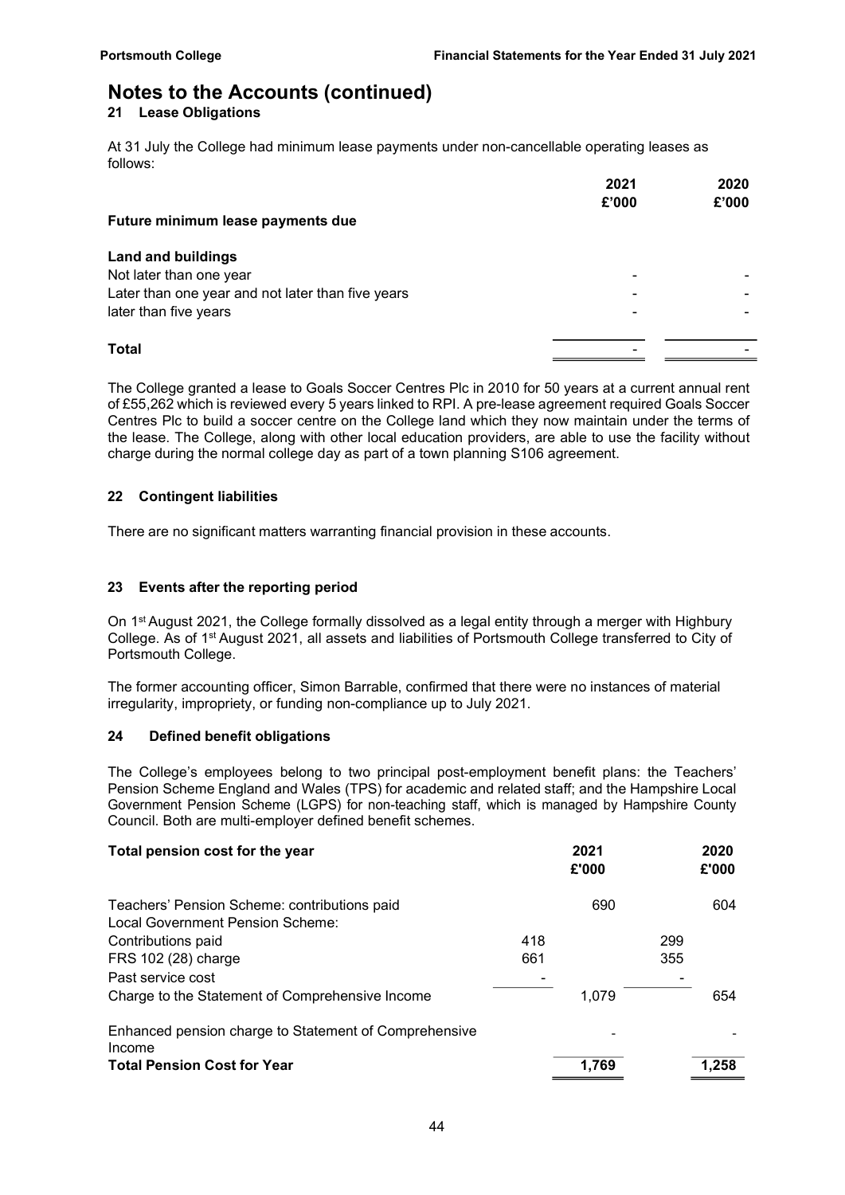# Notes to the Accounts (continued)

## 21 Lease Obligations

At 31 July the College had minimum lease payments under non-cancellable operating leases as follows:

| | 2021 £'000 | 2020 £'000 |
|---|---|---|
| **Future minimum lease payments due** | | |
| **Land and buildings** | | |
| Not later than one year | - | - |
| Later than one year and not later than five years | - | - |
| later than five years | - | - |
| **Total** | - | - |

The College granted a lease to Goals Soccer Centres Plc in 2010 for 50 years at a current annual rent of £55,262 which is reviewed every 5 years linked to RPI. A pre-lease agreement required Goals Soccer Centres Plc to build a soccer centre on the College land which they now maintain under the terms of the lease. The College, along with other local education providers, are able to use the facility without charge during the normal college day as part of a town planning S106 agreement.

## 22 Contingent liabilities

There are no significant matters warranting financial provision in these accounts.

## 23 Events after the reporting period

On 1st August 2021, the College formally dissolved as a legal entity through a merger with Highbury College. As of 1st August 2021, all assets and liabilities of Portsmouth College transferred to City of Portsmouth College.

The former accounting officer, Simon Barrable, confirmed that there were no instances of material irregularity, impropriety, or funding non-compliance up to July 2021.

## 24 Defined benefit obligations

The College's employees belong to two principal post-employment benefit plans: the Teachers' Pension Scheme England and Wales (TPS) for academic and related staff; and the Hampshire Local Government Pension Scheme (LGPS) for non-teaching staff, which is managed by Hampshire County Council. Both are multi-employer defined benefit schemes.

| **Total pension cost for the year** | | 2021 £'000 | | 2020 £'000 |
|---|---|---|---|---|
| Teachers' Pension Scheme: contributions paid | | 690 | | 604 |
| Local Government Pension Scheme: | | | | |
| Contributions paid | 418 | | 299 | |
| FRS 102 (28) charge | 661 | | 355 | |
| Past service cost | - | | - | |
| Charge to the Statement of Comprehensive Income | | 1,079 | | 654 |
| Enhanced pension charge to Statement of Comprehensive Income | | - | | - |
| **Total Pension Cost for Year** | | **1,769** | | **1,258** |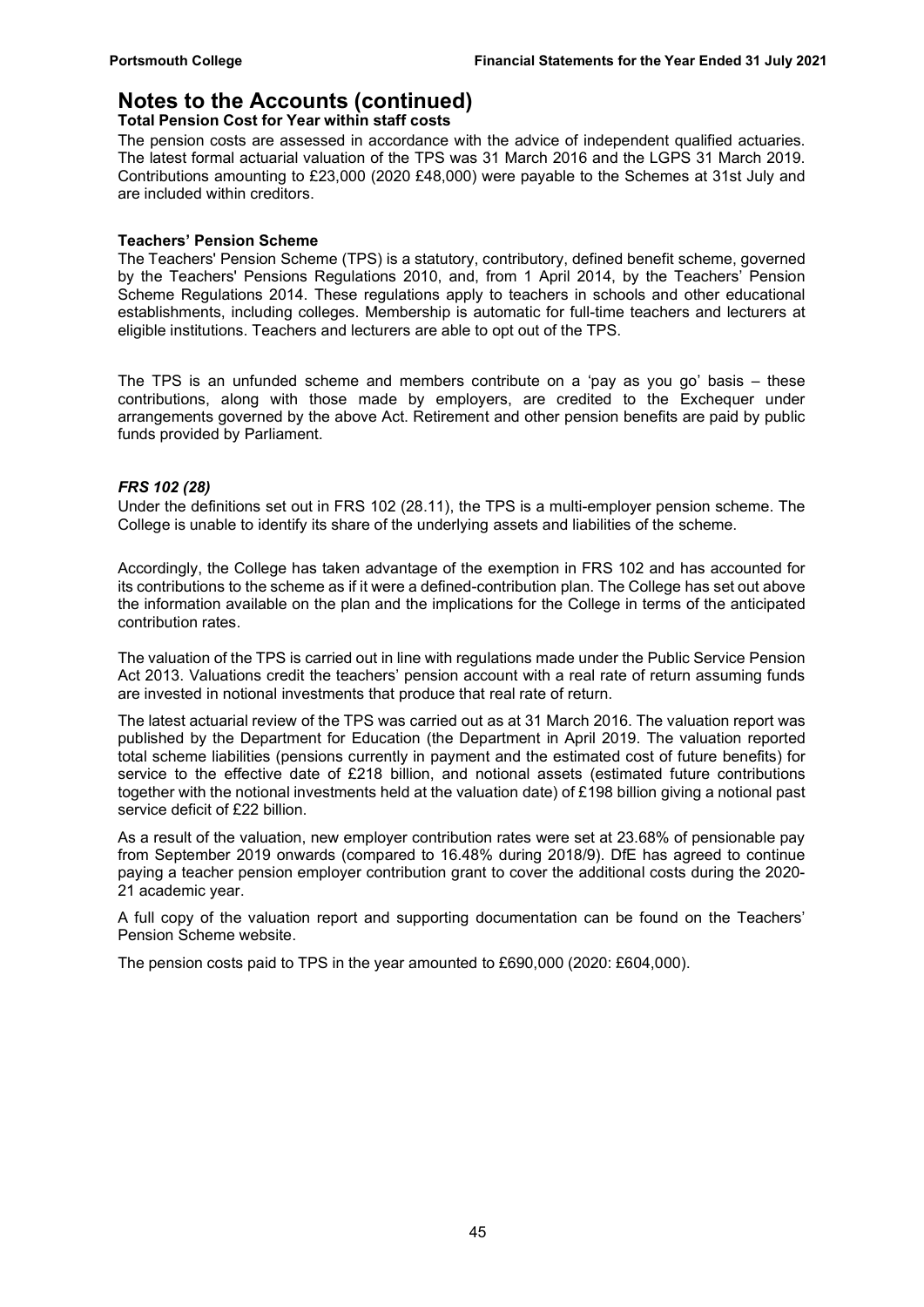# Notes to the Accounts (continued)

**Total Pension Cost for Year within staff costs**

The pension costs are assessed in accordance with the advice of independent qualified actuaries. The latest formal actuarial valuation of the TPS was 31 March 2016 and the LGPS 31 March 2019. Contributions amounting to £23,000 (2020 £48,000) were payable to the Schemes at 31st July and are included within creditors.

**Teachers' Pension Scheme**

The Teachers' Pension Scheme (TPS) is a statutory, contributory, defined benefit scheme, governed by the Teachers' Pensions Regulations 2010, and, from 1 April 2014, by the Teachers' Pension Scheme Regulations 2014. These regulations apply to teachers in schools and other educational establishments, including colleges. Membership is automatic for full-time teachers and lecturers at eligible institutions. Teachers and lecturers are able to opt out of the TPS.

The TPS is an unfunded scheme and members contribute on a 'pay as you go' basis – these contributions, along with those made by employers, are credited to the Exchequer under arrangements governed by the above Act. Retirement and other pension benefits are paid by public funds provided by Parliament.

***FRS 102 (28)***

Under the definitions set out in FRS 102 (28.11), the TPS is a multi-employer pension scheme. The College is unable to identify its share of the underlying assets and liabilities of the scheme.

Accordingly, the College has taken advantage of the exemption in FRS 102 and has accounted for its contributions to the scheme as if it were a defined-contribution plan. The College has set out above the information available on the plan and the implications for the College in terms of the anticipated contribution rates.

The valuation of the TPS is carried out in line with regulations made under the Public Service Pension Act 2013. Valuations credit the teachers' pension account with a real rate of return assuming funds are invested in notional investments that produce that real rate of return.

The latest actuarial review of the TPS was carried out as at 31 March 2016. The valuation report was published by the Department for Education (the Department in April 2019. The valuation reported total scheme liabilities (pensions currently in payment and the estimated cost of future benefits) for service to the effective date of £218 billion, and notional assets (estimated future contributions together with the notional investments held at the valuation date) of £198 billion giving a notional past service deficit of £22 billion.

As a result of the valuation, new employer contribution rates were set at 23.68% of pensionable pay from September 2019 onwards (compared to 16.48% during 2018/9). DfE has agreed to continue paying a teacher pension employer contribution grant to cover the additional costs during the 2020-21 academic year.

A full copy of the valuation report and supporting documentation can be found on the Teachers' Pension Scheme website.

The pension costs paid to TPS in the year amounted to £690,000 (2020: £604,000).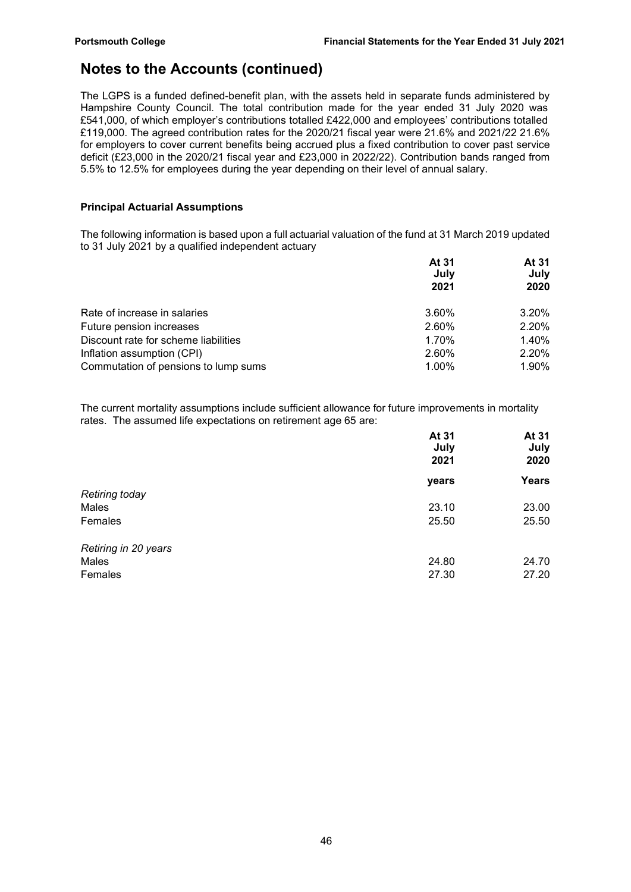# Notes to the Accounts (continued)

The LGPS is a funded defined-benefit plan, with the assets held in separate funds administered by Hampshire County Council. The total contribution made for the year ended 31 July 2020 was £541,000, of which employer's contributions totalled £422,000 and employees' contributions totalled £119,000. The agreed contribution rates for the 2020/21 fiscal year were 21.6% and 2021/22 21.6% for employers to cover current benefits being accrued plus a fixed contribution to cover past service deficit (£23,000 in the 2020/21 fiscal year and £23,000 in 2022/22). Contribution bands ranged from 5.5% to 12.5% for employees during the year depending on their level of annual salary.

### Principal Actuarial Assumptions

The following information is based upon a full actuarial valuation of the fund at 31 March 2019 updated to 31 July 2021 by a qualified independent actuary

| | At 31 July 2021 | At 31 July 2020 |
|---|---|---|
| Rate of increase in salaries | 3.60% | 3.20% |
| Future pension increases | 2.60% | 2.20% |
| Discount rate for scheme liabilities | 1.70% | 1.40% |
| Inflation assumption (CPI) | 2.60% | 2.20% |
| Commutation of pensions to lump sums | 1.00% | 1.90% |

The current mortality assumptions include sufficient allowance for future improvements in mortality rates. The assumed life expectations on retirement age 65 are:

| | At 31 July 2021 | At 31 July 2020 |
|---|---|---|
| | years | Years |
| *Retiring today* | | |
| Males | 23.10 | 23.00 |
| Females | 25.50 | 25.50 |
| *Retiring in 20 years* | | |
| Males | 24.80 | 24.70 |
| Females | 27.30 | 27.20 |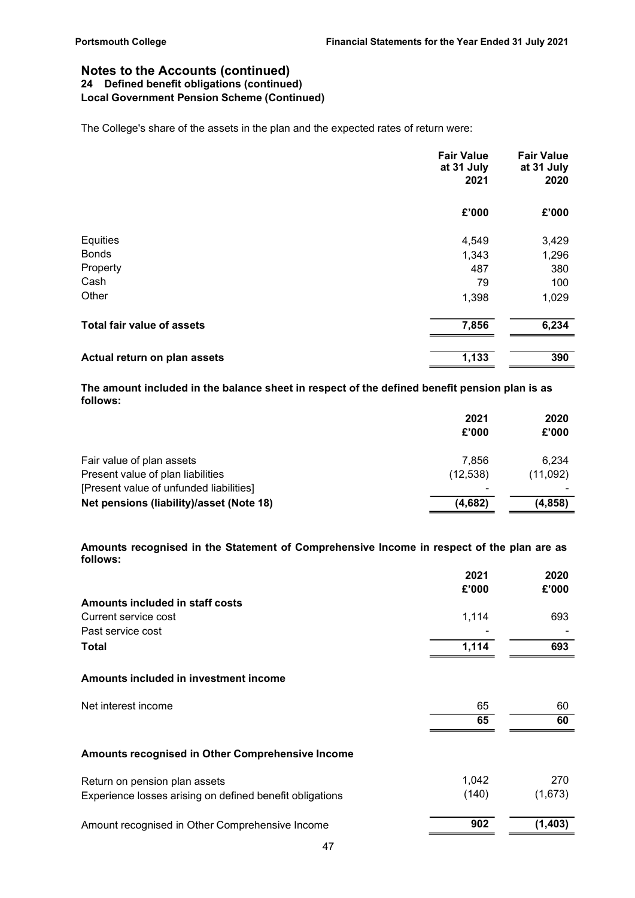## Notes to the Accounts (continued)

### 24 Defined benefit obligations (continued)

### Local Government Pension Scheme (Continued)

The College's share of the assets in the plan and the expected rates of return were:

| | Fair Value at 31 July 2021 | Fair Value at 31 July 2020 |
|---|---|---|
| | £'000 | £'000 |
| Equities | 4,549 | 3,429 |
| Bonds | 1,343 | 1,296 |
| Property | 487 | 380 |
| Cash | 79 | 100 |
| Other | 1,398 | 1,029 |
| **Total fair value of assets** | **7,856** | **6,234** |
| **Actual return on plan assets** | **1,133** | **390** |

**The amount included in the balance sheet in respect of the defined benefit pension plan is as follows:**

| | 2021 £'000 | 2020 £'000 |
|---|---|---|
| Fair value of plan assets | 7,856 | 6,234 |
| Present value of plan liabilities | (12,538) | (11,092) |
| [Present value of unfunded liabilities] | - | - |
| **Net pensions (liability)/asset (Note 18)** | **(4,682)** | **(4,858)** |

**Amounts recognised in the Statement of Comprehensive Income in respect of the plan are as follows:**

| | 2021 £'000 | 2020 £'000 |
|---|---|---|
| **Amounts included in staff costs** | | |
| Current service cost | 1,114 | 693 |
| Past service cost | - | - |
| **Total** | **1,114** | **693** |
| **Amounts included in investment income** | | |
| Net interest income | 65 | 60 |
| | **65** | **60** |
| **Amounts recognised in Other Comprehensive Income** | | |
| Return on pension plan assets | 1,042 | 270 |
| Experience losses arising on defined benefit obligations | (140) | (1,673) |
| Amount recognised in Other Comprehensive Income | **902** | **(1,403)** |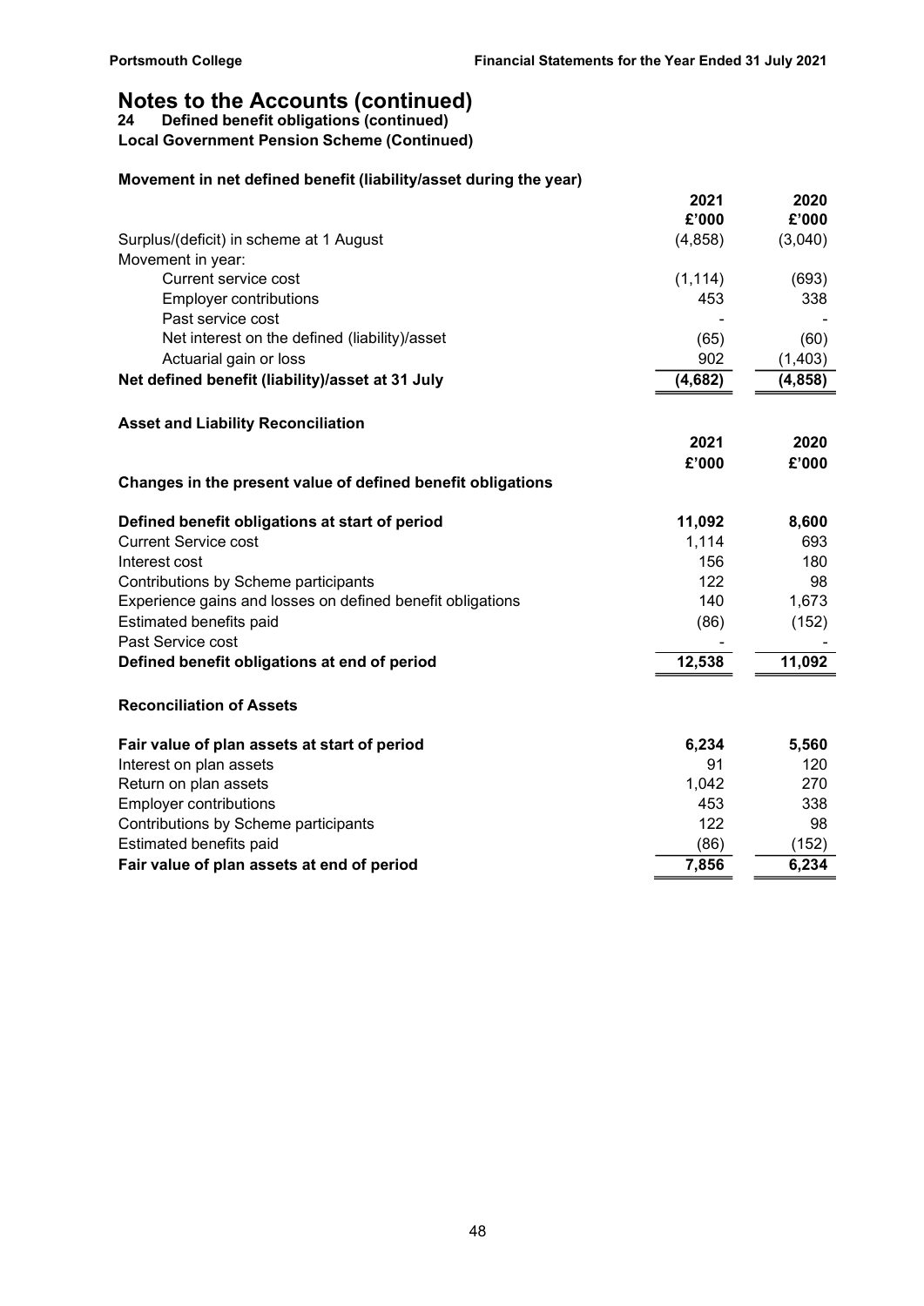# Notes to the Accounts (continued)

**24 Defined benefit obligations (continued)**

**Local Government Pension Scheme (Continued)**

**Movement in net defined benefit (liability/asset during the year)**

| | 2021 | 2020 |
|---|---|---|
| | £'000 | £'000 |
| Surplus/(deficit) in scheme at 1 August | (4,858) | (3,040) |
| Movement in year: | | |
| Current service cost | (1,114) | (693) |
| Employer contributions | 453 | 338 |
| Past service cost | - | - |
| Net interest on the defined (liability)/asset | (65) | (60) |
| Actuarial gain or loss | 902 | (1,403) |
| **Net defined benefit (liability)/asset at 31 July** | **(4,682)** | **(4,858)** |

**Asset and Liability Reconciliation**

| | 2021 | 2020 |
|---|---|---|
| | £'000 | £'000 |
| **Changes in the present value of defined benefit obligations** | | |
| **Defined benefit obligations at start of period** | **11,092** | **8,600** |
| Current Service cost | 1,114 | 693 |
| Interest cost | 156 | 180 |
| Contributions by Scheme participants | 122 | 98 |
| Experience gains and losses on defined benefit obligations | 140 | 1,673 |
| Estimated benefits paid | (86) | (152) |
| Past Service cost | - | - |
| **Defined benefit obligations at end of period** | **12,538** | **11,092** |

**Reconciliation of Assets**

| | 2021 | 2020 |
|---|---|---|
| **Fair value of plan assets at start of period** | **6,234** | **5,560** |
| Interest on plan assets | 91 | 120 |
| Return on plan assets | 1,042 | 270 |
| Employer contributions | 453 | 338 |
| Contributions by Scheme participants | 122 | 98 |
| Estimated benefits paid | (86) | (152) |
| **Fair value of plan assets at end of period** | **7,856** | **6,234** |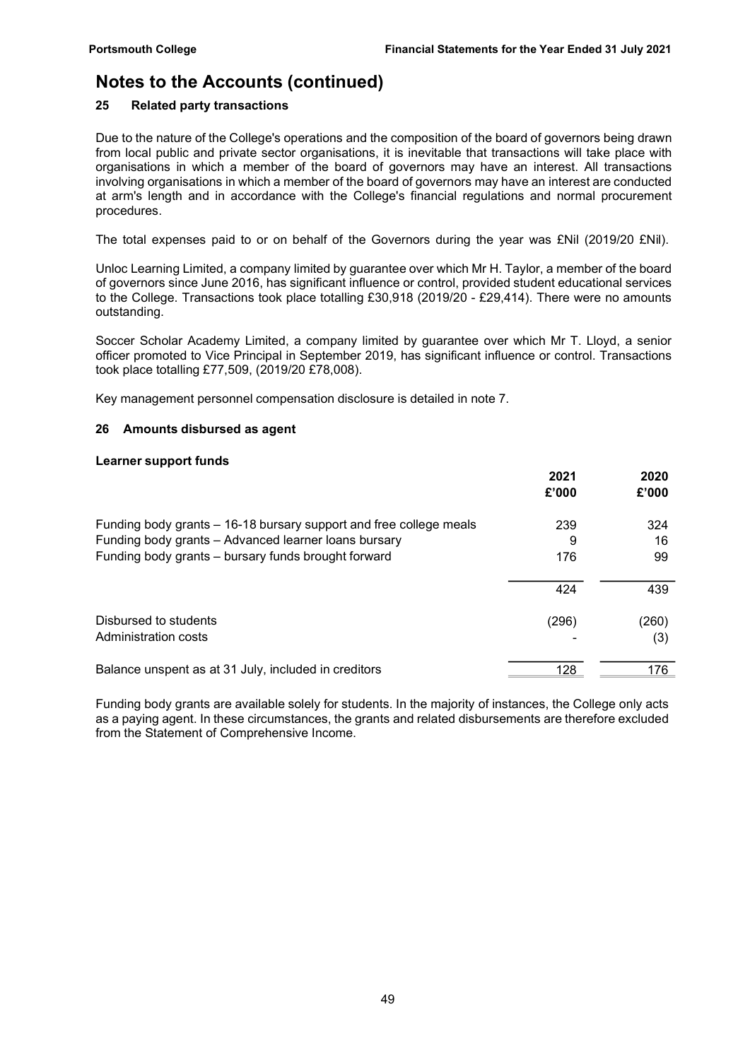# Notes to the Accounts (continued)

## 25 Related party transactions

Due to the nature of the College's operations and the composition of the board of governors being drawn from local public and private sector organisations, it is inevitable that transactions will take place with organisations in which a member of the board of governors may have an interest. All transactions involving organisations in which a member of the board of governors may have an interest are conducted at arm's length and in accordance with the College's financial regulations and normal procurement procedures.

The total expenses paid to or on behalf of the Governors during the year was £Nil (2019/20 £Nil).

Unloc Learning Limited, a company limited by guarantee over which Mr H. Taylor, a member of the board of governors since June 2016, has significant influence or control, provided student educational services to the College. Transactions took place totalling £30,918 (2019/20 - £29,414). There were no amounts outstanding.

Soccer Scholar Academy Limited, a company limited by guarantee over which Mr T. Lloyd, a senior officer promoted to Vice Principal in September 2019, has significant influence or control. Transactions took place totalling £77,509, (2019/20 £78,008).

Key management personnel compensation disclosure is detailed in note 7.

## 26 Amounts disbursed as agent

### Learner support funds

| | 2021 £'000 | 2020 £'000 |
|---|---|---|
| Funding body grants – 16-18 bursary support and free college meals | 239 | 324 |
| Funding body grants – Advanced learner loans bursary | 9 | 16 |
| Funding body grants – bursary funds brought forward | 176 | 99 |
| | 424 | 439 |
| Disbursed to students | (296) | (260) |
| Administration costs | - | (3) |
| Balance unspent as at 31 July, included in creditors | 128 | 176 |

Funding body grants are available solely for students. In the majority of instances, the College only acts as a paying agent. In these circumstances, the grants and related disbursements are therefore excluded from the Statement of Comprehensive Income.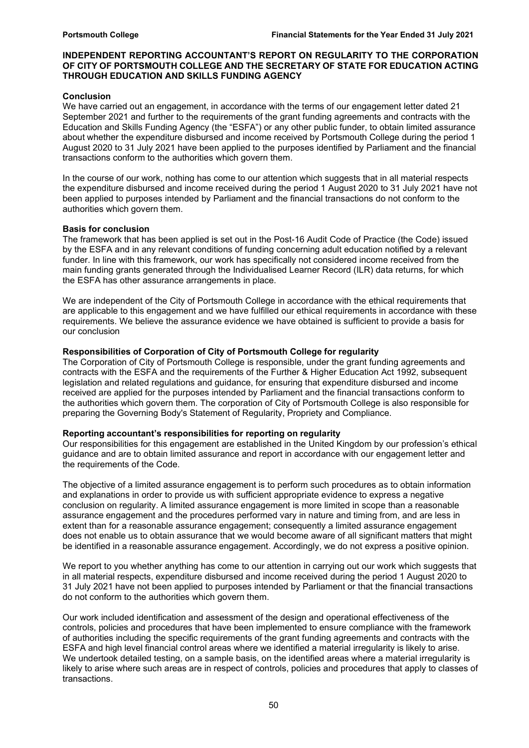## INDEPENDENT REPORTING ACCOUNTANT'S REPORT ON REGULARITY TO THE CORPORATION OF CITY OF PORTSMOUTH COLLEGE AND THE SECRETARY OF STATE FOR EDUCATION ACTING THROUGH EDUCATION AND SKILLS FUNDING AGENCY

### Conclusion

We have carried out an engagement, in accordance with the terms of our engagement letter dated 21 September 2021 and further to the requirements of the grant funding agreements and contracts with the Education and Skills Funding Agency (the "ESFA") or any other public funder, to obtain limited assurance about whether the expenditure disbursed and income received by Portsmouth College during the period 1 August 2020 to 31 July 2021 have been applied to the purposes identified by Parliament and the financial transactions conform to the authorities which govern them.

In the course of our work, nothing has come to our attention which suggests that in all material respects the expenditure disbursed and income received during the period 1 August 2020 to 31 July 2021 have not been applied to purposes intended by Parliament and the financial transactions do not conform to the authorities which govern them.

### Basis for conclusion

The framework that has been applied is set out in the Post-16 Audit Code of Practice (the Code) issued by the ESFA and in any relevant conditions of funding concerning adult education notified by a relevant funder. In line with this framework, our work has specifically not considered income received from the main funding grants generated through the Individualised Learner Record (ILR) data returns, for which the ESFA has other assurance arrangements in place.

We are independent of the City of Portsmouth College in accordance with the ethical requirements that are applicable to this engagement and we have fulfilled our ethical requirements in accordance with these requirements. We believe the assurance evidence we have obtained is sufficient to provide a basis for our conclusion

### Responsibilities of Corporation of City of Portsmouth College for regularity

The Corporation of City of Portsmouth College is responsible, under the grant funding agreements and contracts with the ESFA and the requirements of the Further & Higher Education Act 1992, subsequent legislation and related regulations and guidance, for ensuring that expenditure disbursed and income received are applied for the purposes intended by Parliament and the financial transactions conform to the authorities which govern them. The corporation of City of Portsmouth College is also responsible for preparing the Governing Body's Statement of Regularity, Propriety and Compliance.

### Reporting accountant's responsibilities for reporting on regularity

Our responsibilities for this engagement are established in the United Kingdom by our profession's ethical guidance and are to obtain limited assurance and report in accordance with our engagement letter and the requirements of the Code.

The objective of a limited assurance engagement is to perform such procedures as to obtain information and explanations in order to provide us with sufficient appropriate evidence to express a negative conclusion on regularity. A limited assurance engagement is more limited in scope than a reasonable assurance engagement and the procedures performed vary in nature and timing from, and are less in extent than for a reasonable assurance engagement; consequently a limited assurance engagement does not enable us to obtain assurance that we would become aware of all significant matters that might be identified in a reasonable assurance engagement. Accordingly, we do not express a positive opinion.

We report to you whether anything has come to our attention in carrying out our work which suggests that in all material respects, expenditure disbursed and income received during the period 1 August 2020 to 31 July 2021 have not been applied to purposes intended by Parliament or that the financial transactions do not conform to the authorities which govern them.

Our work included identification and assessment of the design and operational effectiveness of the controls, policies and procedures that have been implemented to ensure compliance with the framework of authorities including the specific requirements of the grant funding agreements and contracts with the ESFA and high level financial control areas where we identified a material irregularity is likely to arise. We undertook detailed testing, on a sample basis, on the identified areas where a material irregularity is likely to arise where such areas are in respect of controls, policies and procedures that apply to classes of transactions.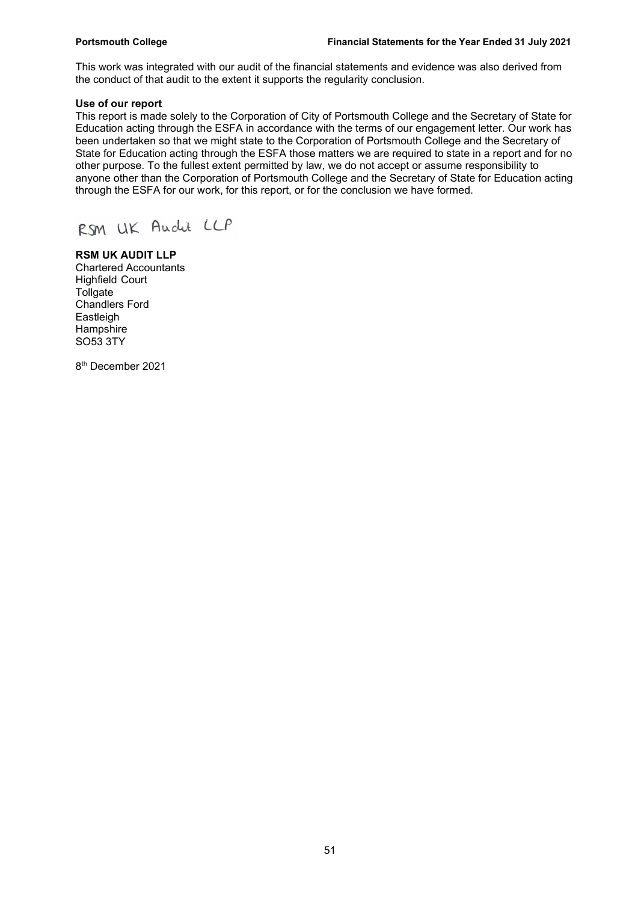This work was integrated with our audit of the financial statements and evidence was also derived from the conduct of that audit to the extent it supports the regularity conclusion.

**Use of our report**

This report is made solely to the Corporation of City of Portsmouth College and the Secretary of State for Education acting through the ESFA in accordance with the terms of our engagement letter. Our work has been undertaken so that we might state to the Corporation of Portsmouth College and the Secretary of State for Education acting through the ESFA those matters we are required to state in a report and for no other purpose. To the fullest extent permitted by law, we do not accept or assume responsibility to anyone other than the Corporation of Portsmouth College and the Secretary of State for Education acting through the ESFA for our work, for this report, or for the conclusion we have formed.

RSM UK Audit LLP

**RSM UK AUDIT LLP**
Chartered Accountants
Highfield Court
Tollgate
Chandlers Ford
Eastleigh
Hampshire
SO53 3TY

8th December 2021